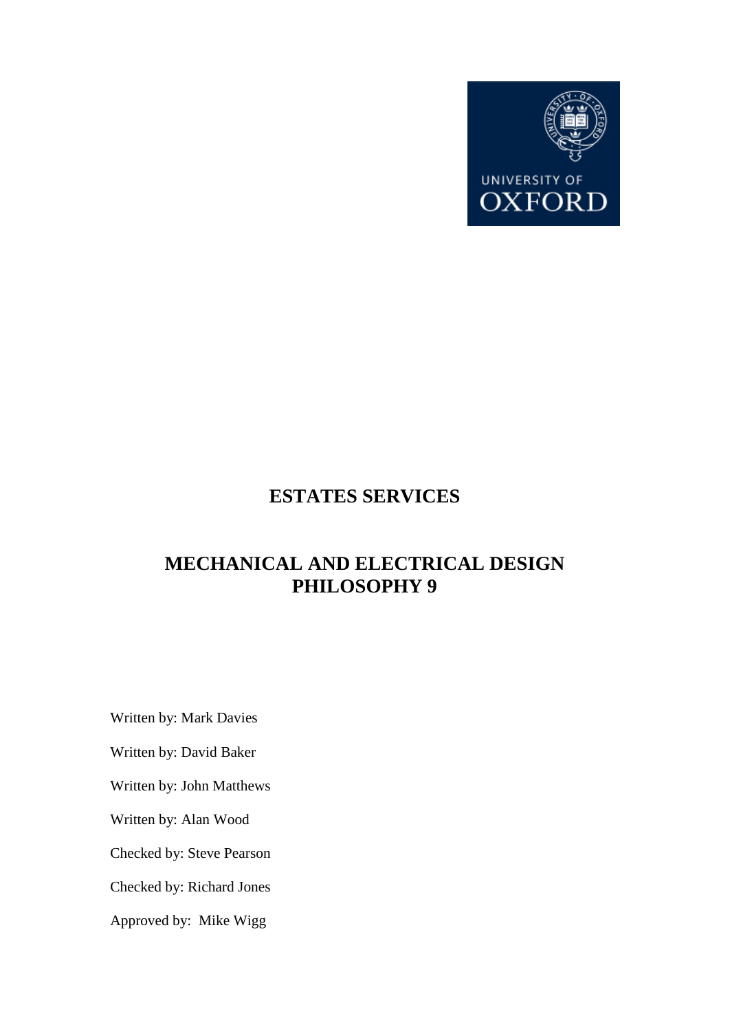UNIVERSITY OF OXFORD

# ESTATES SERVICES

# MECHANICAL AND ELECTRICAL DESIGN PHILOSOPHY 9

Written by: Mark Davies

Written by: David Baker

Written by: John Matthews

Written by: Alan Wood

Checked by: Steve Pearson

Checked by: Richard Jones

Approved by: Mike Wigg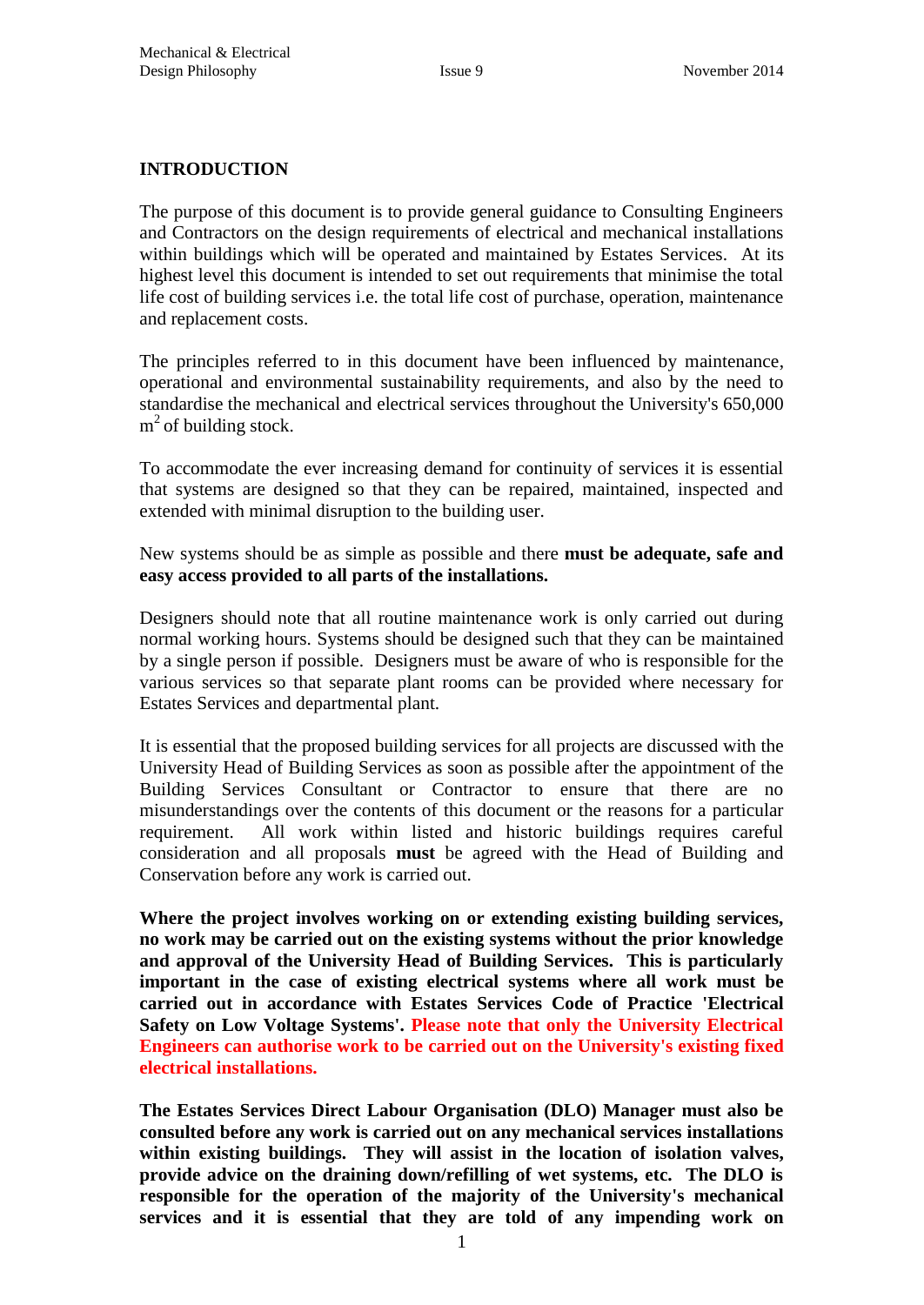## INTRODUCTION

The purpose of this document is to provide general guidance to Consulting Engineers and Contractors on the design requirements of electrical and mechanical installations within buildings which will be operated and maintained by Estates Services. At its highest level this document is intended to set out requirements that minimise the total life cost of building services i.e. the total life cost of purchase, operation, maintenance and replacement costs.

The principles referred to in this document have been influenced by maintenance, operational and environmental sustainability requirements, and also by the need to standardise the mechanical and electrical services throughout the University's 650,000 $m^2$ of building stock.

To accommodate the ever increasing demand for continuity of services it is essential that systems are designed so that they can be repaired, maintained, inspected and extended with minimal disruption to the building user.

New systems should be as simple as possible and there **must be adequate, safe and easy access provided to all parts of the installations.**

Designers should note that all routine maintenance work is only carried out during normal working hours. Systems should be designed such that they can be maintained by a single person if possible. Designers must be aware of who is responsible for the various services so that separate plant rooms can be provided where necessary for Estates Services and departmental plant.

It is essential that the proposed building services for all projects are discussed with the University Head of Building Services as soon as possible after the appointment of the Building Services Consultant or Contractor to ensure that there are no misunderstandings over the contents of this document or the reasons for a particular requirement. All work within listed and historic buildings requires careful consideration and all proposals **must** be agreed with the Head of Building and Conservation before any work is carried out.

**Where the project involves working on or extending existing building services, no work may be carried out on the existing systems without the prior knowledge and approval of the University Head of Building Services. This is particularly important in the case of existing electrical systems where all work must be carried out in accordance with Estates Services Code of Practice 'Electrical Safety on Low Voltage Systems'. Please note that only the University Electrical Engineers can authorise work to be carried out on the University's existing fixed electrical installations.**

**The Estates Services Direct Labour Organisation (DLO) Manager must also be consulted before any work is carried out on any mechanical services installations within existing buildings. They will assist in the location of isolation valves, provide advice on the draining down/refilling of wet systems, etc. The DLO is responsible for the operation of the majority of the University's mechanical services and it is essential that they are told of any impending work on**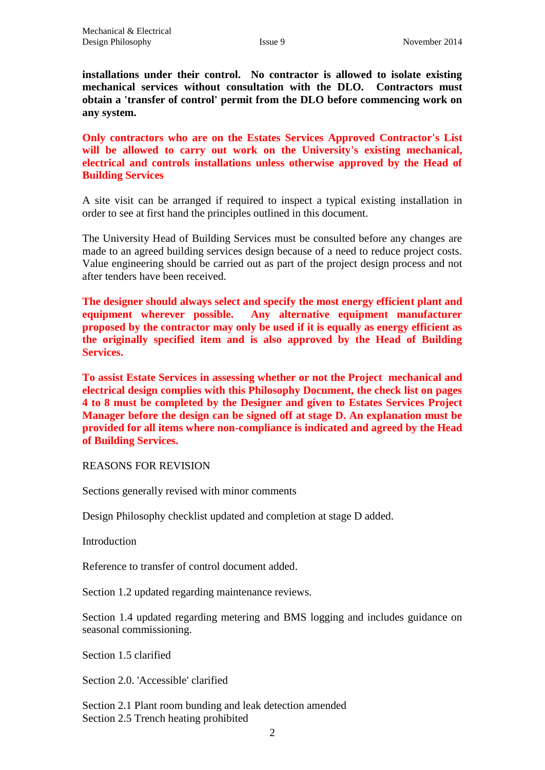**installations under their control. No contractor is allowed to isolate existing mechanical services without consultation with the DLO. Contractors must obtain a 'transfer of control' permit from the DLO before commencing work on any system.**

**Only contractors who are on the Estates Services Approved Contractor's List will be allowed to carry out work on the University's existing mechanical, electrical and controls installations unless otherwise approved by the Head of Building Services**

A site visit can be arranged if required to inspect a typical existing installation in order to see at first hand the principles outlined in this document.

The University Head of Building Services must be consulted before any changes are made to an agreed building services design because of a need to reduce project costs. Value engineering should be carried out as part of the project design process and not after tenders have been received.

**The designer should always select and specify the most energy efficient plant and equipment wherever possible. Any alternative equipment manufacturer proposed by the contractor may only be used if it is equally as energy efficient as the originally specified item and is also approved by the Head of Building Services.**

**To assist Estate Services in assessing whether or not the Project mechanical and electrical design complies with this Philosophy Document, the check list on pages 4 to 8 must be completed by the Designer and given to Estates Services Project Manager before the design can be signed off at stage D. An explanation must be provided for all items where non-compliance is indicated and agreed by the Head of Building Services.**

REASONS FOR REVISION

Sections generally revised with minor comments

Design Philosophy checklist updated and completion at stage D added.

Introduction

Reference to transfer of control document added.

Section 1.2 updated regarding maintenance reviews.

Section 1.4 updated regarding metering and BMS logging and includes guidance on seasonal commissioning.

Section 1.5 clarified

Section 2.0. 'Accessible' clarified

Section 2.1 Plant room bunding and leak detection amended
Section 2.5 Trench heating prohibited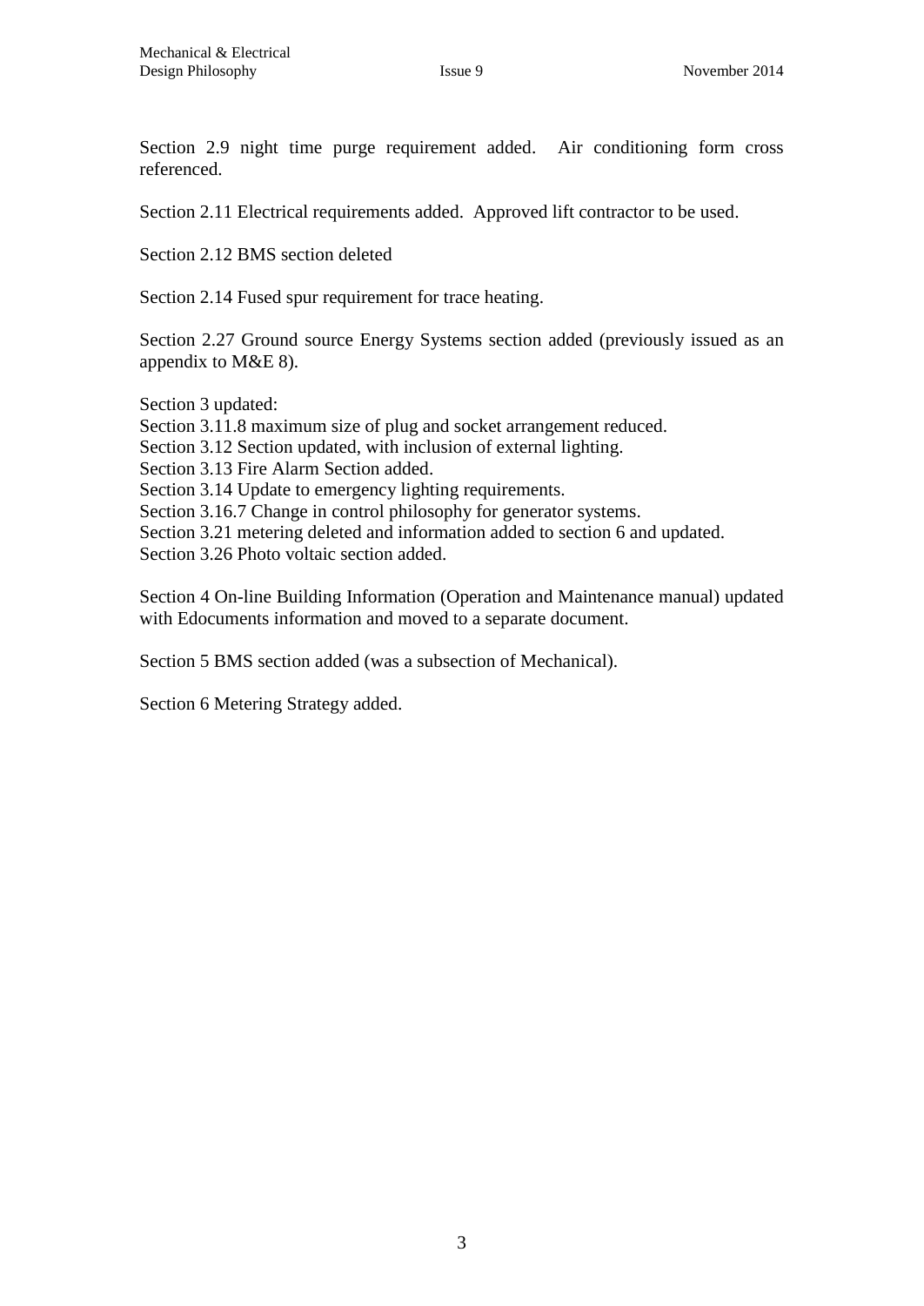Section 2.9 night time purge requirement added. Air conditioning form cross referenced.

Section 2.11 Electrical requirements added. Approved lift contractor to be used.

Section 2.12 BMS section deleted

Section 2.14 Fused spur requirement for trace heating.

Section 2.27 Ground source Energy Systems section added (previously issued as an appendix to M&E 8).

Section 3 updated:
Section 3.11.8 maximum size of plug and socket arrangement reduced.
Section 3.12 Section updated, with inclusion of external lighting.
Section 3.13 Fire Alarm Section added.
Section 3.14 Update to emergency lighting requirements.
Section 3.16.7 Change in control philosophy for generator systems.
Section 3.21 metering deleted and information added to section 6 and updated.
Section 3.26 Photo voltaic section added.

Section 4 On-line Building Information (Operation and Maintenance manual) updated with Edocuments information and moved to a separate document.

Section 5 BMS section added (was a subsection of Mechanical).

Section 6 Metering Strategy added.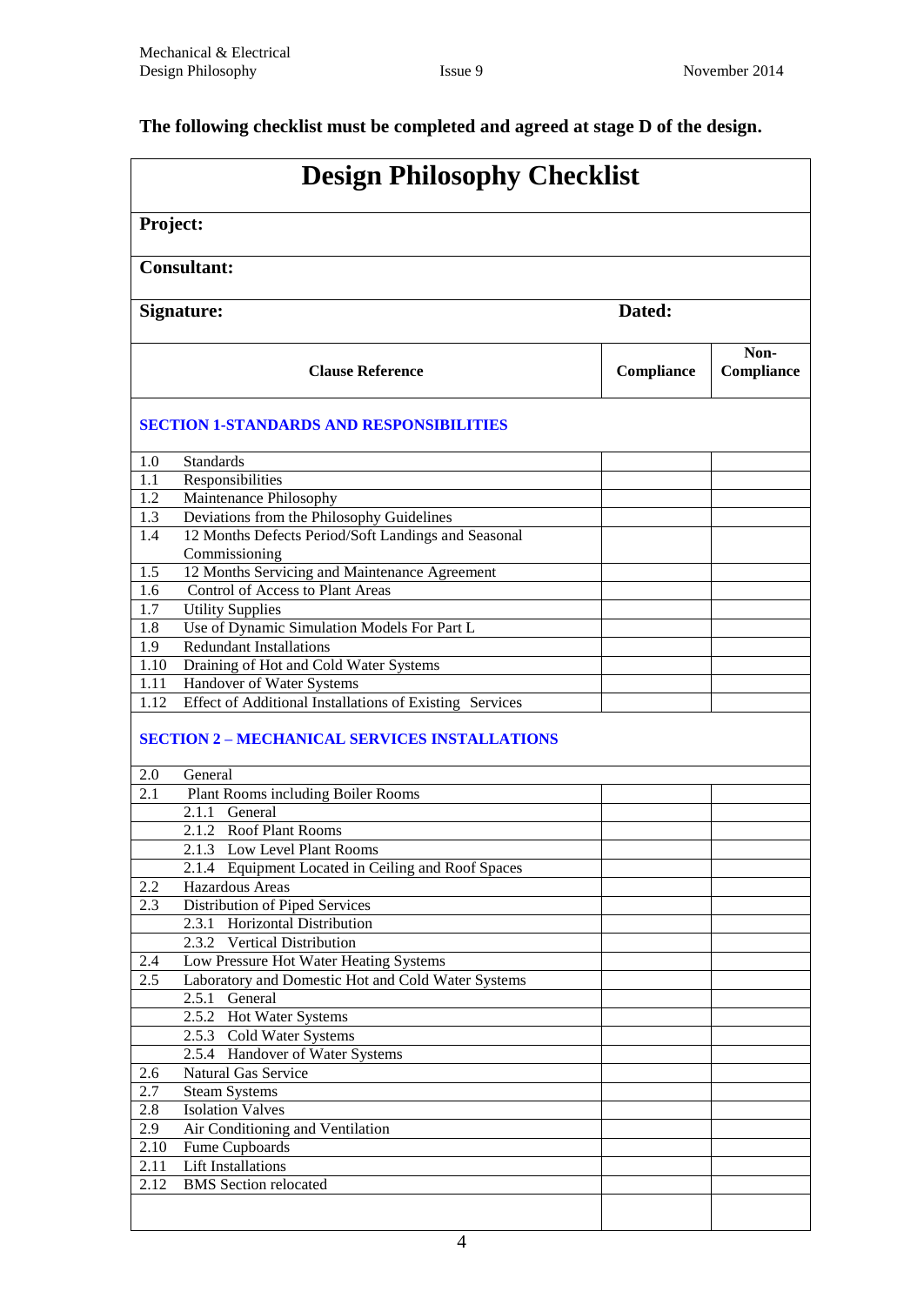**The following checklist must be completed and agreed at stage D of the design.**

# Design Philosophy Checklist

**Project:**

**Consultant:**

**Signature:** **Dated:**

| Clause Reference | | Compliance | Non-Compliance |
|---|---|---|---|
| **SECTION 1-STANDARDS AND RESPONSIBILITIES** | | | |
| 1.0 | Standards | | |
| 1.1 | Responsibilities | | |
| 1.2 | Maintenance Philosophy | | |
| 1.3 | Deviations from the Philosophy Guidelines | | |
| 1.4 | 12 Months Defects Period/Soft Landings and Seasonal Commissioning | | |
| 1.5 | 12 Months Servicing and Maintenance Agreement | | |
| 1.6 | Control of Access to Plant Areas | | |
| 1.7 | Utility Supplies | | |
| 1.8 | Use of Dynamic Simulation Models For Part L | | |
| 1.9 | Redundant Installations | | |
| 1.10 | Draining of Hot and Cold Water Systems | | |
| 1.11 | Handover of Water Systems | | |
| 1.12 | Effect of Additional Installations of Existing Services | | |
| **SECTION 2 – MECHANICAL SERVICES INSTALLATIONS** | | | |
| 2.0 | General | | |
| 2.1 | Plant Rooms including Boiler Rooms | | |
| | 2.1.1 General | | |
| | 2.1.2 Roof Plant Rooms | | |
| | 2.1.3 Low Level Plant Rooms | | |
| | 2.1.4 Equipment Located in Ceiling and Roof Spaces | | |
| 2.2 | Hazardous Areas | | |
| 2.3 | Distribution of Piped Services | | |
| | 2.3.1 Horizontal Distribution | | |
| | 2.3.2 Vertical Distribution | | |
| 2.4 | Low Pressure Hot Water Heating Systems | | |
| 2.5 | Laboratory and Domestic Hot and Cold Water Systems | | |
| | 2.5.1 General | | |
| | 2.5.2 Hot Water Systems | | |
| | 2.5.3 Cold Water Systems | | |
| | 2.5.4 Handover of Water Systems | | |
| 2.6 | Natural Gas Service | | |
| 2.7 | Steam Systems | | |
| 2.8 | Isolation Valves | | |
| 2.9 | Air Conditioning and Ventilation | | |
| 2.10 | Fume Cupboards | | |
| 2.11 | Lift Installations | | |
| 2.12 | BMS Section relocated | | |
| | | | |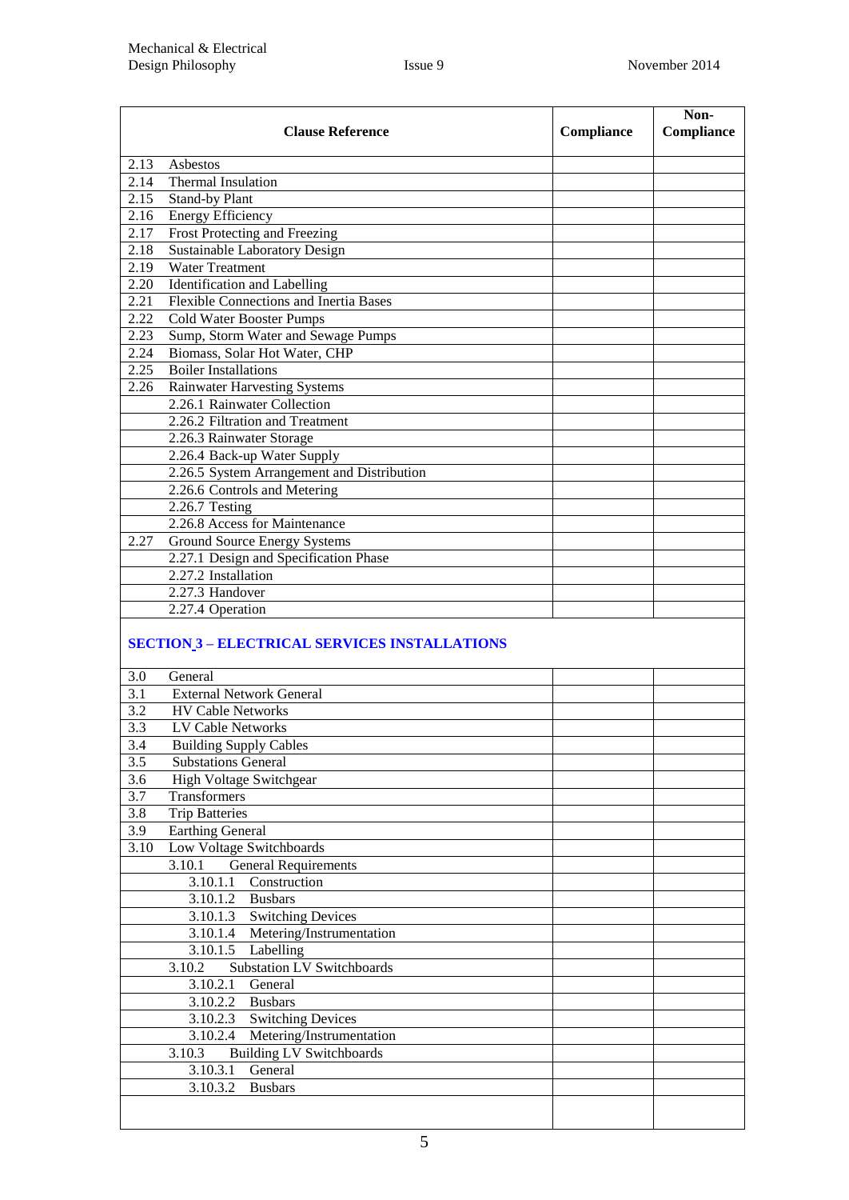| Clause Reference | | Compliance | Non-Compliance |
|---|---|---|---|
| 2.13 | Asbestos | | |
| 2.14 | Thermal Insulation | | |
| 2.15 | Stand-by Plant | | |
| 2.16 | Energy Efficiency | | |
| 2.17 | Frost Protecting and Freezing | | |
| 2.18 | Sustainable Laboratory Design | | |
| 2.19 | Water Treatment | | |
| 2.20 | Identification and Labelling | | |
| 2.21 | Flexible Connections and Inertia Bases | | |
| 2.22 | Cold Water Booster Pumps | | |
| 2.23 | Sump, Storm Water and Sewage Pumps | | |
| 2.24 | Biomass, Solar Hot Water, CHP | | |
| 2.25 | Boiler Installations | | |
| 2.26 | Rainwater Harvesting Systems | | |
| | 2.26.1 Rainwater Collection | | |
| | 2.26.2 Filtration and Treatment | | |
| | 2.26.3 Rainwater Storage | | |
| | 2.26.4 Back-up Water Supply | | |
| | 2.26.5 System Arrangement and Distribution | | |
| | 2.26.6 Controls and Metering | | |
| | 2.26.7 Testing | | |
| | 2.26.8 Access for Maintenance | | |
| 2.27 | Ground Source Energy Systems | | |
| | 2.27.1 Design and Specification Phase | | |
| | 2.27.2 Installation | | |
| | 2.27.3 Handover | | |
| | 2.27.4 Operation | | |

## SECTION 3 – ELECTRICAL SERVICES INSTALLATIONS

| Clause Reference | | Compliance | Non-Compliance |
|---|---|---|---|
| 3.0 | General | | |
| 3.1 | External Network General | | |
| 3.2 | HV Cable Networks | | |
| 3.3 | LV Cable Networks | | |
| 3.4 | Building Supply Cables | | |
| 3.5 | Substations General | | |
| 3.6 | High Voltage Switchgear | | |
| 3.7 | Transformers | | |
| 3.8 | Trip Batteries | | |
| 3.9 | Earthing General | | |
| 3.10 | Low Voltage Switchboards | | |
| | 3.10.1 General Requirements | | |
| | 3.10.1.1 Construction | | |
| | 3.10.1.2 Busbars | | |
| | 3.10.1.3 Switching Devices | | |
| | 3.10.1.4 Metering/Instrumentation | | |
| | 3.10.1.5 Labelling | | |
| | 3.10.2 Substation LV Switchboards | | |
| | 3.10.2.1 General | | |
| | 3.10.2.2 Busbars | | |
| | 3.10.2.3 Switching Devices | | |
| | 3.10.2.4 Metering/Instrumentation | | |
| | 3.10.3 Building LV Switchboards | | |
| | 3.10.3.1 General | | |
| | 3.10.3.2 Busbars | | |
| | | | |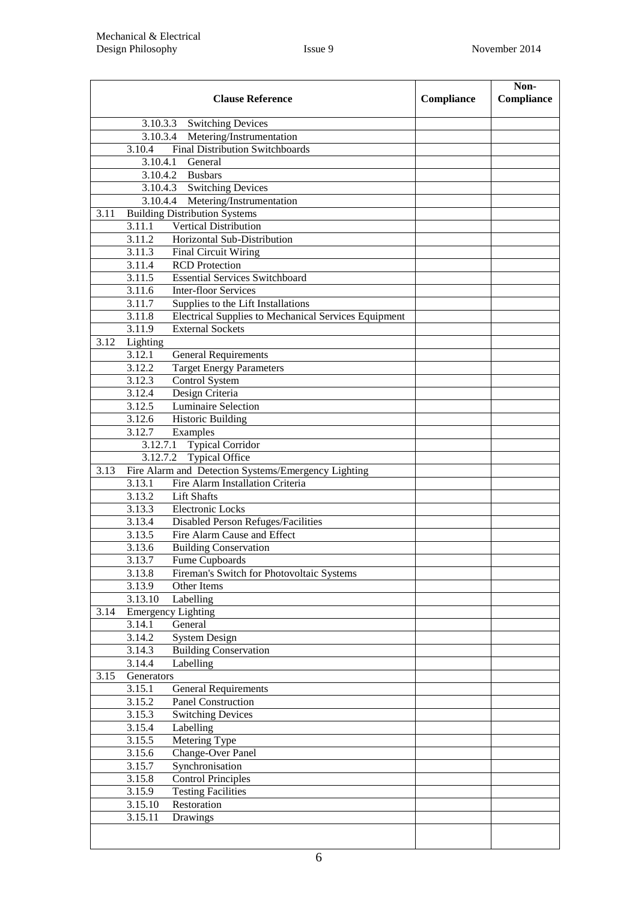| Clause Reference | Compliance | Non-Compliance |
|---|---|---|
| 3.10.3.3 Switching Devices | | |
| 3.10.3.4 Metering/Instrumentation | | |
| 3.10.4 Final Distribution Switchboards | | |
| 3.10.4.1 General | | |
| 3.10.4.2 Busbars | | |
| 3.10.4.3 Switching Devices | | |
| 3.10.4.4 Metering/Instrumentation | | |
| 3.11 Building Distribution Systems | | |
| 3.11.1 Vertical Distribution | | |
| 3.11.2 Horizontal Sub-Distribution | | |
| 3.11.3 Final Circuit Wiring | | |
| 3.11.4 RCD Protection | | |
| 3.11.5 Essential Services Switchboard | | |
| 3.11.6 Inter-floor Services | | |
| 3.11.7 Supplies to the Lift Installations | | |
| 3.11.8 Electrical Supplies to Mechanical Services Equipment | | |
| 3.11.9 External Sockets | | |
| 3.12 Lighting | | |
| 3.12.1 General Requirements | | |
| 3.12.2 Target Energy Parameters | | |
| 3.12.3 Control System | | |
| 3.12.4 Design Criteria | | |
| 3.12.5 Luminaire Selection | | |
| 3.12.6 Historic Building | | |
| 3.12.7 Examples | | |
| 3.12.7.1 Typical Corridor | | |
| 3.12.7.2 Typical Office | | |
| 3.13 Fire Alarm and Detection Systems/Emergency Lighting | | |
| 3.13.1 Fire Alarm Installation Criteria | | |
| 3.13.2 Lift Shafts | | |
| 3.13.3 Electronic Locks | | |
| 3.13.4 Disabled Person Refuges/Facilities | | |
| 3.13.5 Fire Alarm Cause and Effect | | |
| 3.13.6 Building Conservation | | |
| 3.13.7 Fume Cupboards | | |
| 3.13.8 Fireman's Switch for Photovoltaic Systems | | |
| 3.13.9 Other Items | | |
| 3.13.10 Labelling | | |
| 3.14 Emergency Lighting | | |
| 3.14.1 General | | |
| 3.14.2 System Design | | |
| 3.14.3 Building Conservation | | |
| 3.14.4 Labelling | | |
| 3.15 Generators | | |
| 3.15.1 General Requirements | | |
| 3.15.2 Panel Construction | | |
| 3.15.3 Switching Devices | | |
| 3.15.4 Labelling | | |
| 3.15.5 Metering Type | | |
| 3.15.6 Change-Over Panel | | |
| 3.15.7 Synchronisation | | |
| 3.15.8 Control Principles | | |
| 3.15.9 Testing Facilities | | |
| 3.15.10 Restoration | | |
| 3.15.11 Drawings | | |
| | | |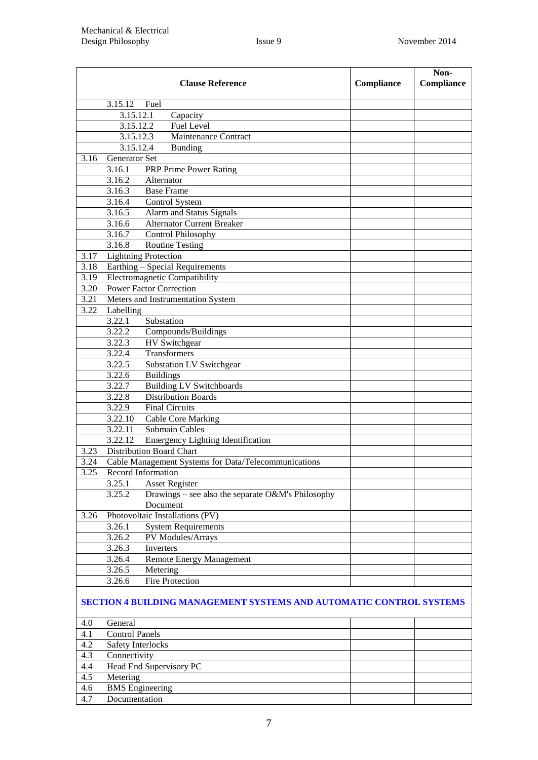| Clause Reference | Compliance | Non-Compliance |
|---|---|---|
| 3.15.12 Fuel | | |
| 3.15.12.1 Capacity | | |
| 3.15.12.2 Fuel Level | | |
| 3.15.12.3 Maintenance Contract | | |
| 3.15.12.4 Bunding | | |
| 3.16 Generator Set | | |
| 3.16.1 PRP Prime Power Rating | | |
| 3.16.2 Alternator | | |
| 3.16.3 Base Frame | | |
| 3.16.4 Control System | | |
| 3.16.5 Alarm and Status Signals | | |
| 3.16.6 Alternator Current Breaker | | |
| 3.16.7 Control Philosophy | | |
| 3.16.8 Routine Testing | | |
| 3.17 Lightning Protection | | |
| 3.18 Earthing – Special Requirements | | |
| 3.19 Electromagnetic Compatibility | | |
| 3.20 Power Factor Correction | | |
| 3.21 Meters and Instrumentation System | | |
| 3.22 Labelling | | |
| 3.22.1 Substation | | |
| 3.22.2 Compounds/Buildings | | |
| 3.22.3 HV Switchgear | | |
| 3.22.4 Transformers | | |
| 3.22.5 Substation LV Switchgear | | |
| 3.22.6 Buildings | | |
| 3.22.7 Building LV Switchboards | | |
| 3.22.8 Distribution Boards | | |
| 3.22.9 Final Circuits | | |
| 3.22.10 Cable Core Marking | | |
| 3.22.11 Submain Cables | | |
| 3.22.12 Emergency Lighting Identification | | |
| 3.23 Distribution Board Chart | | |
| 3.24 Cable Management Systems for Data/Telecommunications | | |
| 3.25 Record Information | | |
| 3.25.1 Asset Register | | |
| 3.25.2 Drawings – see also the separate O&M's Philosophy Document | | |
| 3.26 Photovoltaic Installations (PV) | | |
| 3.26.1 System Requirements | | |
| 3.26.2 PV Modules/Arrays | | |
| 3.26.3 Inverters | | |
| 3.26.4 Remote Energy Management | | |
| 3.26.5 Metering | | |
| 3.26.6 Fire Protection | | |

**SECTION 4 BUILDING MANAGEMENT SYSTEMS AND AUTOMATIC CONTROL SYSTEMS**

| Clause Reference | Compliance | Non-Compliance |
|---|---|---|
| 4.0 General | | |
| 4.1 Control Panels | | |
| 4.2 Safety Interlocks | | |
| 4.3 Connectivity | | |
| 4.4 Head End Supervisory PC | | |
| 4.5 Metering | | |
| 4.6 BMS Engineering | | |
| 4.7 Documentation | | |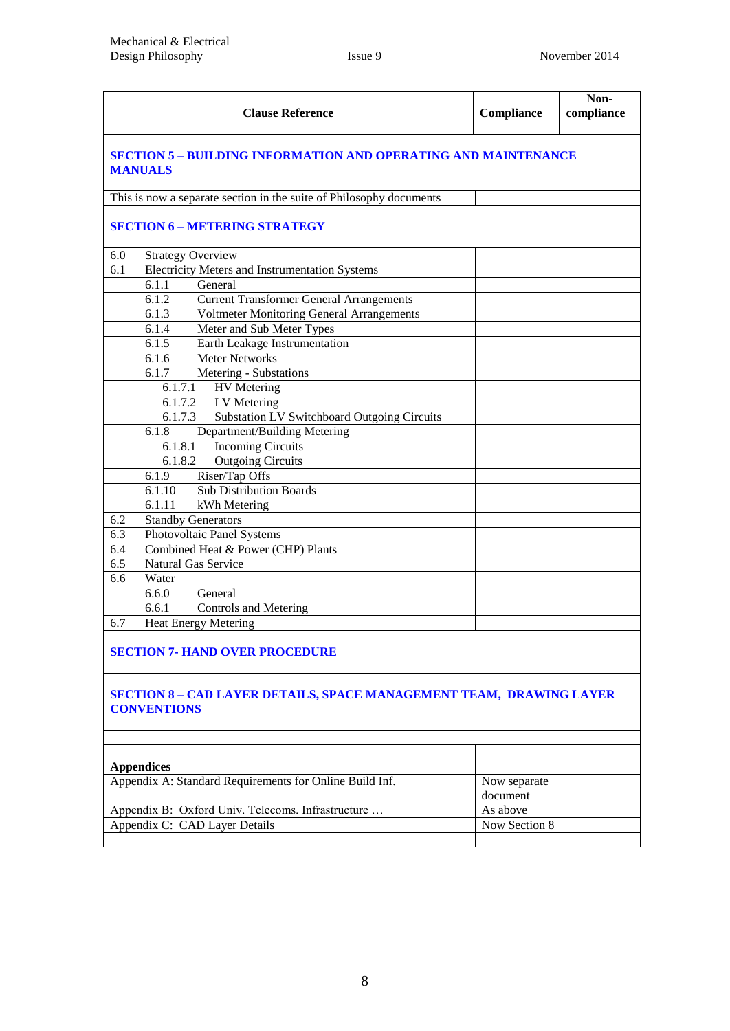| Clause Reference | Compliance | Non-compliance |
|---|---|---|
| **SECTION 5 – BUILDING INFORMATION AND OPERATING AND MAINTENANCE MANUALS** | | |
| This is now a separate section in the suite of Philosophy documents | | |
| **SECTION 6 – METERING STRATEGY** | | |
| 6.0 Strategy Overview | | |
| 6.1 Electricity Meters and Instrumentation Systems | | |
| 6.1.1 General | | |
| 6.1.2 Current Transformer General Arrangements | | |
| 6.1.3 Voltmeter Monitoring General Arrangements | | |
| 6.1.4 Meter and Sub Meter Types | | |
| 6.1.5 Earth Leakage Instrumentation | | |
| 6.1.6 Meter Networks | | |
| 6.1.7 Metering - Substations | | |
| 6.1.7.1 HV Metering | | |
| 6.1.7.2 LV Metering | | |
| 6.1.7.3 Substation LV Switchboard Outgoing Circuits | | |
| 6.1.8 Department/Building Metering | | |
| 6.1.8.1 Incoming Circuits | | |
| 6.1.8.2 Outgoing Circuits | | |
| 6.1.9 Riser/Tap Offs | | |
| 6.1.10 Sub Distribution Boards | | |
| 6.1.11 kWh Metering | | |
| 6.2 Standby Generators | | |
| 6.3 Photovoltaic Panel Systems | | |
| 6.4 Combined Heat & Power (CHP) Plants | | |
| 6.5 Natural Gas Service | | |
| 6.6 Water | | |
| 6.6.0 General | | |
| 6.6.1 Controls and Metering | | |
| 6.7 Heat Energy Metering | | |
| **SECTION 7- HAND OVER PROCEDURE** | | |
| **SECTION 8 – CAD LAYER DETAILS, SPACE MANAGEMENT TEAM, DRAWING LAYER CONVENTIONS** | | |
| | | |
| | | |
| **Appendices** | | |
| Appendix A: Standard Requirements for Online Build Inf. | Now separate document | |
| Appendix B: Oxford Univ. Telecoms. Infrastructure … | As above | |
| Appendix C: CAD Layer Details | Now Section 8 | |
| | | |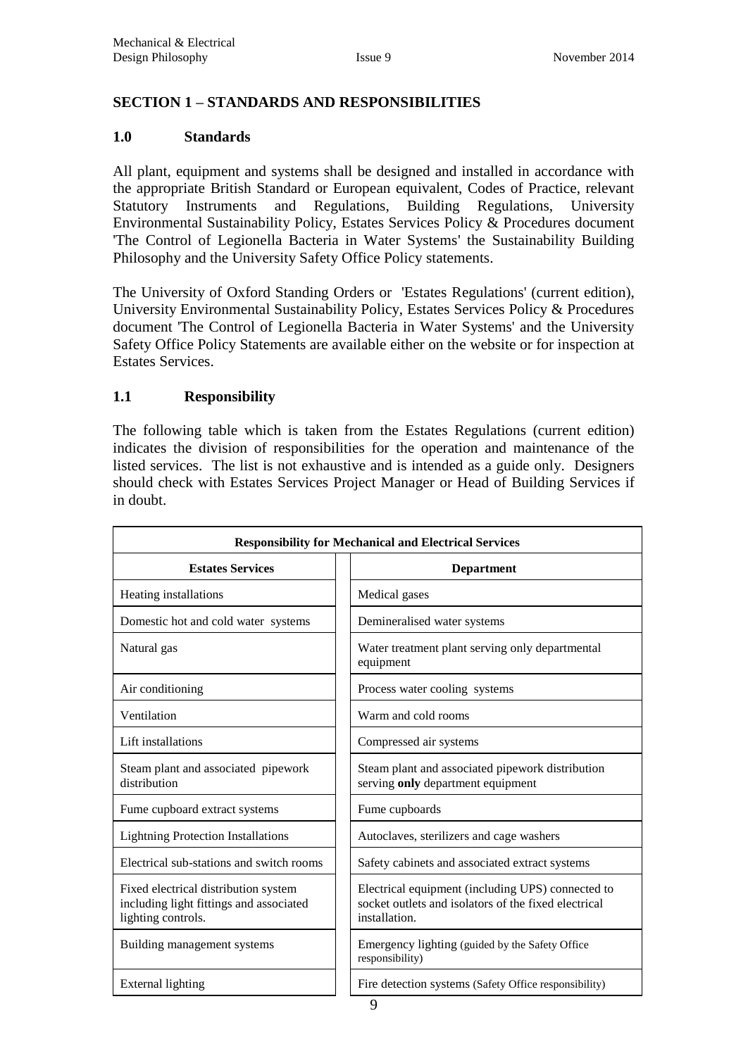## SECTION 1 – STANDARDS AND RESPONSIBILITIES

### 1.0 Standards

All plant, equipment and systems shall be designed and installed in accordance with the appropriate British Standard or European equivalent, Codes of Practice, relevant Statutory Instruments and Regulations, Building Regulations, University Environmental Sustainability Policy, Estates Services Policy & Procedures document 'The Control of Legionella Bacteria in Water Systems' the Sustainability Building Philosophy and the University Safety Office Policy statements.

The University of Oxford Standing Orders or 'Estates Regulations' (current edition), University Environmental Sustainability Policy, Estates Services Policy & Procedures document 'The Control of Legionella Bacteria in Water Systems' and the University Safety Office Policy Statements are available either on the website or for inspection at Estates Services.

### 1.1 Responsibility

The following table which is taken from the Estates Regulations (current edition) indicates the division of responsibilities for the operation and maintenance of the listed services. The list is not exhaustive and is intended as a guide only. Designers should check with Estates Services Project Manager or Head of Building Services if in doubt.

**Responsibility for Mechanical and Electrical Services**

| Estates Services | Department |
|---|---|
| Heating installations | Medical gases |
| Domestic hot and cold water systems | Demineralised water systems |
| Natural gas | Water treatment plant serving only departmental equipment |
| Air conditioning | Process water cooling systems |
| Ventilation | Warm and cold rooms |
| Lift installations | Compressed air systems |
| Steam plant and associated pipework distribution | Steam plant and associated pipework distribution serving **only** department equipment |
| Fume cupboard extract systems | Fume cupboards |
| Lightning Protection Installations | Autoclaves, sterilizers and cage washers |
| Electrical sub-stations and switch rooms | Safety cabinets and associated extract systems |
| Fixed electrical distribution system including light fittings and associated lighting controls. | Electrical equipment (including UPS) connected to socket outlets and isolators of the fixed electrical installation. |
| Building management systems | Emergency lighting (guided by the Safety Office responsibility) |
| External lighting | Fire detection systems (Safety Office responsibility) |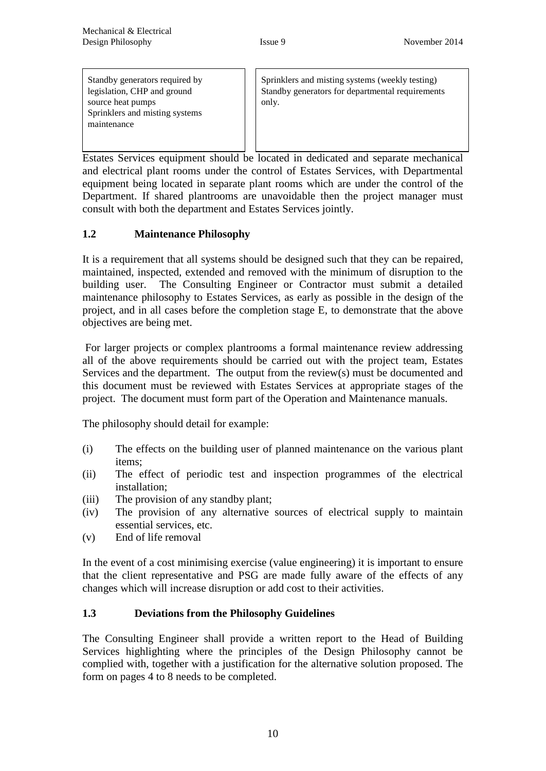| Standby generators required by legislation, CHP and ground source heat pumps<br>Sprinklers and misting systems maintenance | Sprinklers and misting systems (weekly testing)<br>Standby generators for departmental requirements only. |
|---|---|

Estates Services equipment should be located in dedicated and separate mechanical and electrical plant rooms under the control of Estates Services, with Departmental equipment being located in separate plant rooms which are under the control of the Department. If shared plantrooms are unavoidable then the project manager must consult with both the department and Estates Services jointly.

## 1.2 Maintenance Philosophy

It is a requirement that all systems should be designed such that they can be repaired, maintained, inspected, extended and removed with the minimum of disruption to the building user. The Consulting Engineer or Contractor must submit a detailed maintenance philosophy to Estates Services, as early as possible in the design of the project, and in all cases before the completion stage E, to demonstrate that the above objectives are being met.

For larger projects or complex plantrooms a formal maintenance review addressing all of the above requirements should be carried out with the project team, Estates Services and the department. The output from the review(s) must be documented and this document must be reviewed with Estates Services at appropriate stages of the project. The document must form part of the Operation and Maintenance manuals.

The philosophy should detail for example:

(i) The effects on the building user of planned maintenance on the various plant items;
(ii) The effect of periodic test and inspection programmes of the electrical installation;
(iii) The provision of any standby plant;
(iv) The provision of any alternative sources of electrical supply to maintain essential services, etc.
(v) End of life removal

In the event of a cost minimising exercise (value engineering) it is important to ensure that the client representative and PSG are made fully aware of the effects of any changes which will increase disruption or add cost to their activities.

## 1.3 Deviations from the Philosophy Guidelines

The Consulting Engineer shall provide a written report to the Head of Building Services highlighting where the principles of the Design Philosophy cannot be complied with, together with a justification for the alternative solution proposed. The form on pages 4 to 8 needs to be completed.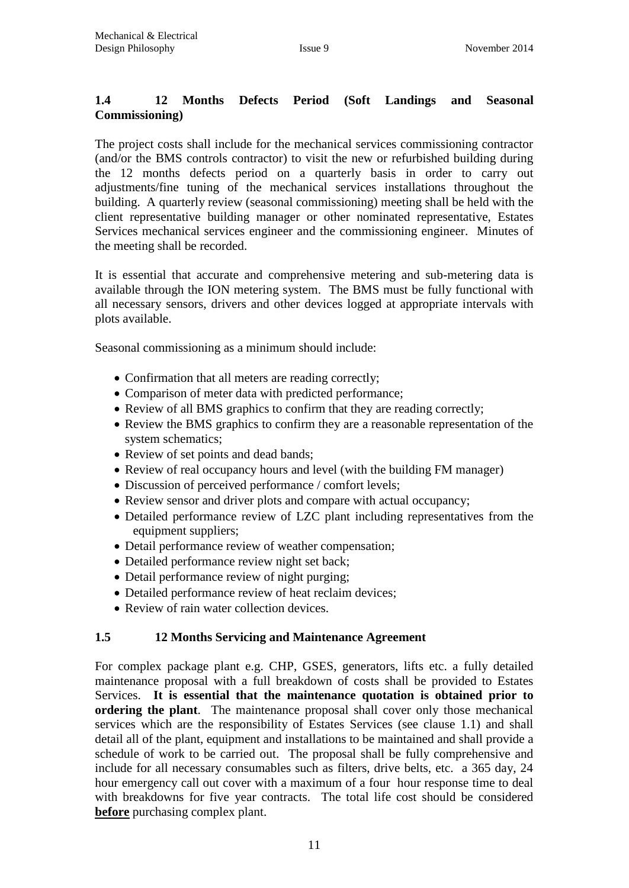## 1.4 12 Months Defects Period (Soft Landings and Seasonal Commissioning)

The project costs shall include for the mechanical services commissioning contractor (and/or the BMS controls contractor) to visit the new or refurbished building during the 12 months defects period on a quarterly basis in order to carry out adjustments/fine tuning of the mechanical services installations throughout the building. A quarterly review (seasonal commissioning) meeting shall be held with the client representative building manager or other nominated representative, Estates Services mechanical services engineer and the commissioning engineer. Minutes of the meeting shall be recorded.

It is essential that accurate and comprehensive metering and sub-metering data is available through the ION metering system. The BMS must be fully functional with all necessary sensors, drivers and other devices logged at appropriate intervals with plots available.

Seasonal commissioning as a minimum should include:

- Confirmation that all meters are reading correctly;
- Comparison of meter data with predicted performance;
- Review of all BMS graphics to confirm that they are reading correctly;
- Review the BMS graphics to confirm they are a reasonable representation of the system schematics;
- Review of set points and dead bands;
- Review of real occupancy hours and level (with the building FM manager)
- Discussion of perceived performance / comfort levels;
- Review sensor and driver plots and compare with actual occupancy;
- Detailed performance review of LZC plant including representatives from the equipment suppliers;
- Detail performance review of weather compensation;
- Detailed performance review night set back;
- Detail performance review of night purging;
- Detailed performance review of heat reclaim devices;
- Review of rain water collection devices.

## 1.5 12 Months Servicing and Maintenance Agreement

For complex package plant e.g. CHP, GSES, generators, lifts etc. a fully detailed maintenance proposal with a full breakdown of costs shall be provided to Estates Services. **It is essential that the maintenance quotation is obtained prior to ordering the plant**. The maintenance proposal shall cover only those mechanical services which are the responsibility of Estates Services (see clause 1.1) and shall detail all of the plant, equipment and installations to be maintained and shall provide a schedule of work to be carried out. The proposal shall be fully comprehensive and include for all necessary consumables such as filters, drive belts, etc. a 365 day, 24 hour emergency call out cover with a maximum of a four hour response time to deal with breakdowns for five year contracts. The total life cost should be considered **before** purchasing complex plant.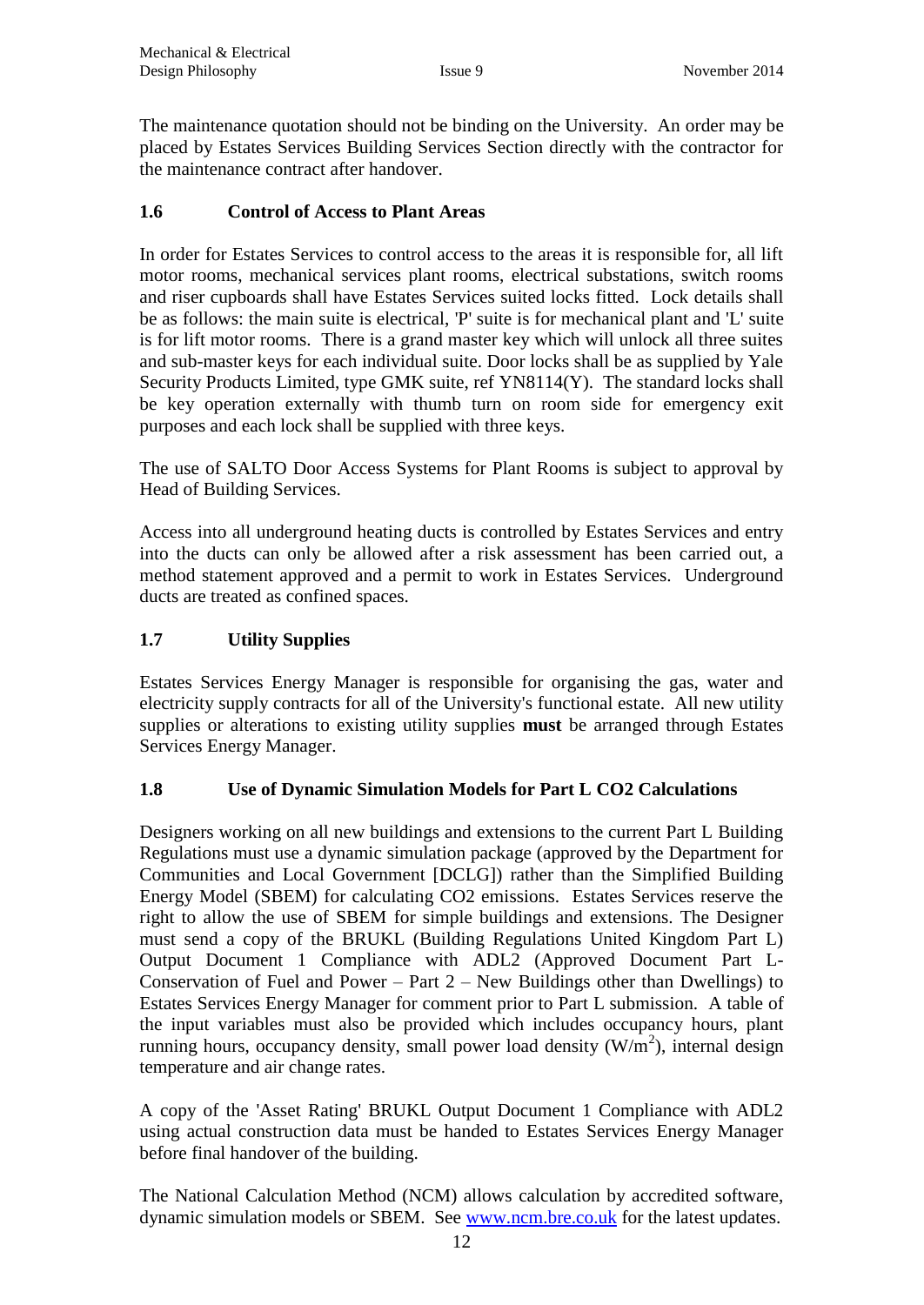The maintenance quotation should not be binding on the University. An order may be placed by Estates Services Building Services Section directly with the contractor for the maintenance contract after handover.

## 1.6 Control of Access to Plant Areas

In order for Estates Services to control access to the areas it is responsible for, all lift motor rooms, mechanical services plant rooms, electrical substations, switch rooms and riser cupboards shall have Estates Services suited locks fitted. Lock details shall be as follows: the main suite is electrical, 'P' suite is for mechanical plant and 'L' suite is for lift motor rooms. There is a grand master key which will unlock all three suites and sub-master keys for each individual suite. Door locks shall be as supplied by Yale Security Products Limited, type GMK suite, ref YN8114(Y). The standard locks shall be key operation externally with thumb turn on room side for emergency exit purposes and each lock shall be supplied with three keys.

The use of SALTO Door Access Systems for Plant Rooms is subject to approval by Head of Building Services.

Access into all underground heating ducts is controlled by Estates Services and entry into the ducts can only be allowed after a risk assessment has been carried out, a method statement approved and a permit to work in Estates Services. Underground ducts are treated as confined spaces.

## 1.7 Utility Supplies

Estates Services Energy Manager is responsible for organising the gas, water and electricity supply contracts for all of the University's functional estate. All new utility supplies or alterations to existing utility supplies **must** be arranged through Estates Services Energy Manager.

## 1.8 Use of Dynamic Simulation Models for Part L CO2 Calculations

Designers working on all new buildings and extensions to the current Part L Building Regulations must use a dynamic simulation package (approved by the Department for Communities and Local Government [DCLG]) rather than the Simplified Building Energy Model (SBEM) for calculating CO2 emissions. Estates Services reserve the right to allow the use of SBEM for simple buildings and extensions. The Designer must send a copy of the BRUKL (Building Regulations United Kingdom Part L) Output Document 1 Compliance with ADL2 (Approved Document Part L-Conservation of Fuel and Power – Part 2 – New Buildings other than Dwellings) to Estates Services Energy Manager for comment prior to Part L submission. A table of the input variables must also be provided which includes occupancy hours, plant running hours, occupancy density, small power load density ($W/m^2$), internal design temperature and air change rates.

A copy of the 'Asset Rating' BRUKL Output Document 1 Compliance with ADL2 using actual construction data must be handed to Estates Services Energy Manager before final handover of the building.

The National Calculation Method (NCM) allows calculation by accredited software, dynamic simulation models or SBEM. See www.ncm.bre.co.uk for the latest updates.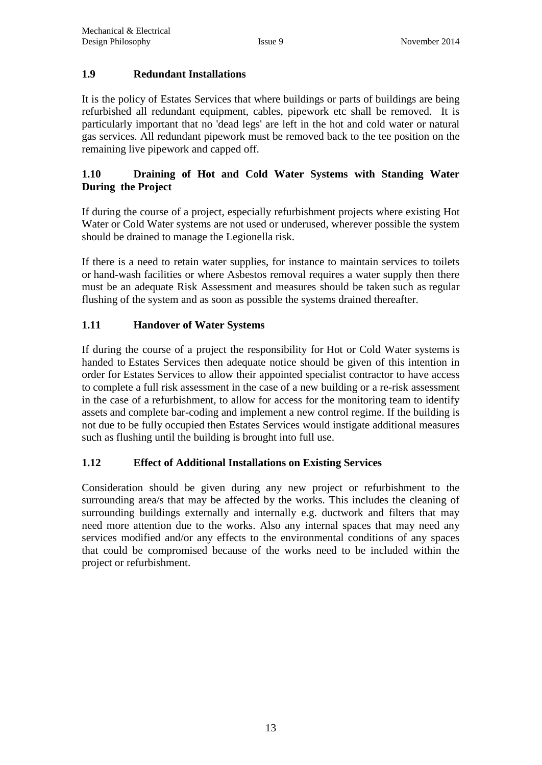## 1.9 Redundant Installations

It is the policy of Estates Services that where buildings or parts of buildings are being refurbished all redundant equipment, cables, pipework etc shall be removed. It is particularly important that no 'dead legs' are left in the hot and cold water or natural gas services. All redundant pipework must be removed back to the tee position on the remaining live pipework and capped off.

## 1.10 Draining of Hot and Cold Water Systems with Standing Water During the Project

If during the course of a project, especially refurbishment projects where existing Hot Water or Cold Water systems are not used or underused, wherever possible the system should be drained to manage the Legionella risk.

If there is a need to retain water supplies, for instance to maintain services to toilets or hand-wash facilities or where Asbestos removal requires a water supply then there must be an adequate Risk Assessment and measures should be taken such as regular flushing of the system and as soon as possible the systems drained thereafter.

## 1.11 Handover of Water Systems

If during the course of a project the responsibility for Hot or Cold Water systems is handed to Estates Services then adequate notice should be given of this intention in order for Estates Services to allow their appointed specialist contractor to have access to complete a full risk assessment in the case of a new building or a re-risk assessment in the case of a refurbishment, to allow for access for the monitoring team to identify assets and complete bar-coding and implement a new control regime. If the building is not due to be fully occupied then Estates Services would instigate additional measures such as flushing until the building is brought into full use.

## 1.12 Effect of Additional Installations on Existing Services

Consideration should be given during any new project or refurbishment to the surrounding area/s that may be affected by the works. This includes the cleaning of surrounding buildings externally and internally e.g. ductwork and filters that may need more attention due to the works. Also any internal spaces that may need any services modified and/or any effects to the environmental conditions of any spaces that could be compromised because of the works need to be included within the project or refurbishment.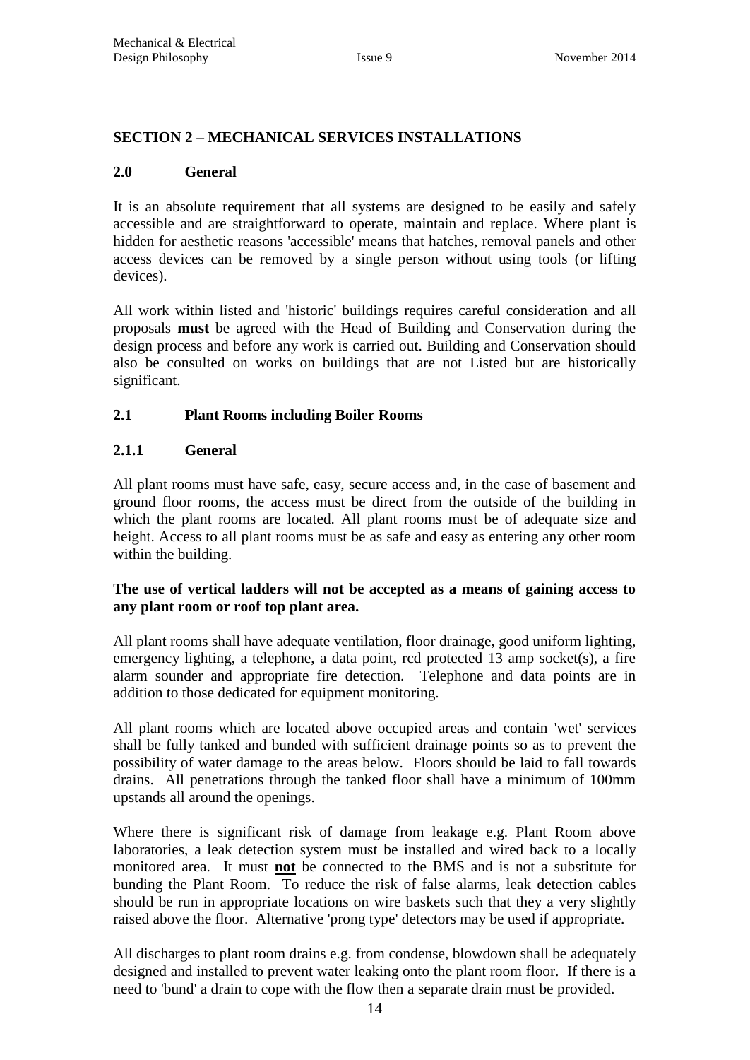## SECTION 2 – MECHANICAL SERVICES INSTALLATIONS

### 2.0 General

It is an absolute requirement that all systems are designed to be easily and safely accessible and are straightforward to operate, maintain and replace. Where plant is hidden for aesthetic reasons 'accessible' means that hatches, removal panels and other access devices can be removed by a single person without using tools (or lifting devices).

All work within listed and 'historic' buildings requires careful consideration and all proposals **must** be agreed with the Head of Building and Conservation during the design process and before any work is carried out. Building and Conservation should also be consulted on works on buildings that are not Listed but are historically significant.

### 2.1 Plant Rooms including Boiler Rooms

#### 2.1.1 General

All plant rooms must have safe, easy, secure access and, in the case of basement and ground floor rooms, the access must be direct from the outside of the building in which the plant rooms are located. All plant rooms must be of adequate size and height. Access to all plant rooms must be as safe and easy as entering any other room within the building.

**The use of vertical ladders will not be accepted as a means of gaining access to any plant room or roof top plant area.**

All plant rooms shall have adequate ventilation, floor drainage, good uniform lighting, emergency lighting, a telephone, a data point, rcd protected 13 amp socket(s), a fire alarm sounder and appropriate fire detection. Telephone and data points are in addition to those dedicated for equipment monitoring.

All plant rooms which are located above occupied areas and contain 'wet' services shall be fully tanked and bunded with sufficient drainage points so as to prevent the possibility of water damage to the areas below. Floors should be laid to fall towards drains. All penetrations through the tanked floor shall have a minimum of 100mm upstands all around the openings.

Where there is significant risk of damage from leakage e.g. Plant Room above laboratories, a leak detection system must be installed and wired back to a locally monitored area. It must **<u>not</u>** be connected to the BMS and is not a substitute for bunding the Plant Room. To reduce the risk of false alarms, leak detection cables should be run in appropriate locations on wire baskets such that they a very slightly raised above the floor. Alternative 'prong type' detectors may be used if appropriate.

All discharges to plant room drains e.g. from condense, blowdown shall be adequately designed and installed to prevent water leaking onto the plant room floor. If there is a need to 'bund' a drain to cope with the flow then a separate drain must be provided.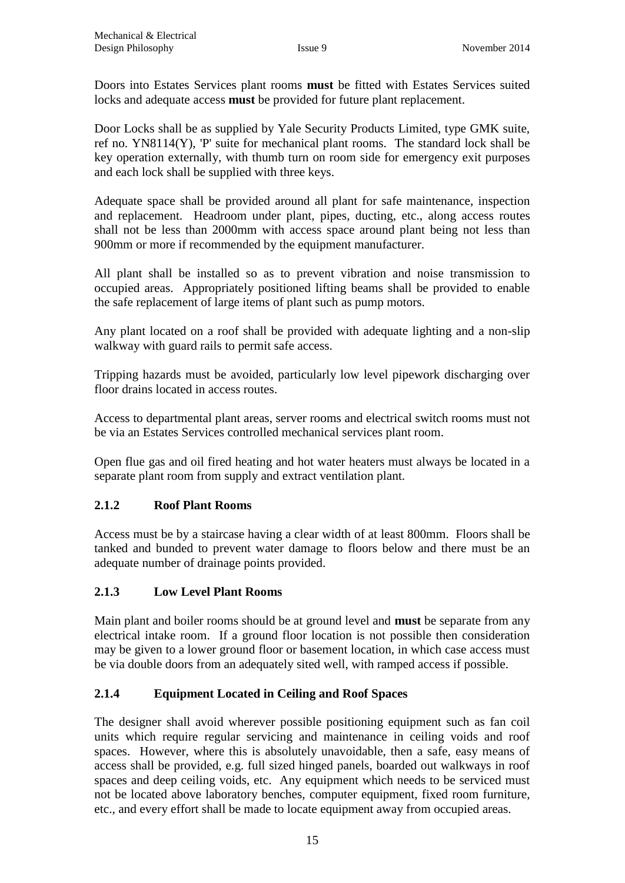Doors into Estates Services plant rooms **must** be fitted with Estates Services suited locks and adequate access **must** be provided for future plant replacement.

Door Locks shall be as supplied by Yale Security Products Limited, type GMK suite, ref no. YN8114(Y), 'P' suite for mechanical plant rooms. The standard lock shall be key operation externally, with thumb turn on room side for emergency exit purposes and each lock shall be supplied with three keys.

Adequate space shall be provided around all plant for safe maintenance, inspection and replacement. Headroom under plant, pipes, ducting, etc., along access routes shall not be less than 2000mm with access space around plant being not less than 900mm or more if recommended by the equipment manufacturer.

All plant shall be installed so as to prevent vibration and noise transmission to occupied areas. Appropriately positioned lifting beams shall be provided to enable the safe replacement of large items of plant such as pump motors.

Any plant located on a roof shall be provided with adequate lighting and a non-slip walkway with guard rails to permit safe access.

Tripping hazards must be avoided, particularly low level pipework discharging over floor drains located in access routes.

Access to departmental plant areas, server rooms and electrical switch rooms must not be via an Estates Services controlled mechanical services plant room.

Open flue gas and oil fired heating and hot water heaters must always be located in a separate plant room from supply and extract ventilation plant.

### 2.1.2 Roof Plant Rooms

Access must be by a staircase having a clear width of at least 800mm. Floors shall be tanked and bunded to prevent water damage to floors below and there must be an adequate number of drainage points provided.

### 2.1.3 Low Level Plant Rooms

Main plant and boiler rooms should be at ground level and **must** be separate from any electrical intake room. If a ground floor location is not possible then consideration may be given to a lower ground floor or basement location, in which case access must be via double doors from an adequately sited well, with ramped access if possible.

### 2.1.4 Equipment Located in Ceiling and Roof Spaces

The designer shall avoid wherever possible positioning equipment such as fan coil units which require regular servicing and maintenance in ceiling voids and roof spaces. However, where this is absolutely unavoidable, then a safe, easy means of access shall be provided, e.g. full sized hinged panels, boarded out walkways in roof spaces and deep ceiling voids, etc. Any equipment which needs to be serviced must not be located above laboratory benches, computer equipment, fixed room furniture, etc., and every effort shall be made to locate equipment away from occupied areas.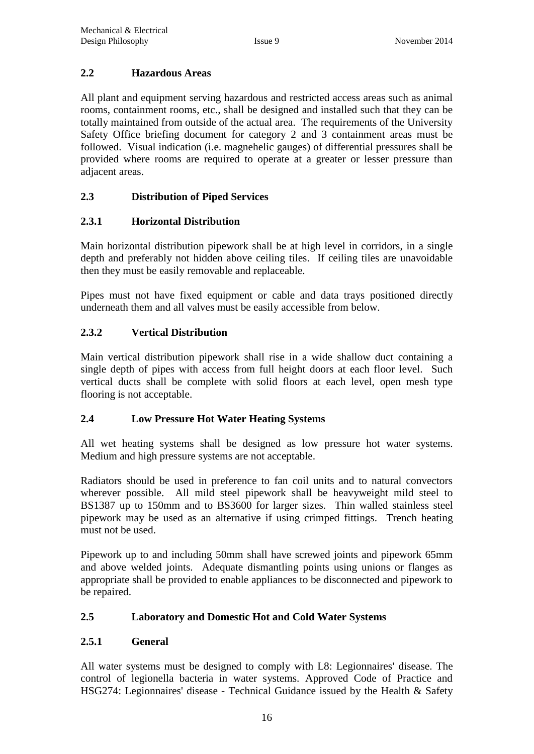## 2.2 Hazardous Areas

All plant and equipment serving hazardous and restricted access areas such as animal rooms, containment rooms, etc., shall be designed and installed such that they can be totally maintained from outside of the actual area. The requirements of the University Safety Office briefing document for category 2 and 3 containment areas must be followed. Visual indication (i.e. magnehelic gauges) of differential pressures shall be provided where rooms are required to operate at a greater or lesser pressure than adjacent areas.

## 2.3 Distribution of Piped Services

### 2.3.1 Horizontal Distribution

Main horizontal distribution pipework shall be at high level in corridors, in a single depth and preferably not hidden above ceiling tiles. If ceiling tiles are unavoidable then they must be easily removable and replaceable.

Pipes must not have fixed equipment or cable and data trays positioned directly underneath them and all valves must be easily accessible from below.

### 2.3.2 Vertical Distribution

Main vertical distribution pipework shall rise in a wide shallow duct containing a single depth of pipes with access from full height doors at each floor level. Such vertical ducts shall be complete with solid floors at each level, open mesh type flooring is not acceptable.

## 2.4 Low Pressure Hot Water Heating Systems

All wet heating systems shall be designed as low pressure hot water systems. Medium and high pressure systems are not acceptable.

Radiators should be used in preference to fan coil units and to natural convectors wherever possible. All mild steel pipework shall be heavyweight mild steel to BS1387 up to 150mm and to BS3600 for larger sizes. Thin walled stainless steel pipework may be used as an alternative if using crimped fittings. Trench heating must not be used.

Pipework up to and including 50mm shall have screwed joints and pipework 65mm and above welded joints. Adequate dismantling points using unions or flanges as appropriate shall be provided to enable appliances to be disconnected and pipework to be repaired.

## 2.5 Laboratory and Domestic Hot and Cold Water Systems

### 2.5.1 General

All water systems must be designed to comply with L8: Legionnaires' disease. The control of legionella bacteria in water systems. Approved Code of Practice and HSG274: Legionnaires' disease - Technical Guidance issued by the Health & Safety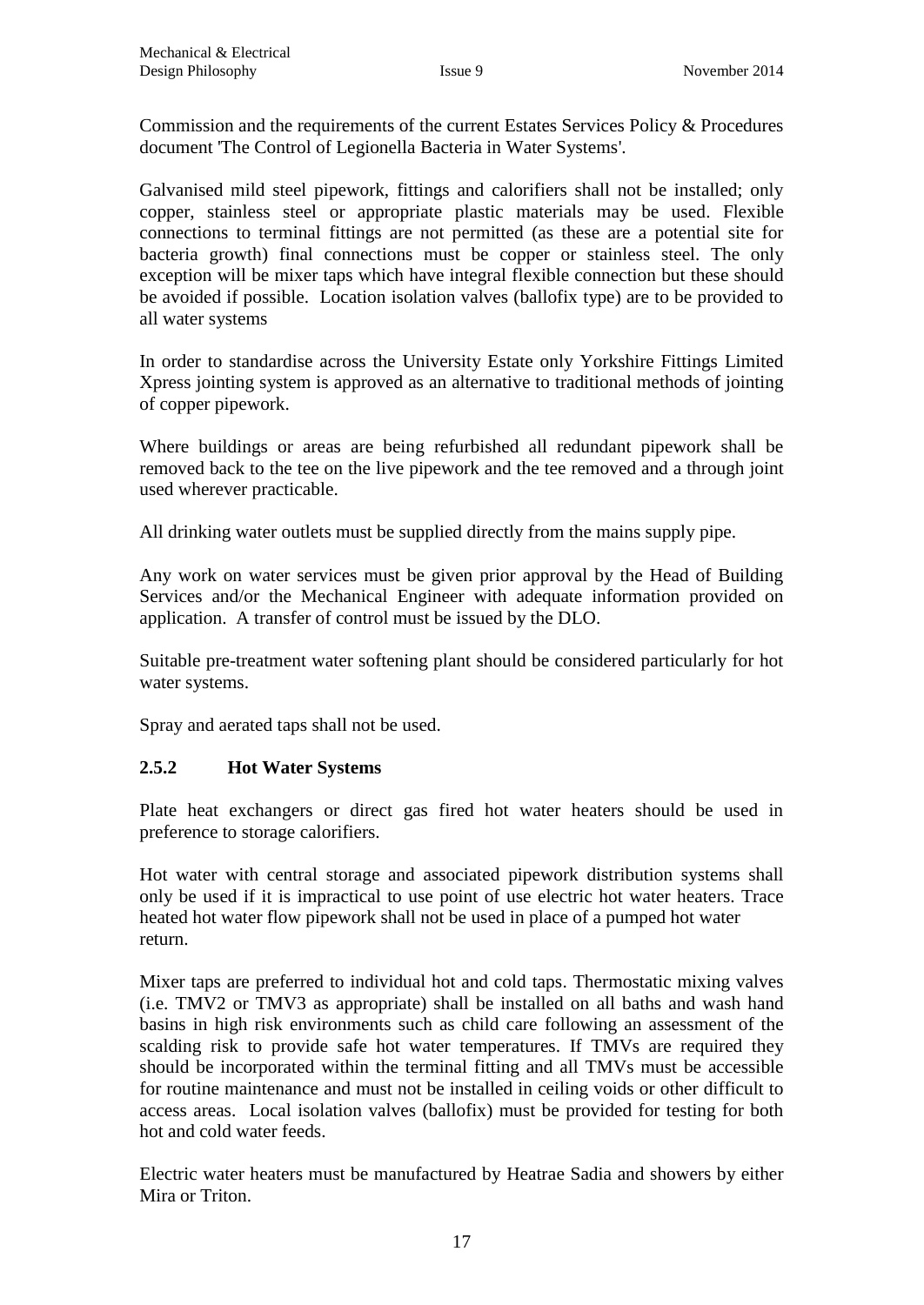Commission and the requirements of the current Estates Services Policy & Procedures document 'The Control of Legionella Bacteria in Water Systems'.

Galvanised mild steel pipework, fittings and calorifiers shall not be installed; only copper, stainless steel or appropriate plastic materials may be used. Flexible connections to terminal fittings are not permitted (as these are a potential site for bacteria growth) final connections must be copper or stainless steel. The only exception will be mixer taps which have integral flexible connection but these should be avoided if possible. Location isolation valves (ballofix type) are to be provided to all water systems

In order to standardise across the University Estate only Yorkshire Fittings Limited Xpress jointing system is approved as an alternative to traditional methods of jointing of copper pipework.

Where buildings or areas are being refurbished all redundant pipework shall be removed back to the tee on the live pipework and the tee removed and a through joint used wherever practicable.

All drinking water outlets must be supplied directly from the mains supply pipe.

Any work on water services must be given prior approval by the Head of Building Services and/or the Mechanical Engineer with adequate information provided on application. A transfer of control must be issued by the DLO.

Suitable pre-treatment water softening plant should be considered particularly for hot water systems.

Spray and aerated taps shall not be used.

### 2.5.2 Hot Water Systems

Plate heat exchangers or direct gas fired hot water heaters should be used in preference to storage calorifiers.

Hot water with central storage and associated pipework distribution systems shall only be used if it is impractical to use point of use electric hot water heaters. Trace heated hot water flow pipework shall not be used in place of a pumped hot water return.

Mixer taps are preferred to individual hot and cold taps. Thermostatic mixing valves (i.e. TMV2 or TMV3 as appropriate) shall be installed on all baths and wash hand basins in high risk environments such as child care following an assessment of the scalding risk to provide safe hot water temperatures. If TMVs are required they should be incorporated within the terminal fitting and all TMVs must be accessible for routine maintenance and must not be installed in ceiling voids or other difficult to access areas. Local isolation valves (ballofix) must be provided for testing for both hot and cold water feeds.

Electric water heaters must be manufactured by Heatrae Sadia and showers by either Mira or Triton.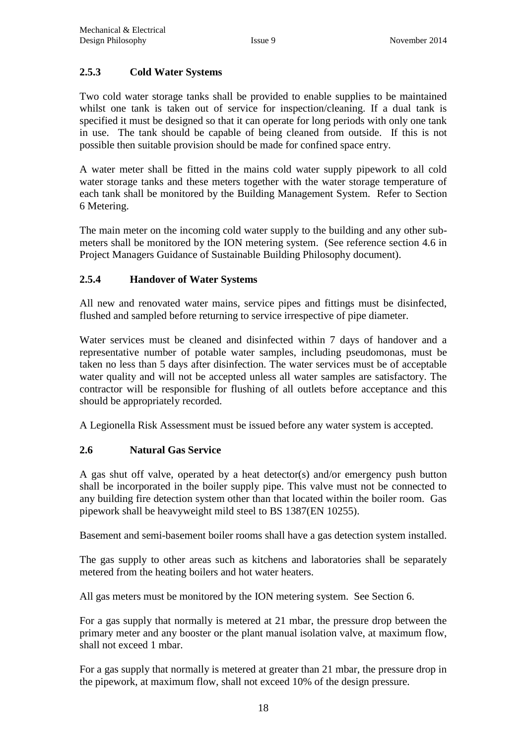### 2.5.3 Cold Water Systems

Two cold water storage tanks shall be provided to enable supplies to be maintained whilst one tank is taken out of service for inspection/cleaning. If a dual tank is specified it must be designed so that it can operate for long periods with only one tank in use. The tank should be capable of being cleaned from outside. If this is not possible then suitable provision should be made for confined space entry.

A water meter shall be fitted in the mains cold water supply pipework to all cold water storage tanks and these meters together with the water storage temperature of each tank shall be monitored by the Building Management System. Refer to Section 6 Metering.

The main meter on the incoming cold water supply to the building and any other sub-meters shall be monitored by the ION metering system. (See reference section 4.6 in Project Managers Guidance of Sustainable Building Philosophy document).

### 2.5.4 Handover of Water Systems

All new and renovated water mains, service pipes and fittings must be disinfected, flushed and sampled before returning to service irrespective of pipe diameter.

Water services must be cleaned and disinfected within 7 days of handover and a representative number of potable water samples, including pseudomonas, must be taken no less than 5 days after disinfection. The water services must be of acceptable water quality and will not be accepted unless all water samples are satisfactory. The contractor will be responsible for flushing of all outlets before acceptance and this should be appropriately recorded.

A Legionella Risk Assessment must be issued before any water system is accepted.

## 2.6 Natural Gas Service

A gas shut off valve, operated by a heat detector(s) and/or emergency push button shall be incorporated in the boiler supply pipe. This valve must not be connected to any building fire detection system other than that located within the boiler room. Gas pipework shall be heavyweight mild steel to BS 1387(EN 10255).

Basement and semi-basement boiler rooms shall have a gas detection system installed.

The gas supply to other areas such as kitchens and laboratories shall be separately metered from the heating boilers and hot water heaters.

All gas meters must be monitored by the ION metering system. See Section 6.

For a gas supply that normally is metered at 21 mbar, the pressure drop between the primary meter and any booster or the plant manual isolation valve, at maximum flow, shall not exceed 1 mbar.

For a gas supply that normally is metered at greater than 21 mbar, the pressure drop in the pipework, at maximum flow, shall not exceed 10% of the design pressure.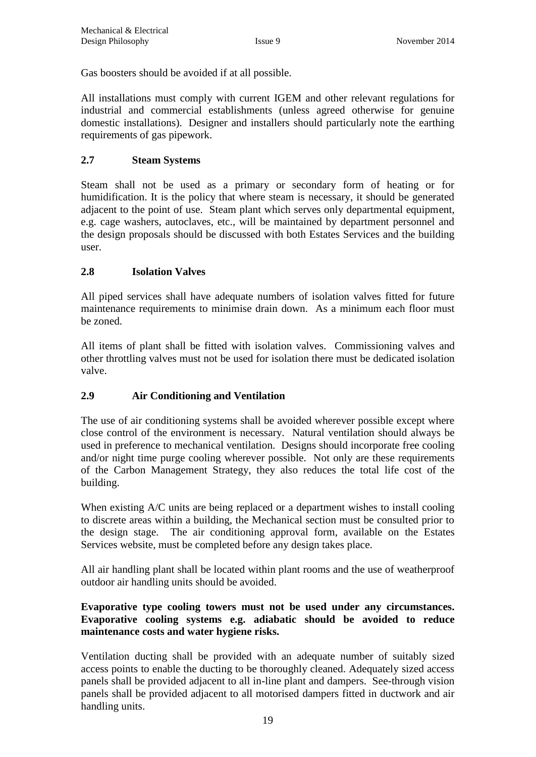Gas boosters should be avoided if at all possible.

All installations must comply with current IGEM and other relevant regulations for industrial and commercial establishments (unless agreed otherwise for genuine domestic installations). Designer and installers should particularly note the earthing requirements of gas pipework.

## 2.7 Steam Systems

Steam shall not be used as a primary or secondary form of heating or for humidification. It is the policy that where steam is necessary, it should be generated adjacent to the point of use. Steam plant which serves only departmental equipment, e.g. cage washers, autoclaves, etc., will be maintained by department personnel and the design proposals should be discussed with both Estates Services and the building user.

## 2.8 Isolation Valves

All piped services shall have adequate numbers of isolation valves fitted for future maintenance requirements to minimise drain down. As a minimum each floor must be zoned.

All items of plant shall be fitted with isolation valves. Commissioning valves and other throttling valves must not be used for isolation there must be dedicated isolation valve.

## 2.9 Air Conditioning and Ventilation

The use of air conditioning systems shall be avoided wherever possible except where close control of the environment is necessary. Natural ventilation should always be used in preference to mechanical ventilation. Designs should incorporate free cooling and/or night time purge cooling wherever possible. Not only are these requirements of the Carbon Management Strategy, they also reduces the total life cost of the building.

When existing A/C units are being replaced or a department wishes to install cooling to discrete areas within a building, the Mechanical section must be consulted prior to the design stage. The air conditioning approval form, available on the Estates Services website, must be completed before any design takes place.

All air handling plant shall be located within plant rooms and the use of weatherproof outdoor air handling units should be avoided.

**Evaporative type cooling towers must not be used under any circumstances. Evaporative cooling systems e.g. adiabatic should be avoided to reduce maintenance costs and water hygiene risks.**

Ventilation ducting shall be provided with an adequate number of suitably sized access points to enable the ducting to be thoroughly cleaned. Adequately sized access panels shall be provided adjacent to all in-line plant and dampers. See-through vision panels shall be provided adjacent to all motorised dampers fitted in ductwork and air handling units.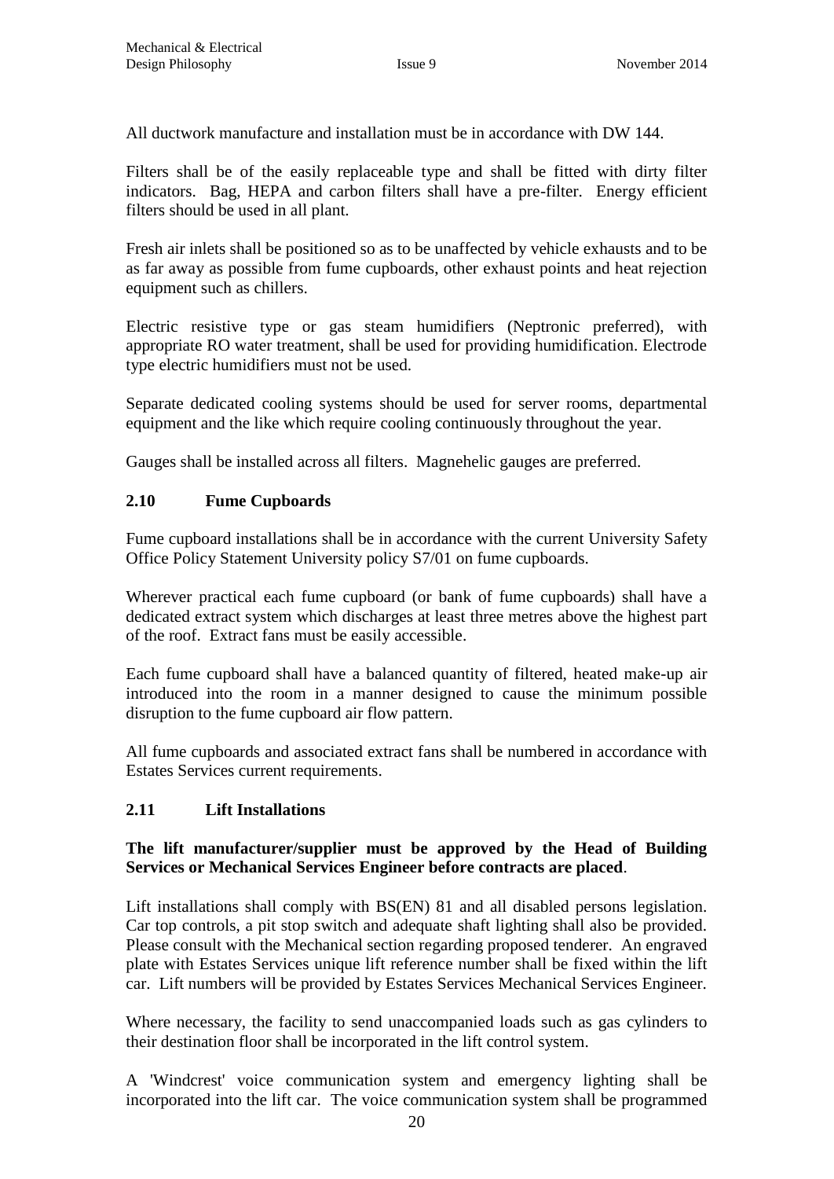All ductwork manufacture and installation must be in accordance with DW 144.

Filters shall be of the easily replaceable type and shall be fitted with dirty filter indicators. Bag, HEPA and carbon filters shall have a pre-filter. Energy efficient filters should be used in all plant.

Fresh air inlets shall be positioned so as to be unaffected by vehicle exhausts and to be as far away as possible from fume cupboards, other exhaust points and heat rejection equipment such as chillers.

Electric resistive type or gas steam humidifiers (Neptronic preferred), with appropriate RO water treatment, shall be used for providing humidification. Electrode type electric humidifiers must not be used.

Separate dedicated cooling systems should be used for server rooms, departmental equipment and the like which require cooling continuously throughout the year.

Gauges shall be installed across all filters. Magnehelic gauges are preferred.

## 2.10 Fume Cupboards

Fume cupboard installations shall be in accordance with the current University Safety Office Policy Statement University policy S7/01 on fume cupboards.

Wherever practical each fume cupboard (or bank of fume cupboards) shall have a dedicated extract system which discharges at least three metres above the highest part of the roof. Extract fans must be easily accessible.

Each fume cupboard shall have a balanced quantity of filtered, heated make-up air introduced into the room in a manner designed to cause the minimum possible disruption to the fume cupboard air flow pattern.

All fume cupboards and associated extract fans shall be numbered in accordance with Estates Services current requirements.

## 2.11 Lift Installations

**The lift manufacturer/supplier must be approved by the Head of Building Services or Mechanical Services Engineer before contracts are placed**.

Lift installations shall comply with BS(EN) 81 and all disabled persons legislation. Car top controls, a pit stop switch and adequate shaft lighting shall also be provided. Please consult with the Mechanical section regarding proposed tenderer. An engraved plate with Estates Services unique lift reference number shall be fixed within the lift car. Lift numbers will be provided by Estates Services Mechanical Services Engineer.

Where necessary, the facility to send unaccompanied loads such as gas cylinders to their destination floor shall be incorporated in the lift control system.

A 'Windcrest' voice communication system and emergency lighting shall be incorporated into the lift car. The voice communication system shall be programmed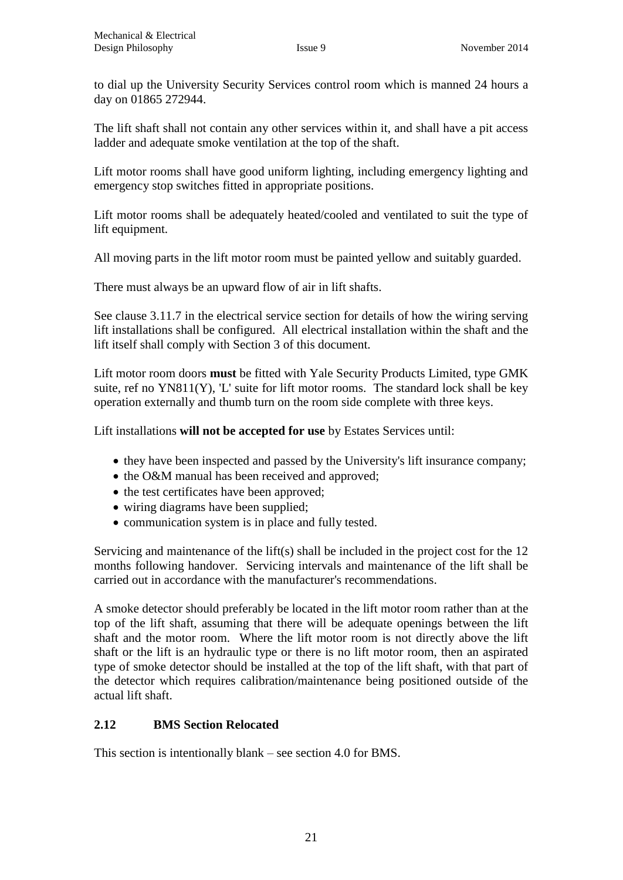to dial up the University Security Services control room which is manned 24 hours a day on 01865 272944.

The lift shaft shall not contain any other services within it, and shall have a pit access ladder and adequate smoke ventilation at the top of the shaft.

Lift motor rooms shall have good uniform lighting, including emergency lighting and emergency stop switches fitted in appropriate positions.

Lift motor rooms shall be adequately heated/cooled and ventilated to suit the type of lift equipment.

All moving parts in the lift motor room must be painted yellow and suitably guarded.

There must always be an upward flow of air in lift shafts.

See clause 3.11.7 in the electrical service section for details of how the wiring serving lift installations shall be configured. All electrical installation within the shaft and the lift itself shall comply with Section 3 of this document.

Lift motor room doors **must** be fitted with Yale Security Products Limited, type GMK suite, ref no YN811(Y), 'L' suite for lift motor rooms. The standard lock shall be key operation externally and thumb turn on the room side complete with three keys.

Lift installations **will not be accepted for use** by Estates Services until:

- they have been inspected and passed by the University's lift insurance company;
- the O&M manual has been received and approved;
- the test certificates have been approved;
- wiring diagrams have been supplied;
- communication system is in place and fully tested.

Servicing and maintenance of the lift(s) shall be included in the project cost for the 12 months following handover. Servicing intervals and maintenance of the lift shall be carried out in accordance with the manufacturer's recommendations.

A smoke detector should preferably be located in the lift motor room rather than at the top of the lift shaft, assuming that there will be adequate openings between the lift shaft and the motor room. Where the lift motor room is not directly above the lift shaft or the lift is an hydraulic type or there is no lift motor room, then an aspirated type of smoke detector should be installed at the top of the lift shaft, with that part of the detector which requires calibration/maintenance being positioned outside of the actual lift shaft.

## 2.12 BMS Section Relocated

This section is intentionally blank – see section 4.0 for BMS.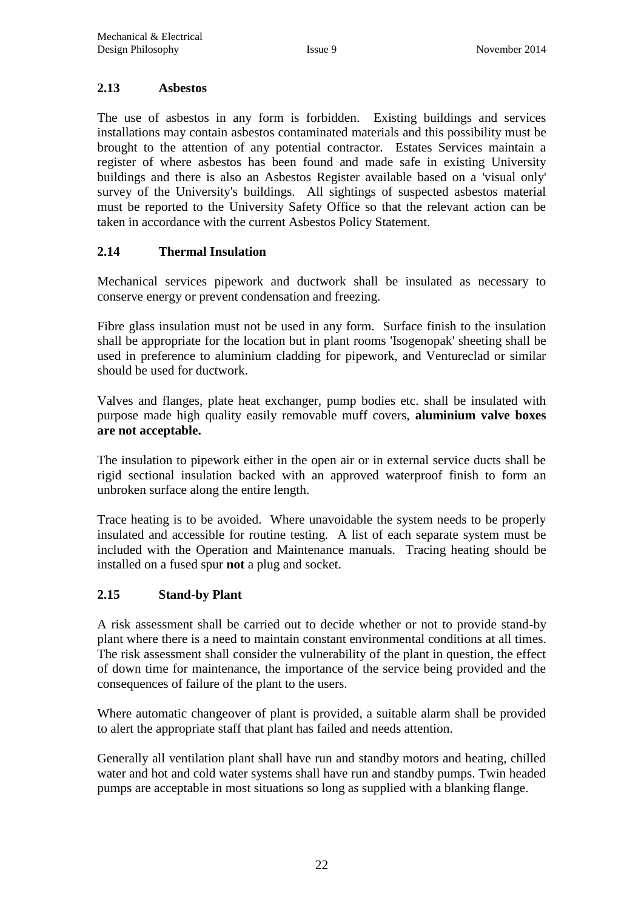## 2.13 Asbestos

The use of asbestos in any form is forbidden. Existing buildings and services installations may contain asbestos contaminated materials and this possibility must be brought to the attention of any potential contractor. Estates Services maintain a register of where asbestos has been found and made safe in existing University buildings and there is also an Asbestos Register available based on a 'visual only' survey of the University's buildings. All sightings of suspected asbestos material must be reported to the University Safety Office so that the relevant action can be taken in accordance with the current Asbestos Policy Statement.

## 2.14 Thermal Insulation

Mechanical services pipework and ductwork shall be insulated as necessary to conserve energy or prevent condensation and freezing.

Fibre glass insulation must not be used in any form. Surface finish to the insulation shall be appropriate for the location but in plant rooms 'Isogenopak' sheeting shall be used in preference to aluminium cladding for pipework, and Ventureclad or similar should be used for ductwork.

Valves and flanges, plate heat exchanger, pump bodies etc. shall be insulated with purpose made high quality easily removable muff covers, **aluminium valve boxes are not acceptable.**

The insulation to pipework either in the open air or in external service ducts shall be rigid sectional insulation backed with an approved waterproof finish to form an unbroken surface along the entire length.

Trace heating is to be avoided. Where unavoidable the system needs to be properly insulated and accessible for routine testing. A list of each separate system must be included with the Operation and Maintenance manuals. Tracing heating should be installed on a fused spur **not** a plug and socket.

## 2.15 Stand-by Plant

A risk assessment shall be carried out to decide whether or not to provide stand-by plant where there is a need to maintain constant environmental conditions at all times. The risk assessment shall consider the vulnerability of the plant in question, the effect of down time for maintenance, the importance of the service being provided and the consequences of failure of the plant to the users.

Where automatic changeover of plant is provided, a suitable alarm shall be provided to alert the appropriate staff that plant has failed and needs attention.

Generally all ventilation plant shall have run and standby motors and heating, chilled water and hot and cold water systems shall have run and standby pumps. Twin headed pumps are acceptable in most situations so long as supplied with a blanking flange.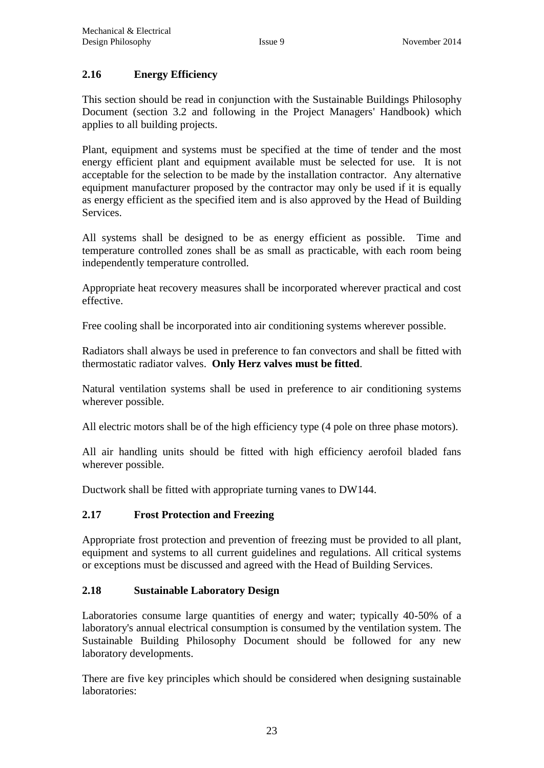## 2.16 Energy Efficiency

This section should be read in conjunction with the Sustainable Buildings Philosophy Document (section 3.2 and following in the Project Managers' Handbook) which applies to all building projects.

Plant, equipment and systems must be specified at the time of tender and the most energy efficient plant and equipment available must be selected for use. It is not acceptable for the selection to be made by the installation contractor. Any alternative equipment manufacturer proposed by the contractor may only be used if it is equally as energy efficient as the specified item and is also approved by the Head of Building Services.

All systems shall be designed to be as energy efficient as possible. Time and temperature controlled zones shall be as small as practicable, with each room being independently temperature controlled.

Appropriate heat recovery measures shall be incorporated wherever practical and cost effective.

Free cooling shall be incorporated into air conditioning systems wherever possible.

Radiators shall always be used in preference to fan convectors and shall be fitted with thermostatic radiator valves. **Only Herz valves must be fitted**.

Natural ventilation systems shall be used in preference to air conditioning systems wherever possible.

All electric motors shall be of the high efficiency type (4 pole on three phase motors).

All air handling units should be fitted with high efficiency aerofoil bladed fans wherever possible.

Ductwork shall be fitted with appropriate turning vanes to DW144.

## 2.17 Frost Protection and Freezing

Appropriate frost protection and prevention of freezing must be provided to all plant, equipment and systems to all current guidelines and regulations. All critical systems or exceptions must be discussed and agreed with the Head of Building Services.

## 2.18 Sustainable Laboratory Design

Laboratories consume large quantities of energy and water; typically 40-50% of a laboratory's annual electrical consumption is consumed by the ventilation system. The Sustainable Building Philosophy Document should be followed for any new laboratory developments.

There are five key principles which should be considered when designing sustainable laboratories: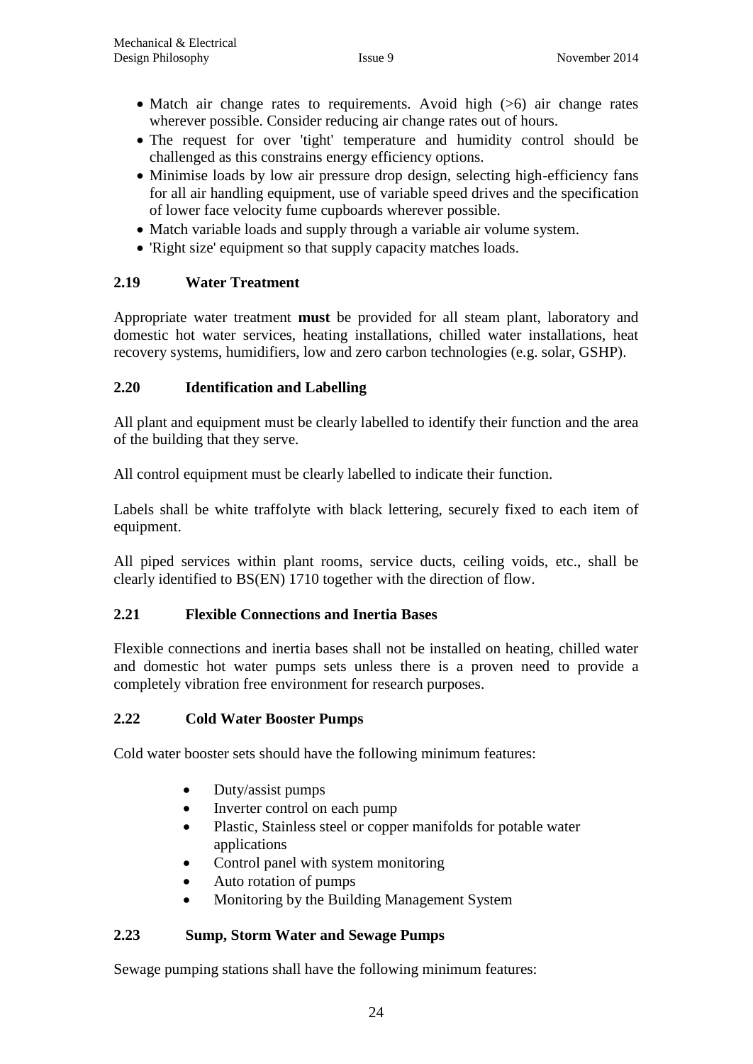- Match air change rates to requirements. Avoid high (>6) air change rates wherever possible. Consider reducing air change rates out of hours.
- The request for over 'tight' temperature and humidity control should be challenged as this constrains energy efficiency options.
- Minimise loads by low air pressure drop design, selecting high-efficiency fans for all air handling equipment, use of variable speed drives and the specification of lower face velocity fume cupboards wherever possible.
- Match variable loads and supply through a variable air volume system.
- 'Right size' equipment so that supply capacity matches loads.

## 2.19 Water Treatment

Appropriate water treatment **must** be provided for all steam plant, laboratory and domestic hot water services, heating installations, chilled water installations, heat recovery systems, humidifiers, low and zero carbon technologies (e.g. solar, GSHP).

## 2.20 Identification and Labelling

All plant and equipment must be clearly labelled to identify their function and the area of the building that they serve.

All control equipment must be clearly labelled to indicate their function.

Labels shall be white traffolyte with black lettering, securely fixed to each item of equipment.

All piped services within plant rooms, service ducts, ceiling voids, etc., shall be clearly identified to BS(EN) 1710 together with the direction of flow.

## 2.21 Flexible Connections and Inertia Bases

Flexible connections and inertia bases shall not be installed on heating, chilled water and domestic hot water pumps sets unless there is a proven need to provide a completely vibration free environment for research purposes.

## 2.22 Cold Water Booster Pumps

Cold water booster sets should have the following minimum features:

- Duty/assist pumps
- Inverter control on each pump
- Plastic, Stainless steel or copper manifolds for potable water applications
- Control panel with system monitoring
- Auto rotation of pumps
- Monitoring by the Building Management System

## 2.23 Sump, Storm Water and Sewage Pumps

Sewage pumping stations shall have the following minimum features: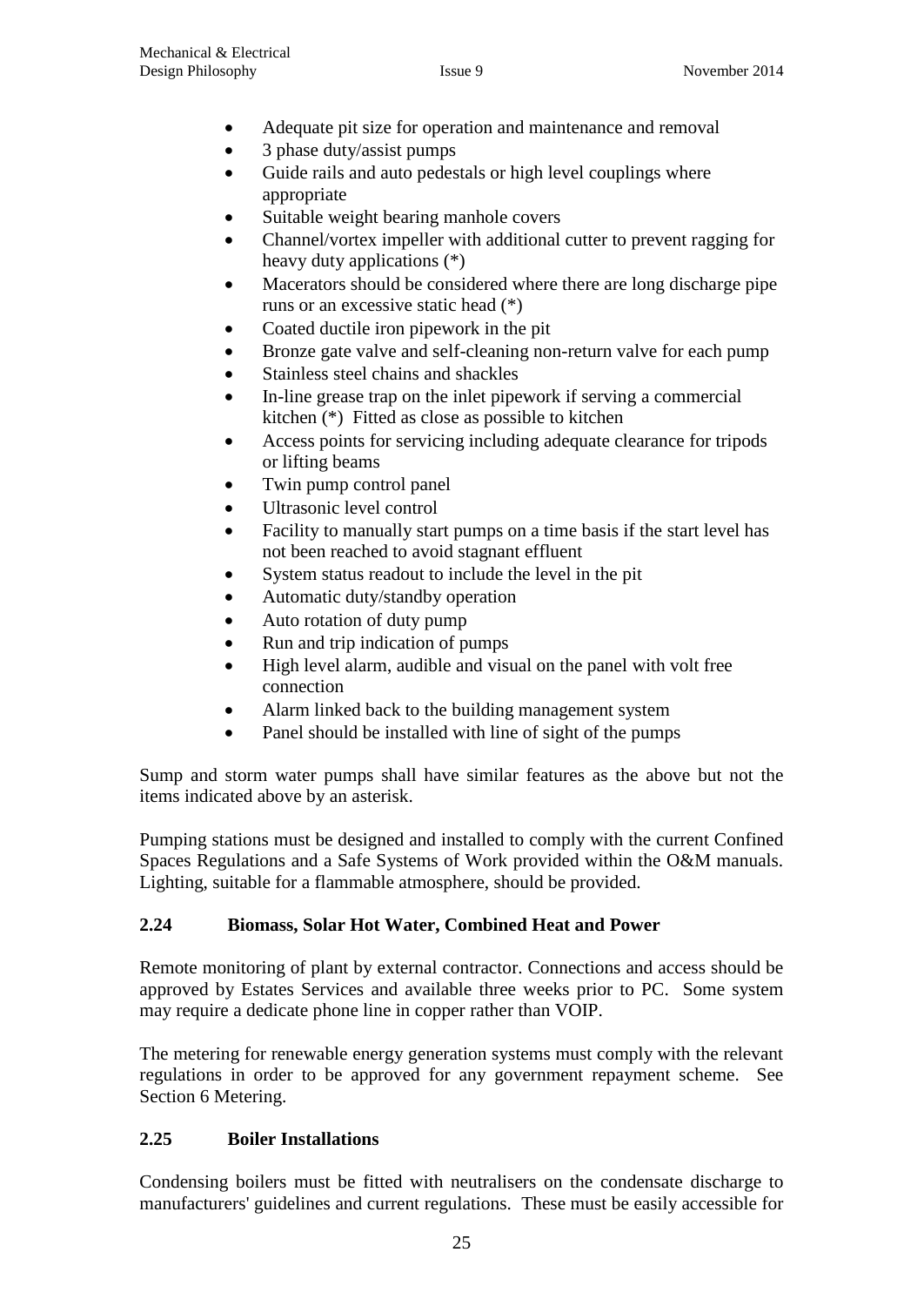- Adequate pit size for operation and maintenance and removal
- 3 phase duty/assist pumps
- Guide rails and auto pedestals or high level couplings where appropriate
- Suitable weight bearing manhole covers
- Channel/vortex impeller with additional cutter to prevent ragging for heavy duty applications (*)
- Macerators should be considered where there are long discharge pipe runs or an excessive static head (*)
- Coated ductile iron pipework in the pit
- Bronze gate valve and self-cleaning non-return valve for each pump
- Stainless steel chains and shackles
- In-line grease trap on the inlet pipework if serving a commercial kitchen (*) Fitted as close as possible to kitchen
- Access points for servicing including adequate clearance for tripods or lifting beams
- Twin pump control panel
- Ultrasonic level control
- Facility to manually start pumps on a time basis if the start level has not been reached to avoid stagnant effluent
- System status readout to include the level in the pit
- Automatic duty/standby operation
- Auto rotation of duty pump
- Run and trip indication of pumps
- High level alarm, audible and visual on the panel with volt free connection
- Alarm linked back to the building management system
- Panel should be installed with line of sight of the pumps

Sump and storm water pumps shall have similar features as the above but not the items indicated above by an asterisk.

Pumping stations must be designed and installed to comply with the current Confined Spaces Regulations and a Safe Systems of Work provided within the O&M manuals. Lighting, suitable for a flammable atmosphere, should be provided.

## 2.24 Biomass, Solar Hot Water, Combined Heat and Power

Remote monitoring of plant by external contractor. Connections and access should be approved by Estates Services and available three weeks prior to PC. Some system may require a dedicate phone line in copper rather than VOIP.

The metering for renewable energy generation systems must comply with the relevant regulations in order to be approved for any government repayment scheme. See Section 6 Metering.

## 2.25 Boiler Installations

Condensing boilers must be fitted with neutralisers on the condensate discharge to manufacturers' guidelines and current regulations. These must be easily accessible for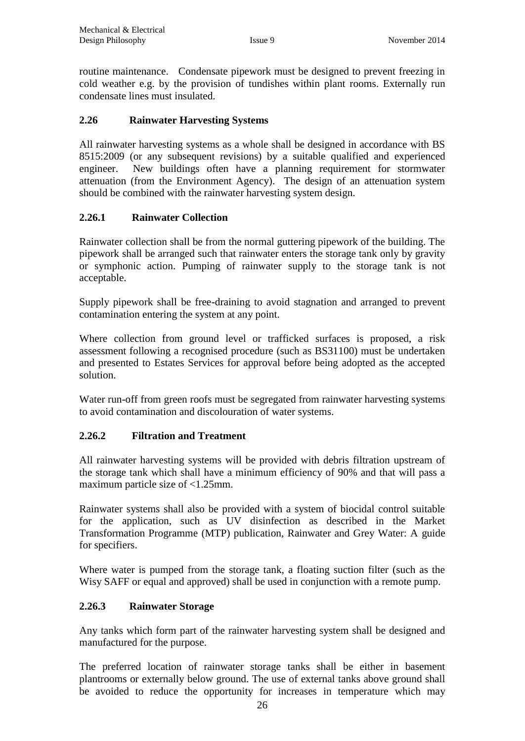routine maintenance. Condensate pipework must be designed to prevent freezing in cold weather e.g. by the provision of tundishes within plant rooms. Externally run condensate lines must insulated.

## 2.26 Rainwater Harvesting Systems

All rainwater harvesting systems as a whole shall be designed in accordance with BS 8515:2009 (or any subsequent revisions) by a suitable qualified and experienced engineer. New buildings often have a planning requirement for stormwater attenuation (from the Environment Agency). The design of an attenuation system should be combined with the rainwater harvesting system design.

### 2.26.1 Rainwater Collection

Rainwater collection shall be from the normal guttering pipework of the building. The pipework shall be arranged such that rainwater enters the storage tank only by gravity or symphonic action. Pumping of rainwater supply to the storage tank is not acceptable.

Supply pipework shall be free-draining to avoid stagnation and arranged to prevent contamination entering the system at any point.

Where collection from ground level or trafficked surfaces is proposed, a risk assessment following a recognised procedure (such as BS31100) must be undertaken and presented to Estates Services for approval before being adopted as the accepted solution.

Water run-off from green roofs must be segregated from rainwater harvesting systems to avoid contamination and discolouration of water systems.

### 2.26.2 Filtration and Treatment

All rainwater harvesting systems will be provided with debris filtration upstream of the storage tank which shall have a minimum efficiency of 90% and that will pass a maximum particle size of <1.25mm.

Rainwater systems shall also be provided with a system of biocidal control suitable for the application, such as UV disinfection as described in the Market Transformation Programme (MTP) publication, Rainwater and Grey Water: A guide for specifiers.

Where water is pumped from the storage tank, a floating suction filter (such as the Wisy SAFF or equal and approved) shall be used in conjunction with a remote pump.

### 2.26.3 Rainwater Storage

Any tanks which form part of the rainwater harvesting system shall be designed and manufactured for the purpose.

The preferred location of rainwater storage tanks shall be either in basement plantrooms or externally below ground. The use of external tanks above ground shall be avoided to reduce the opportunity for increases in temperature which may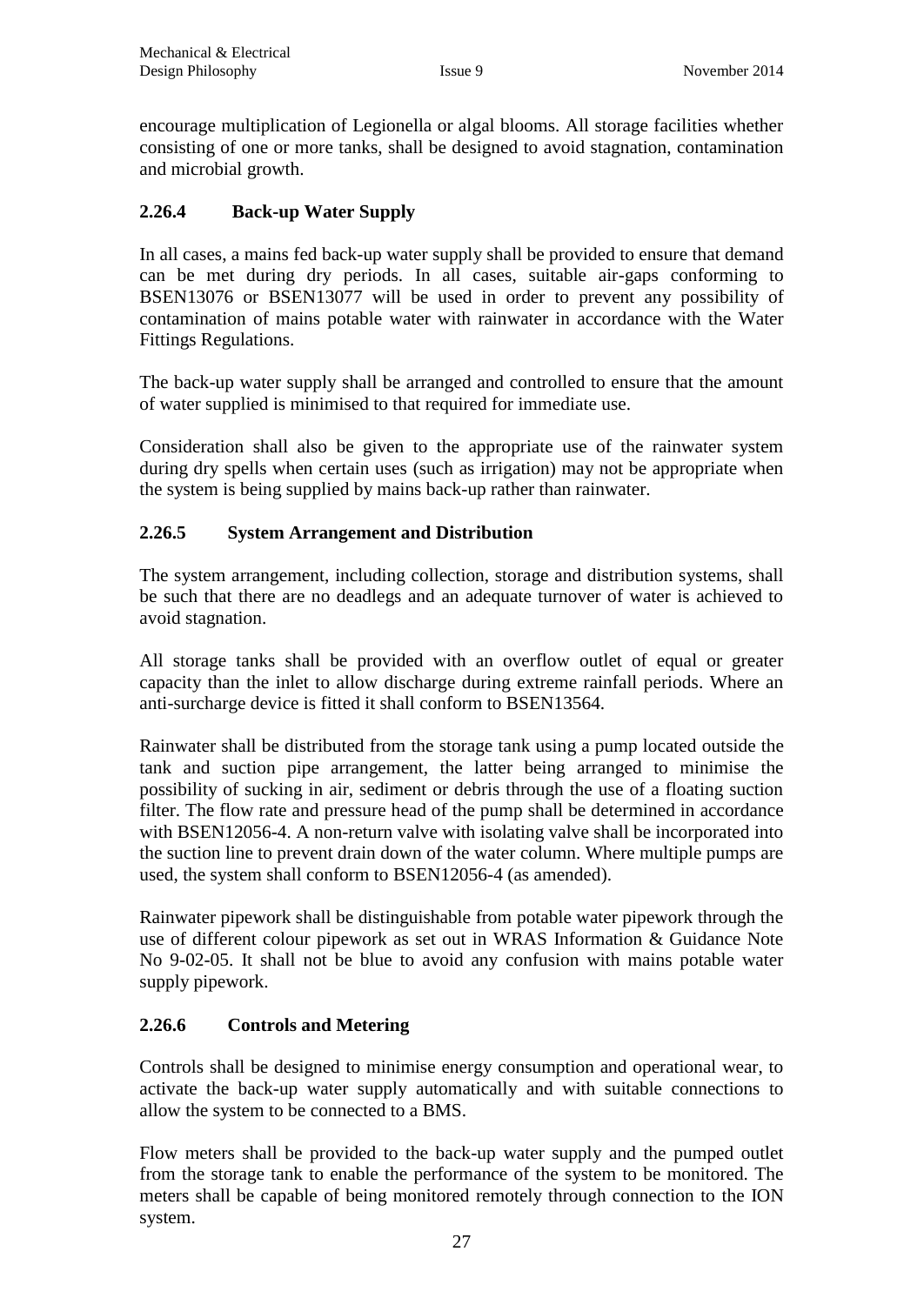encourage multiplication of Legionella or algal blooms. All storage facilities whether consisting of one or more tanks, shall be designed to avoid stagnation, contamination and microbial growth.

### 2.26.4 Back-up Water Supply

In all cases, a mains fed back-up water supply shall be provided to ensure that demand can be met during dry periods. In all cases, suitable air-gaps conforming to BSEN13076 or BSEN13077 will be used in order to prevent any possibility of contamination of mains potable water with rainwater in accordance with the Water Fittings Regulations.

The back-up water supply shall be arranged and controlled to ensure that the amount of water supplied is minimised to that required for immediate use.

Consideration shall also be given to the appropriate use of the rainwater system during dry spells when certain uses (such as irrigation) may not be appropriate when the system is being supplied by mains back-up rather than rainwater.

### 2.26.5 System Arrangement and Distribution

The system arrangement, including collection, storage and distribution systems, shall be such that there are no deadlegs and an adequate turnover of water is achieved to avoid stagnation.

All storage tanks shall be provided with an overflow outlet of equal or greater capacity than the inlet to allow discharge during extreme rainfall periods. Where an anti-surcharge device is fitted it shall conform to BSEN13564.

Rainwater shall be distributed from the storage tank using a pump located outside the tank and suction pipe arrangement, the latter being arranged to minimise the possibility of sucking in air, sediment or debris through the use of a floating suction filter. The flow rate and pressure head of the pump shall be determined in accordance with BSEN12056-4. A non-return valve with isolating valve shall be incorporated into the suction line to prevent drain down of the water column. Where multiple pumps are used, the system shall conform to BSEN12056-4 (as amended).

Rainwater pipework shall be distinguishable from potable water pipework through the use of different colour pipework as set out in WRAS Information & Guidance Note No 9-02-05. It shall not be blue to avoid any confusion with mains potable water supply pipework.

### 2.26.6 Controls and Metering

Controls shall be designed to minimise energy consumption and operational wear, to activate the back-up water supply automatically and with suitable connections to allow the system to be connected to a BMS.

Flow meters shall be provided to the back-up water supply and the pumped outlet from the storage tank to enable the performance of the system to be monitored. The meters shall be capable of being monitored remotely through connection to the ION system.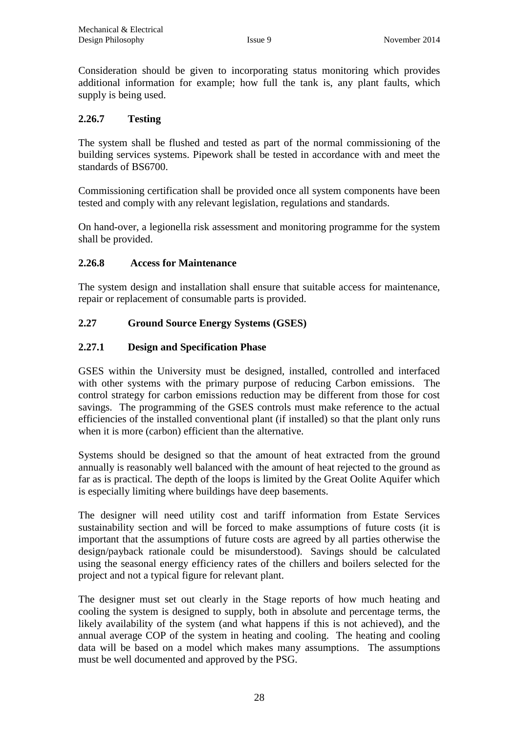Consideration should be given to incorporating status monitoring which provides additional information for example; how full the tank is, any plant faults, which supply is being used.

### 2.26.7 Testing

The system shall be flushed and tested as part of the normal commissioning of the building services systems. Pipework shall be tested in accordance with and meet the standards of BS6700.

Commissioning certification shall be provided once all system components have been tested and comply with any relevant legislation, regulations and standards.

On hand-over, a legionella risk assessment and monitoring programme for the system shall be provided.

### 2.26.8 Access for Maintenance

The system design and installation shall ensure that suitable access for maintenance, repair or replacement of consumable parts is provided.

## 2.27 Ground Source Energy Systems (GSES)

### 2.27.1 Design and Specification Phase

GSES within the University must be designed, installed, controlled and interfaced with other systems with the primary purpose of reducing Carbon emissions. The control strategy for carbon emissions reduction may be different from those for cost savings. The programming of the GSES controls must make reference to the actual efficiencies of the installed conventional plant (if installed) so that the plant only runs when it is more (carbon) efficient than the alternative.

Systems should be designed so that the amount of heat extracted from the ground annually is reasonably well balanced with the amount of heat rejected to the ground as far as is practical. The depth of the loops is limited by the Great Oolite Aquifer which is especially limiting where buildings have deep basements.

The designer will need utility cost and tariff information from Estate Services sustainability section and will be forced to make assumptions of future costs (it is important that the assumptions of future costs are agreed by all parties otherwise the design/payback rationale could be misunderstood). Savings should be calculated using the seasonal energy efficiency rates of the chillers and boilers selected for the project and not a typical figure for relevant plant.

The designer must set out clearly in the Stage reports of how much heating and cooling the system is designed to supply, both in absolute and percentage terms, the likely availability of the system (and what happens if this is not achieved), and the annual average COP of the system in heating and cooling. The heating and cooling data will be based on a model which makes many assumptions. The assumptions must be well documented and approved by the PSG.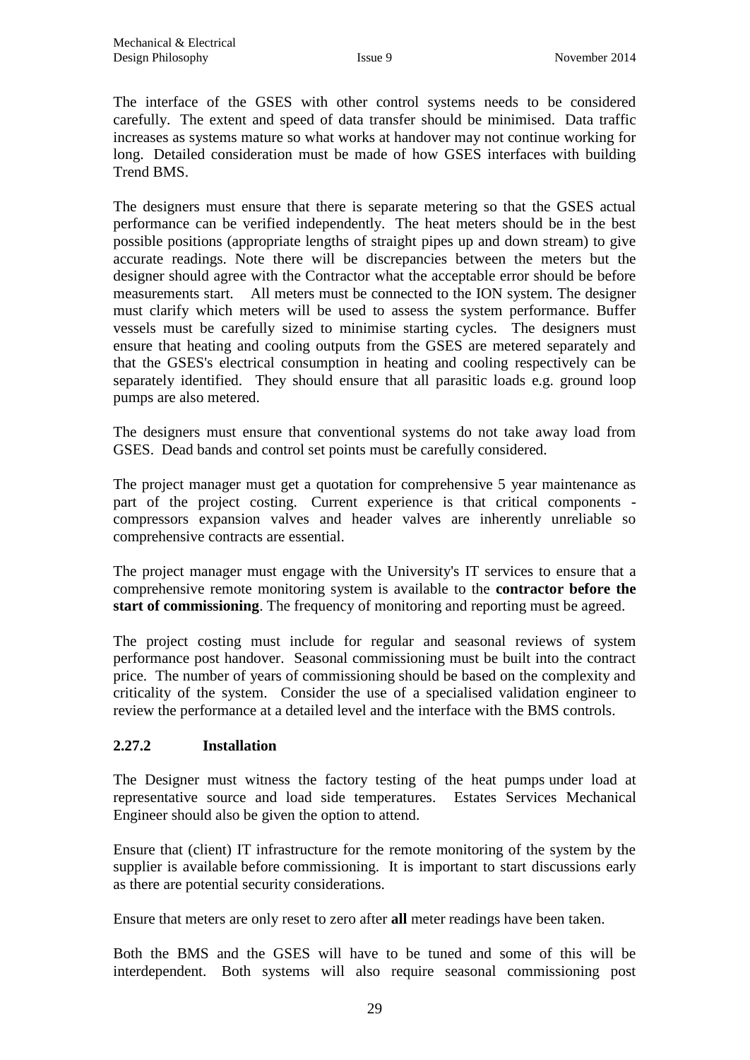The interface of the GSES with other control systems needs to be considered carefully. The extent and speed of data transfer should be minimised. Data traffic increases as systems mature so what works at handover may not continue working for long. Detailed consideration must be made of how GSES interfaces with building Trend BMS.

The designers must ensure that there is separate metering so that the GSES actual performance can be verified independently. The heat meters should be in the best possible positions (appropriate lengths of straight pipes up and down stream) to give accurate readings. Note there will be discrepancies between the meters but the designer should agree with the Contractor what the acceptable error should be before measurements start. All meters must be connected to the ION system. The designer must clarify which meters will be used to assess the system performance. Buffer vessels must be carefully sized to minimise starting cycles. The designers must ensure that heating and cooling outputs from the GSES are metered separately and that the GSES's electrical consumption in heating and cooling respectively can be separately identified. They should ensure that all parasitic loads e.g. ground loop pumps are also metered.

The designers must ensure that conventional systems do not take away load from GSES. Dead bands and control set points must be carefully considered.

The project manager must get a quotation for comprehensive 5 year maintenance as part of the project costing. Current experience is that critical components - compressors expansion valves and header valves are inherently unreliable so comprehensive contracts are essential.

The project manager must engage with the University's IT services to ensure that a comprehensive remote monitoring system is available to the **contractor before the start of commissioning**. The frequency of monitoring and reporting must be agreed.

The project costing must include for regular and seasonal reviews of system performance post handover. Seasonal commissioning must be built into the contract price. The number of years of commissioning should be based on the complexity and criticality of the system. Consider the use of a specialised validation engineer to review the performance at a detailed level and the interface with the BMS controls.

### 2.27.2 Installation

The Designer must witness the factory testing of the heat pumps under load at representative source and load side temperatures. Estates Services Mechanical Engineer should also be given the option to attend.

Ensure that (client) IT infrastructure for the remote monitoring of the system by the supplier is available before commissioning. It is important to start discussions early as there are potential security considerations.

Ensure that meters are only reset to zero after **all** meter readings have been taken.

Both the BMS and the GSES will have to be tuned and some of this will be interdependent. Both systems will also require seasonal commissioning post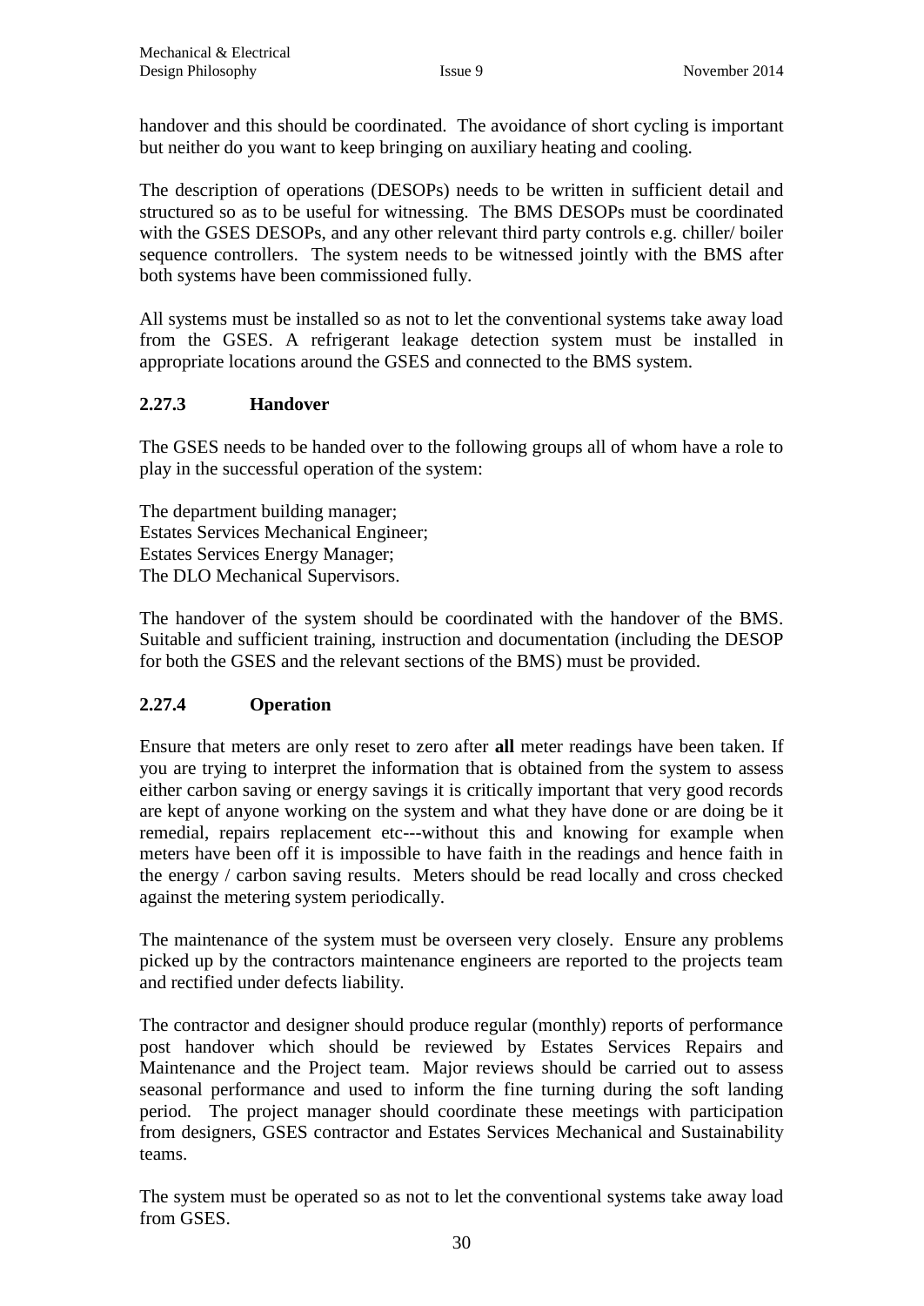handover and this should be coordinated. The avoidance of short cycling is important but neither do you want to keep bringing on auxiliary heating and cooling.

The description of operations (DESOPs) needs to be written in sufficient detail and structured so as to be useful for witnessing. The BMS DESOPs must be coordinated with the GSES DESOPs, and any other relevant third party controls e.g. chiller/ boiler sequence controllers. The system needs to be witnessed jointly with the BMS after both systems have been commissioned fully.

All systems must be installed so as not to let the conventional systems take away load from the GSES. A refrigerant leakage detection system must be installed in appropriate locations around the GSES and connected to the BMS system.

### 2.27.3 Handover

The GSES needs to be handed over to the following groups all of whom have a role to play in the successful operation of the system:

The department building manager;
Estates Services Mechanical Engineer;
Estates Services Energy Manager;
The DLO Mechanical Supervisors.

The handover of the system should be coordinated with the handover of the BMS. Suitable and sufficient training, instruction and documentation (including the DESOP for both the GSES and the relevant sections of the BMS) must be provided.

### 2.27.4 Operation

Ensure that meters are only reset to zero after **all** meter readings have been taken. If you are trying to interpret the information that is obtained from the system to assess either carbon saving or energy savings it is critically important that very good records are kept of anyone working on the system and what they have done or are doing be it remedial, repairs replacement etc---without this and knowing for example when meters have been off it is impossible to have faith in the readings and hence faith in the energy / carbon saving results. Meters should be read locally and cross checked against the metering system periodically.

The maintenance of the system must be overseen very closely. Ensure any problems picked up by the contractors maintenance engineers are reported to the projects team and rectified under defects liability.

The contractor and designer should produce regular (monthly) reports of performance post handover which should be reviewed by Estates Services Repairs and Maintenance and the Project team. Major reviews should be carried out to assess seasonal performance and used to inform the fine turning during the soft landing period. The project manager should coordinate these meetings with participation from designers, GSES contractor and Estates Services Mechanical and Sustainability teams.

The system must be operated so as not to let the conventional systems take away load from GSES.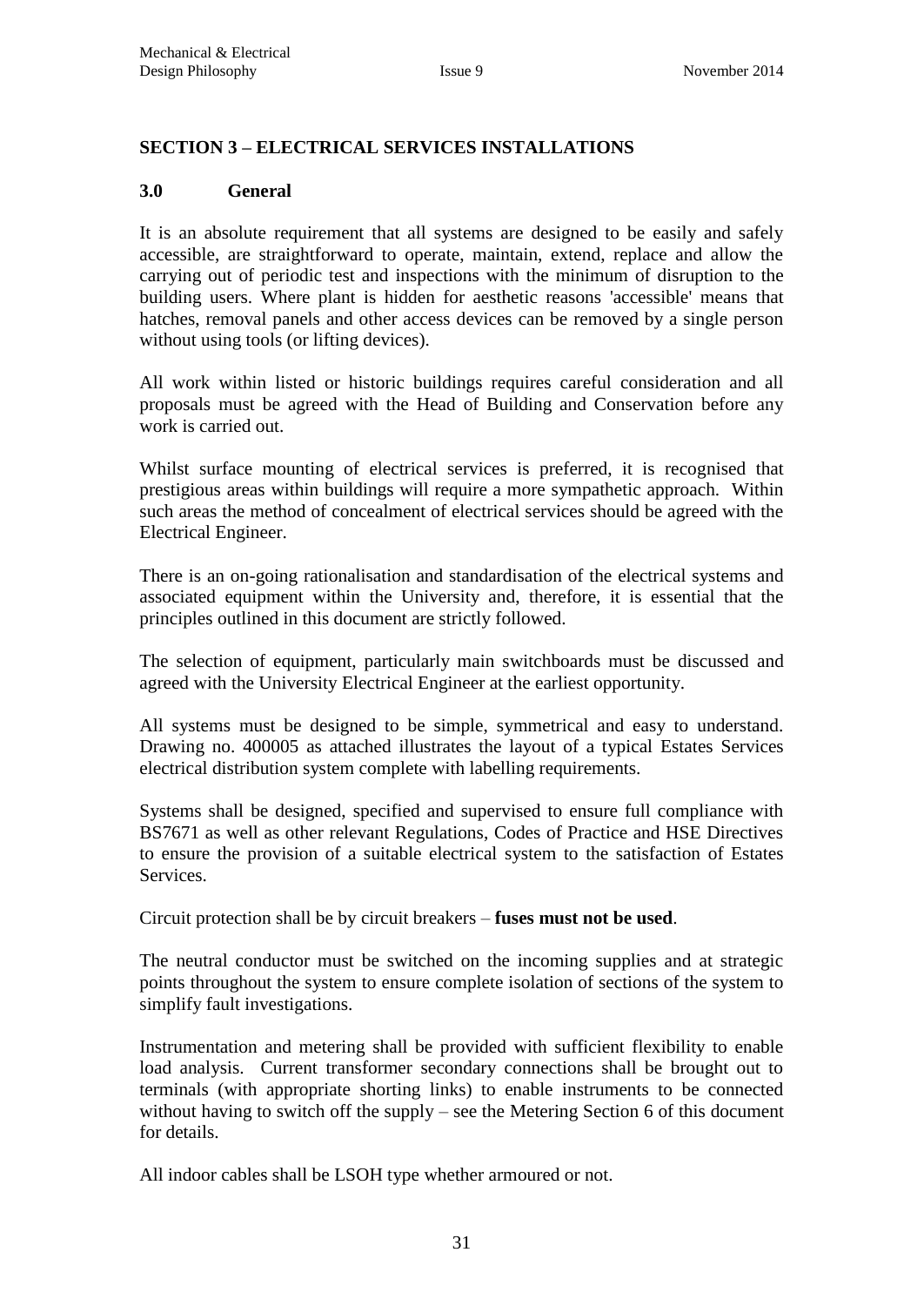## SECTION 3 – ELECTRICAL SERVICES INSTALLATIONS

### 3.0 General

It is an absolute requirement that all systems are designed to be easily and safely accessible, are straightforward to operate, maintain, extend, replace and allow the carrying out of periodic test and inspections with the minimum of disruption to the building users. Where plant is hidden for aesthetic reasons 'accessible' means that hatches, removal panels and other access devices can be removed by a single person without using tools (or lifting devices).

All work within listed or historic buildings requires careful consideration and all proposals must be agreed with the Head of Building and Conservation before any work is carried out.

Whilst surface mounting of electrical services is preferred, it is recognised that prestigious areas within buildings will require a more sympathetic approach. Within such areas the method of concealment of electrical services should be agreed with the Electrical Engineer.

There is an on-going rationalisation and standardisation of the electrical systems and associated equipment within the University and, therefore, it is essential that the principles outlined in this document are strictly followed.

The selection of equipment, particularly main switchboards must be discussed and agreed with the University Electrical Engineer at the earliest opportunity.

All systems must be designed to be simple, symmetrical and easy to understand. Drawing no. 400005 as attached illustrates the layout of a typical Estates Services electrical distribution system complete with labelling requirements.

Systems shall be designed, specified and supervised to ensure full compliance with BS7671 as well as other relevant Regulations, Codes of Practice and HSE Directives to ensure the provision of a suitable electrical system to the satisfaction of Estates Services.

Circuit protection shall be by circuit breakers – **fuses must not be used**.

The neutral conductor must be switched on the incoming supplies and at strategic points throughout the system to ensure complete isolation of sections of the system to simplify fault investigations.

Instrumentation and metering shall be provided with sufficient flexibility to enable load analysis. Current transformer secondary connections shall be brought out to terminals (with appropriate shorting links) to enable instruments to be connected without having to switch off the supply – see the Metering Section 6 of this document for details.

All indoor cables shall be LSOH type whether armoured or not.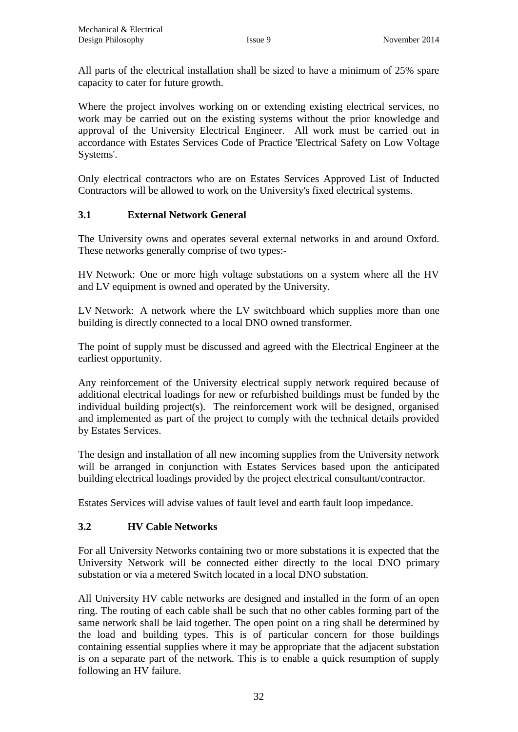All parts of the electrical installation shall be sized to have a minimum of 25% spare capacity to cater for future growth.

Where the project involves working on or extending existing electrical services, no work may be carried out on the existing systems without the prior knowledge and approval of the University Electrical Engineer. All work must be carried out in accordance with Estates Services Code of Practice 'Electrical Safety on Low Voltage Systems'.

Only electrical contractors who are on Estates Services Approved List of Inducted Contractors will be allowed to work on the University's fixed electrical systems.

### 3.1 External Network General

The University owns and operates several external networks in and around Oxford. These networks generally comprise of two types:-

HV Network: One or more high voltage substations on a system where all the HV and LV equipment is owned and operated by the University.

LV Network: A network where the LV switchboard which supplies more than one building is directly connected to a local DNO owned transformer.

The point of supply must be discussed and agreed with the Electrical Engineer at the earliest opportunity.

Any reinforcement of the University electrical supply network required because of additional electrical loadings for new or refurbished buildings must be funded by the individual building project(s). The reinforcement work will be designed, organised and implemented as part of the project to comply with the technical details provided by Estates Services.

The design and installation of all new incoming supplies from the University network will be arranged in conjunction with Estates Services based upon the anticipated building electrical loadings provided by the project electrical consultant/contractor.

Estates Services will advise values of fault level and earth fault loop impedance.

### 3.2 HV Cable Networks

For all University Networks containing two or more substations it is expected that the University Network will be connected either directly to the local DNO primary substation or via a metered Switch located in a local DNO substation.

All University HV cable networks are designed and installed in the form of an open ring. The routing of each cable shall be such that no other cables forming part of the same network shall be laid together. The open point on a ring shall be determined by the load and building types. This is of particular concern for those buildings containing essential supplies where it may be appropriate that the adjacent substation is on a separate part of the network. This is to enable a quick resumption of supply following an HV failure.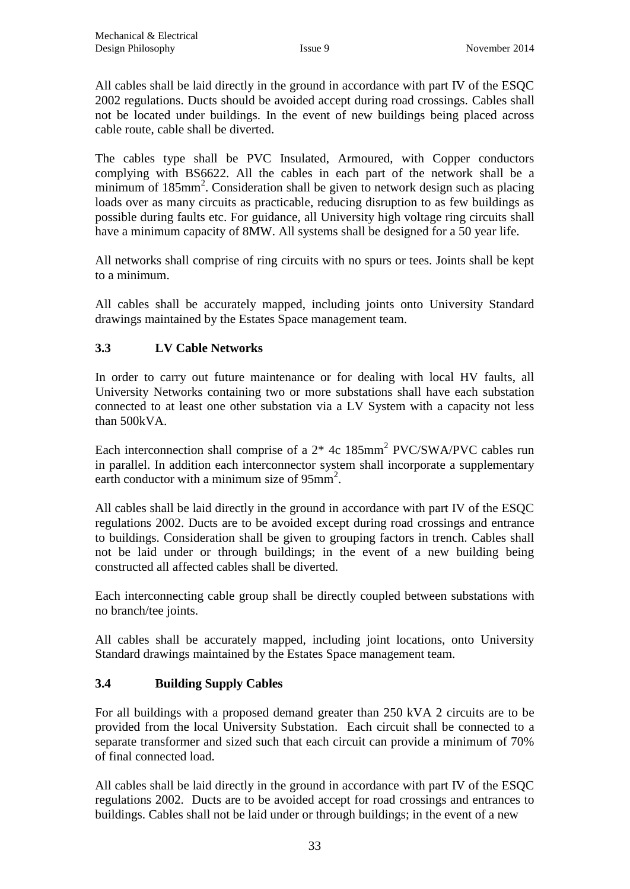All cables shall be laid directly in the ground in accordance with part IV of the ESQC 2002 regulations. Ducts should be avoided accept during road crossings. Cables shall not be located under buildings. In the event of new buildings being placed across cable route, cable shall be diverted.

The cables type shall be PVC Insulated, Armoured, with Copper conductors complying with BS6622. All the cables in each part of the network shall be a minimum of $185mm^2$. Consideration shall be given to network design such as placing loads over as many circuits as practicable, reducing disruption to as few buildings as possible during faults etc. For guidance, all University high voltage ring circuits shall have a minimum capacity of 8MW. All systems shall be designed for a 50 year life.

All networks shall comprise of ring circuits with no spurs or tees. Joints shall be kept to a minimum.

All cables shall be accurately mapped, including joints onto University Standard drawings maintained by the Estates Space management team.

### 3.3 LV Cable Networks

In order to carry out future maintenance or for dealing with local HV faults, all University Networks containing two or more substations shall have each substation connected to at least one other substation via a LV System with a capacity not less than 500kVA.

Each interconnection shall comprise of a 2* 4c $185mm^2$ PVC/SWA/PVC cables run in parallel. In addition each interconnector system shall incorporate a supplementary earth conductor with a minimum size of $95mm^2$.

All cables shall be laid directly in the ground in accordance with part IV of the ESQC regulations 2002. Ducts are to be avoided except during road crossings and entrance to buildings. Consideration shall be given to grouping factors in trench. Cables shall not be laid under or through buildings; in the event of a new building being constructed all affected cables shall be diverted.

Each interconnecting cable group shall be directly coupled between substations with no branch/tee joints.

All cables shall be accurately mapped, including joint locations, onto University Standard drawings maintained by the Estates Space management team.

### 3.4 Building Supply Cables

For all buildings with a proposed demand greater than 250 kVA 2 circuits are to be provided from the local University Substation. Each circuit shall be connected to a separate transformer and sized such that each circuit can provide a minimum of 70% of final connected load.

All cables shall be laid directly in the ground in accordance with part IV of the ESQC regulations 2002. Ducts are to be avoided accept for road crossings and entrances to buildings. Cables shall not be laid under or through buildings; in the event of a new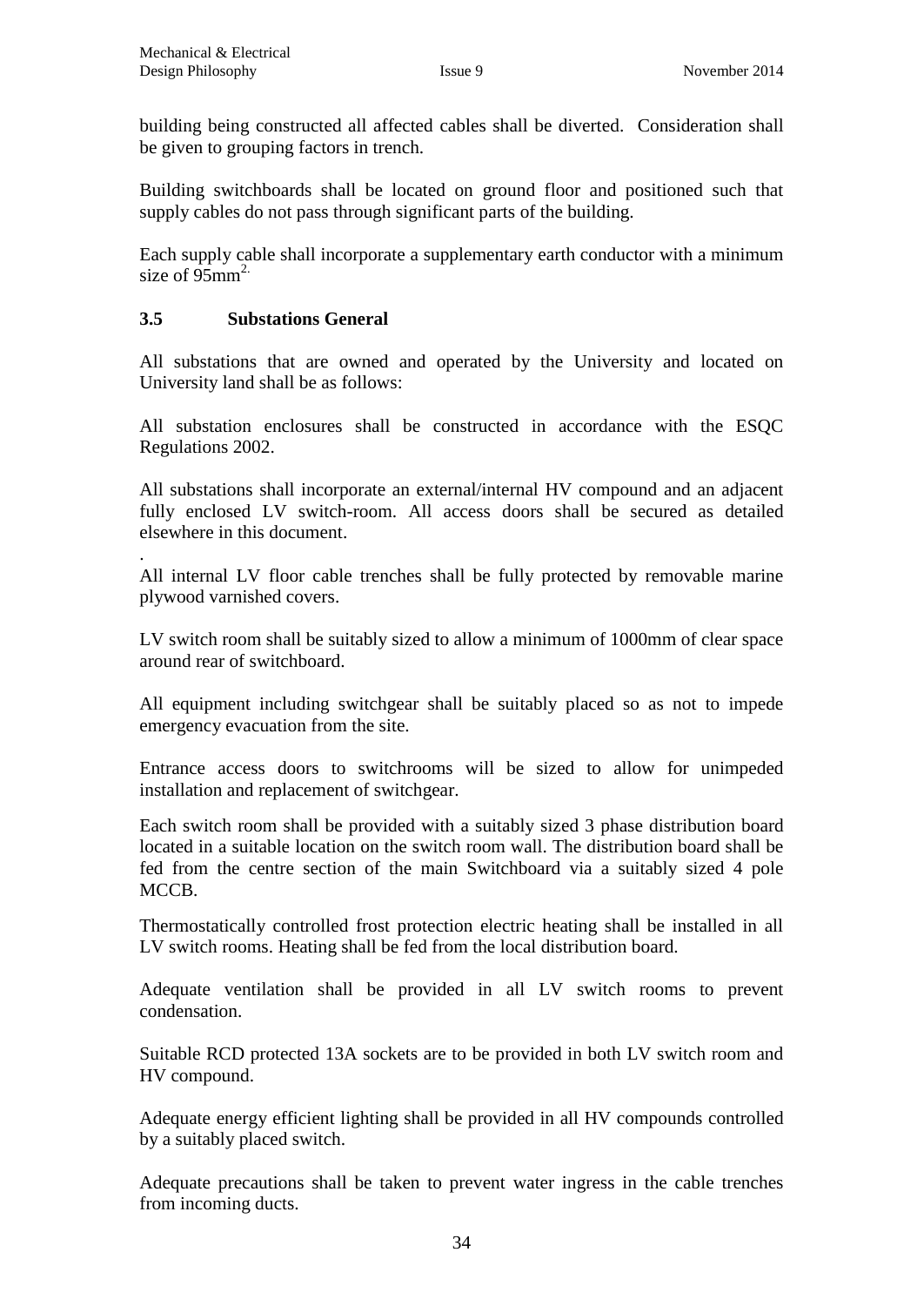building being constructed all affected cables shall be diverted. Consideration shall be given to grouping factors in trench.

Building switchboards shall be located on ground floor and positioned such that supply cables do not pass through significant parts of the building.

Each supply cable shall incorporate a supplementary earth conductor with a minimum size of 95mm$^{2.}$

### 3.5 Substations General

All substations that are owned and operated by the University and located on University land shall be as follows:

All substation enclosures shall be constructed in accordance with the ESQC Regulations 2002.

All substations shall incorporate an external/internal HV compound and an adjacent fully enclosed LV switch-room. All access doors shall be secured as detailed elsewhere in this document.

.

All internal LV floor cable trenches shall be fully protected by removable marine plywood varnished covers.

LV switch room shall be suitably sized to allow a minimum of 1000mm of clear space around rear of switchboard.

All equipment including switchgear shall be suitably placed so as not to impede emergency evacuation from the site.

Entrance access doors to switchrooms will be sized to allow for unimpeded installation and replacement of switchgear.

Each switch room shall be provided with a suitably sized 3 phase distribution board located in a suitable location on the switch room wall. The distribution board shall be fed from the centre section of the main Switchboard via a suitably sized 4 pole MCCB.

Thermostatically controlled frost protection electric heating shall be installed in all LV switch rooms. Heating shall be fed from the local distribution board.

Adequate ventilation shall be provided in all LV switch rooms to prevent condensation.

Suitable RCD protected 13A sockets are to be provided in both LV switch room and HV compound.

Adequate energy efficient lighting shall be provided in all HV compounds controlled by a suitably placed switch.

Adequate precautions shall be taken to prevent water ingress in the cable trenches from incoming ducts.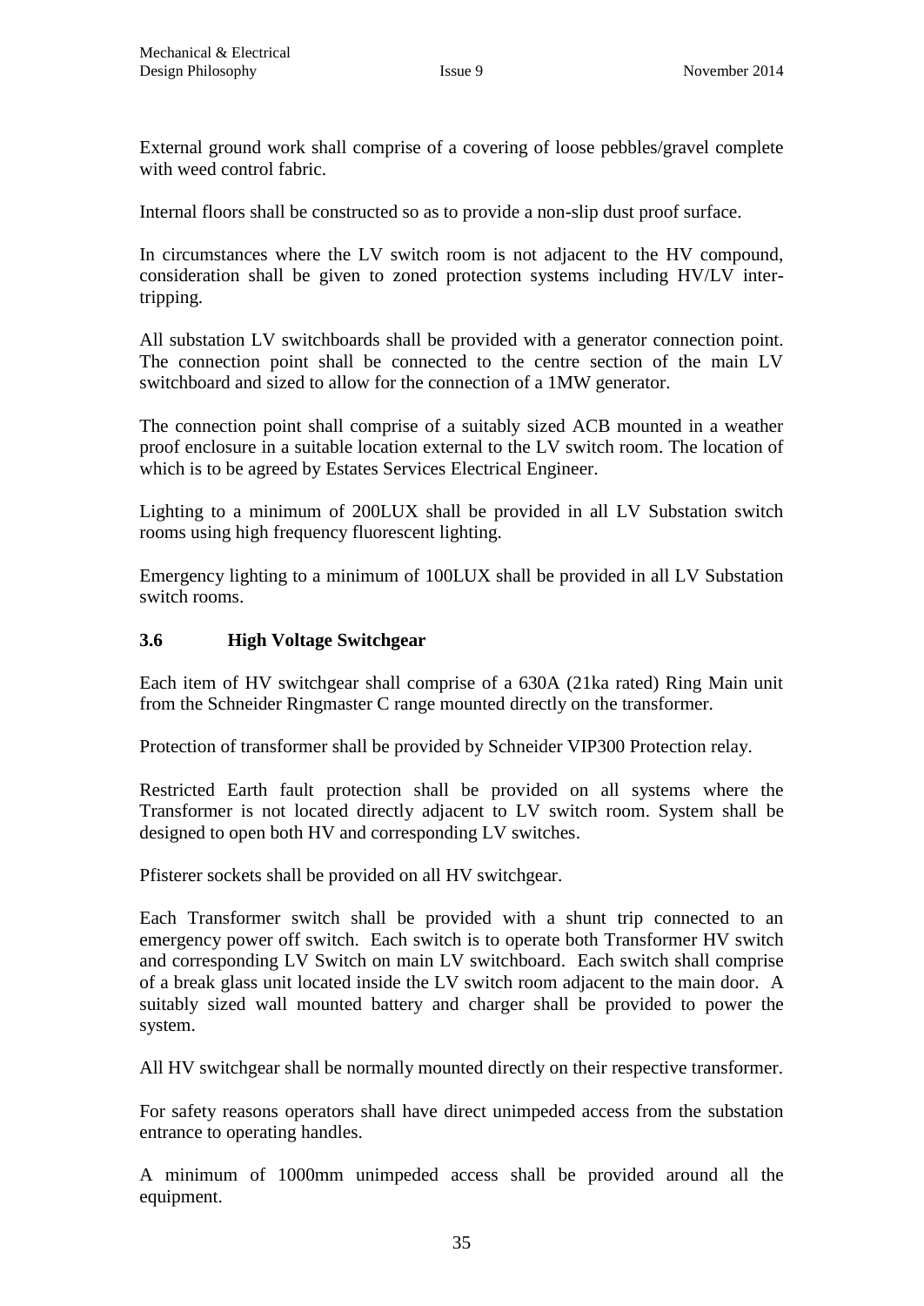External ground work shall comprise of a covering of loose pebbles/gravel complete with weed control fabric.

Internal floors shall be constructed so as to provide a non-slip dust proof surface.

In circumstances where the LV switch room is not adjacent to the HV compound, consideration shall be given to zoned protection systems including HV/LV inter-tripping.

All substation LV switchboards shall be provided with a generator connection point. The connection point shall be connected to the centre section of the main LV switchboard and sized to allow for the connection of a 1MW generator.

The connection point shall comprise of a suitably sized ACB mounted in a weather proof enclosure in a suitable location external to the LV switch room. The location of which is to be agreed by Estates Services Electrical Engineer.

Lighting to a minimum of 200LUX shall be provided in all LV Substation switch rooms using high frequency fluorescent lighting.

Emergency lighting to a minimum of 100LUX shall be provided in all LV Substation switch rooms.

### 3.6 High Voltage Switchgear

Each item of HV switchgear shall comprise of a 630A (21ka rated) Ring Main unit from the Schneider Ringmaster C range mounted directly on the transformer.

Protection of transformer shall be provided by Schneider VIP300 Protection relay.

Restricted Earth fault protection shall be provided on all systems where the Transformer is not located directly adjacent to LV switch room. System shall be designed to open both HV and corresponding LV switches.

Pfisterer sockets shall be provided on all HV switchgear.

Each Transformer switch shall be provided with a shunt trip connected to an emergency power off switch. Each switch is to operate both Transformer HV switch and corresponding LV Switch on main LV switchboard. Each switch shall comprise of a break glass unit located inside the LV switch room adjacent to the main door. A suitably sized wall mounted battery and charger shall be provided to power the system.

All HV switchgear shall be normally mounted directly on their respective transformer.

For safety reasons operators shall have direct unimpeded access from the substation entrance to operating handles.

A minimum of 1000mm unimpeded access shall be provided around all the equipment.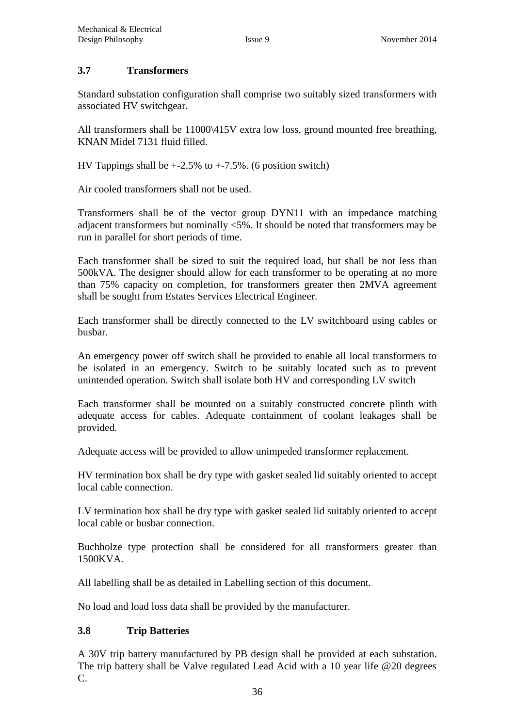### 3.7 Transformers

Standard substation configuration shall comprise two suitably sized transformers with associated HV switchgear.

All transformers shall be 11000\415V extra low loss, ground mounted free breathing, KNAN Midel 7131 fluid filled.

HV Tappings shall be +-2.5% to +-7.5%. (6 position switch)

Air cooled transformers shall not be used.

Transformers shall be of the vector group DYN11 with an impedance matching adjacent transformers but nominally <5%. It should be noted that transformers may be run in parallel for short periods of time.

Each transformer shall be sized to suit the required load, but shall be not less than 500kVA. The designer should allow for each transformer to be operating at no more than 75% capacity on completion, for transformers greater then 2MVA agreement shall be sought from Estates Services Electrical Engineer.

Each transformer shall be directly connected to the LV switchboard using cables or busbar.

An emergency power off switch shall be provided to enable all local transformers to be isolated in an emergency. Switch to be suitably located such as to prevent unintended operation. Switch shall isolate both HV and corresponding LV switch

Each transformer shall be mounted on a suitably constructed concrete plinth with adequate access for cables. Adequate containment of coolant leakages shall be provided.

Adequate access will be provided to allow unimpeded transformer replacement.

HV termination box shall be dry type with gasket sealed lid suitably oriented to accept local cable connection.

LV termination box shall be dry type with gasket sealed lid suitably oriented to accept local cable or busbar connection.

Buchholze type protection shall be considered for all transformers greater than 1500KVA.

All labelling shall be as detailed in Labelling section of this document.

No load and load loss data shall be provided by the manufacturer.

### 3.8 Trip Batteries

A 30V trip battery manufactured by PB design shall be provided at each substation. The trip battery shall be Valve regulated Lead Acid with a 10 year life @20 degrees C.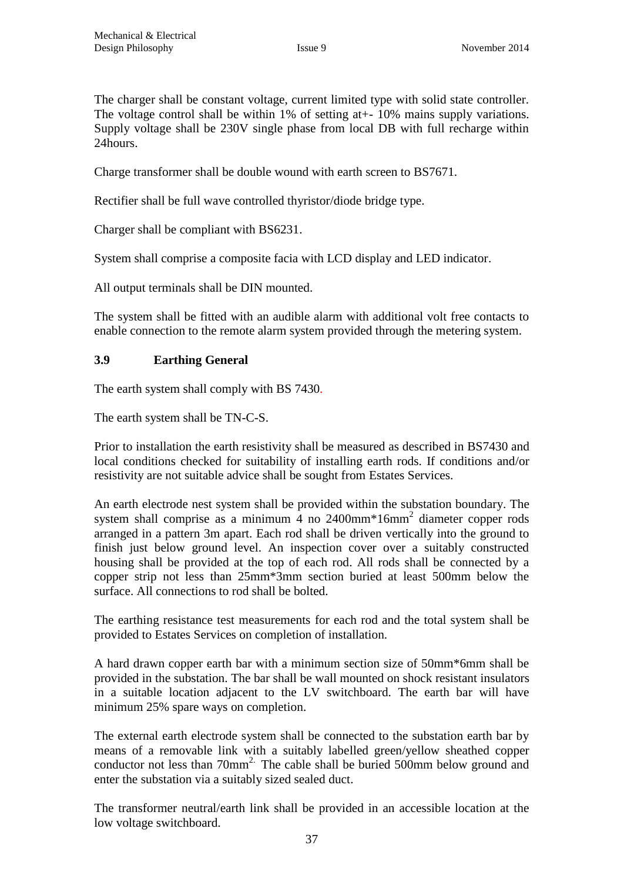The charger shall be constant voltage, current limited type with solid state controller. The voltage control shall be within 1% of setting at+- 10% mains supply variations. Supply voltage shall be 230V single phase from local DB with full recharge within 24hours.

Charge transformer shall be double wound with earth screen to BS7671.

Rectifier shall be full wave controlled thyristor/diode bridge type.

Charger shall be compliant with BS6231.

System shall comprise a composite facia with LCD display and LED indicator.

All output terminals shall be DIN mounted.

The system shall be fitted with an audible alarm with additional volt free contacts to enable connection to the remote alarm system provided through the metering system.

### 3.9 Earthing General

The earth system shall comply with BS 7430.

The earth system shall be TN-C-S.

Prior to installation the earth resistivity shall be measured as described in BS7430 and local conditions checked for suitability of installing earth rods. If conditions and/or resistivity are not suitable advice shall be sought from Estates Services.

An earth electrode nest system shall be provided within the substation boundary. The system shall comprise as a minimum 4 no 2400mm*16mm$^2$ diameter copper rods arranged in a pattern 3m apart. Each rod shall be driven vertically into the ground to finish just below ground level. An inspection cover over a suitably constructed housing shall be provided at the top of each rod. All rods shall be connected by a copper strip not less than 25mm*3mm section buried at least 500mm below the surface. All connections to rod shall be bolted.

The earthing resistance test measurements for each rod and the total system shall be provided to Estates Services on completion of installation.

A hard drawn copper earth bar with a minimum section size of 50mm*6mm shall be provided in the substation. The bar shall be wall mounted on shock resistant insulators in a suitable location adjacent to the LV switchboard. The earth bar will have minimum 25% spare ways on completion.

The external earth electrode system shall be connected to the substation earth bar by means of a removable link with a suitably labelled green/yellow sheathed copper conductor not less than 70mm$^2$. The cable shall be buried 500mm below ground and enter the substation via a suitably sized sealed duct.

The transformer neutral/earth link shall be provided in an accessible location at the low voltage switchboard.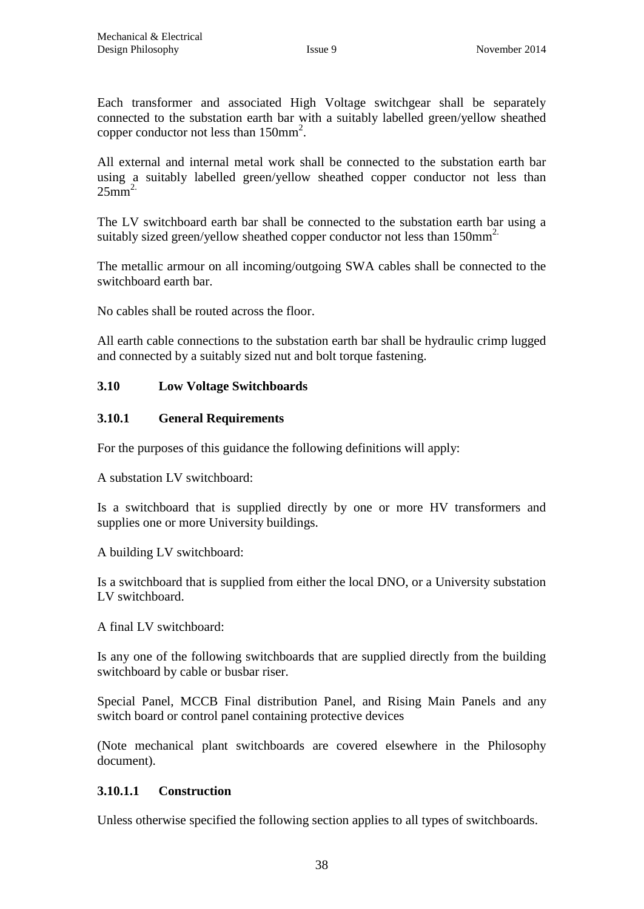Each transformer and associated High Voltage switchgear shall be separately connected to the substation earth bar with a suitably labelled green/yellow sheathed copper conductor not less than $150mm^2$.

All external and internal metal work shall be connected to the substation earth bar using a suitably labelled green/yellow sheathed copper conductor not less than $25mm^2$.

The LV switchboard earth bar shall be connected to the substation earth bar using a suitably sized green/yellow sheathed copper conductor not less than $150mm^2$.

The metallic armour on all incoming/outgoing SWA cables shall be connected to the switchboard earth bar.

No cables shall be routed across the floor.

All earth cable connections to the substation earth bar shall be hydraulic crimp lugged and connected by a suitably sized nut and bolt torque fastening.

## 3.10 Low Voltage Switchboards

### 3.10.1 General Requirements

For the purposes of this guidance the following definitions will apply:

A substation LV switchboard:

Is a switchboard that is supplied directly by one or more HV transformers and supplies one or more University buildings.

A building LV switchboard:

Is a switchboard that is supplied from either the local DNO, or a University substation LV switchboard.

A final LV switchboard:

Is any one of the following switchboards that are supplied directly from the building switchboard by cable or busbar riser.

Special Panel, MCCB Final distribution Panel, and Rising Main Panels and any switch board or control panel containing protective devices

(Note mechanical plant switchboards are covered elsewhere in the Philosophy document).

#### 3.10.1.1 Construction

Unless otherwise specified the following section applies to all types of switchboards.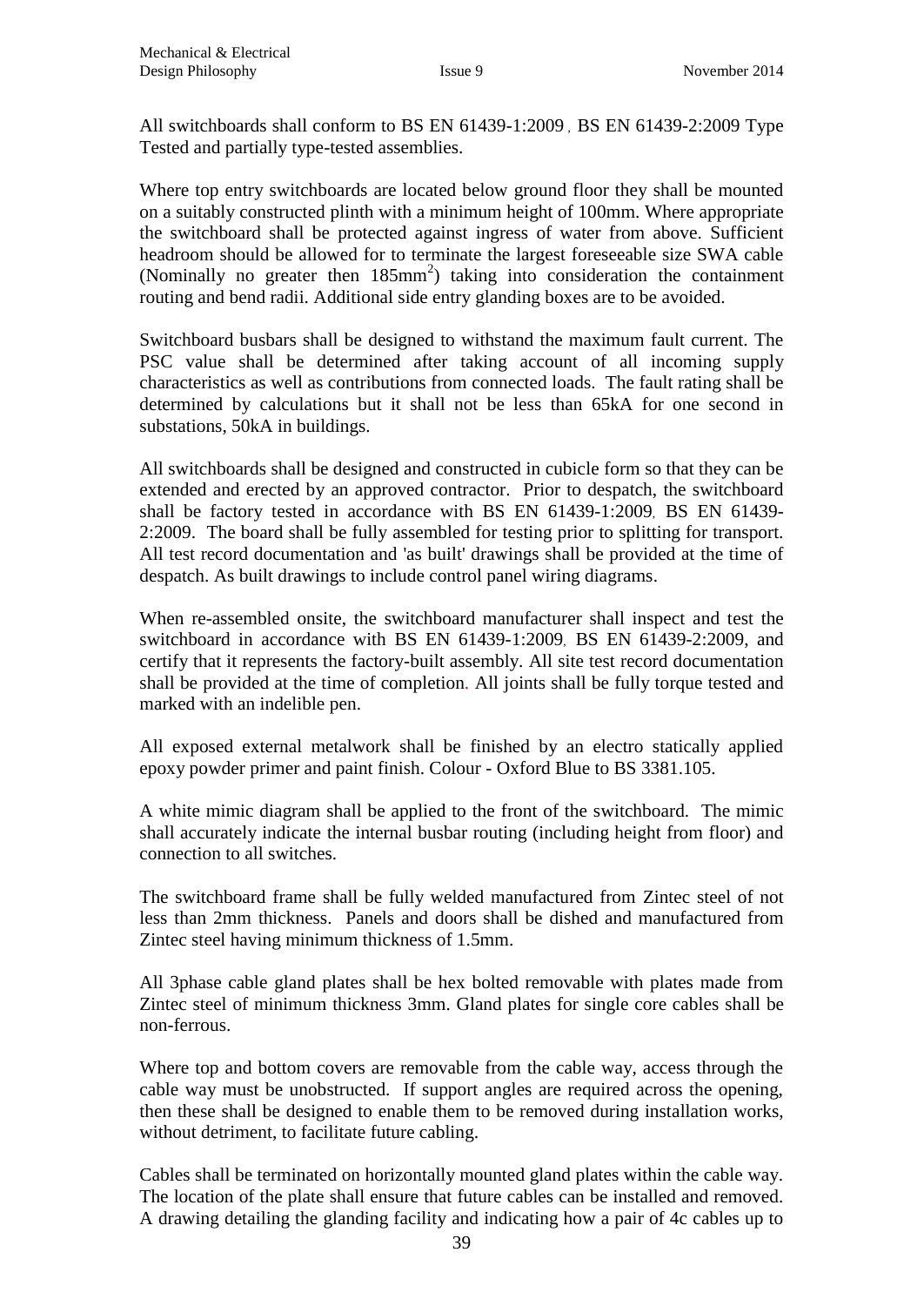All switchboards shall conform to BS EN 61439-1:2009 , BS EN 61439-2:2009 Type Tested and partially type-tested assemblies.

Where top entry switchboards are located below ground floor they shall be mounted on a suitably constructed plinth with a minimum height of 100mm. Where appropriate the switchboard shall be protected against ingress of water from above. Sufficient headroom should be allowed for to terminate the largest foreseeable size SWA cable (Nominally no greater then 185mm$^2$) taking into consideration the containment routing and bend radii. Additional side entry glanding boxes are to be avoided.

Switchboard busbars shall be designed to withstand the maximum fault current. The PSC value shall be determined after taking account of all incoming supply characteristics as well as contributions from connected loads. The fault rating shall be determined by calculations but it shall not be less than 65kA for one second in substations, 50kA in buildings.

All switchboards shall be designed and constructed in cubicle form so that they can be extended and erected by an approved contractor. Prior to despatch, the switchboard shall be factory tested in accordance with BS EN 61439-1:2009, BS EN 61439-2:2009. The board shall be fully assembled for testing prior to splitting for transport. All test record documentation and 'as built' drawings shall be provided at the time of despatch. As built drawings to include control panel wiring diagrams.

When re-assembled onsite, the switchboard manufacturer shall inspect and test the switchboard in accordance with BS EN 61439-1:2009, BS EN 61439-2:2009, and certify that it represents the factory-built assembly. All site test record documentation shall be provided at the time of completion. All joints shall be fully torque tested and marked with an indelible pen.

All exposed external metalwork shall be finished by an electro statically applied epoxy powder primer and paint finish. Colour - Oxford Blue to BS 3381.105.

A white mimic diagram shall be applied to the front of the switchboard. The mimic shall accurately indicate the internal busbar routing (including height from floor) and connection to all switches.

The switchboard frame shall be fully welded manufactured from Zintec steel of not less than 2mm thickness. Panels and doors shall be dished and manufactured from Zintec steel having minimum thickness of 1.5mm.

All 3phase cable gland plates shall be hex bolted removable with plates made from Zintec steel of minimum thickness 3mm. Gland plates for single core cables shall be non-ferrous.

Where top and bottom covers are removable from the cable way, access through the cable way must be unobstructed. If support angles are required across the opening, then these shall be designed to enable them to be removed during installation works, without detriment, to facilitate future cabling.

Cables shall be terminated on horizontally mounted gland plates within the cable way. The location of the plate shall ensure that future cables can be installed and removed. A drawing detailing the glanding facility and indicating how a pair of 4c cables up to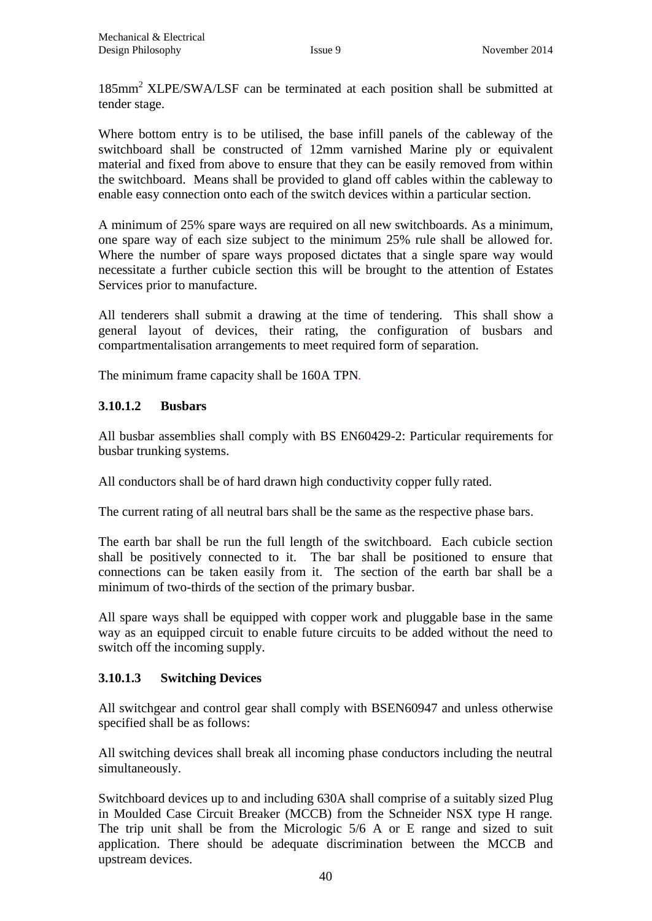185mm$^2$ XLPE/SWA/LSF can be terminated at each position shall be submitted at tender stage.

Where bottom entry is to be utilised, the base infill panels of the cableway of the switchboard shall be constructed of 12mm varnished Marine ply or equivalent material and fixed from above to ensure that they can be easily removed from within the switchboard. Means shall be provided to gland off cables within the cableway to enable easy connection onto each of the switch devices within a particular section.

A minimum of 25% spare ways are required on all new switchboards. As a minimum, one spare way of each size subject to the minimum 25% rule shall be allowed for. Where the number of spare ways proposed dictates that a single spare way would necessitate a further cubicle section this will be brought to the attention of Estates Services prior to manufacture.

All tenderers shall submit a drawing at the time of tendering. This shall show a general layout of devices, their rating, the configuration of busbars and compartmentalisation arrangements to meet required form of separation.

The minimum frame capacity shall be 160A TPN.

#### 3.10.1.2 Busbars

All busbar assemblies shall comply with BS EN60429-2: Particular requirements for busbar trunking systems.

All conductors shall be of hard drawn high conductivity copper fully rated.

The current rating of all neutral bars shall be the same as the respective phase bars.

The earth bar shall be run the full length of the switchboard. Each cubicle section shall be positively connected to it. The bar shall be positioned to ensure that connections can be taken easily from it. The section of the earth bar shall be a minimum of two-thirds of the section of the primary busbar.

All spare ways shall be equipped with copper work and pluggable base in the same way as an equipped circuit to enable future circuits to be added without the need to switch off the incoming supply.

#### 3.10.1.3 Switching Devices

All switchgear and control gear shall comply with BSEN60947 and unless otherwise specified shall be as follows:

All switching devices shall break all incoming phase conductors including the neutral simultaneously.

Switchboard devices up to and including 630A shall comprise of a suitably sized Plug in Moulded Case Circuit Breaker (MCCB) from the Schneider NSX type H range. The trip unit shall be from the Micrologic 5/6 A or E range and sized to suit application. There should be adequate discrimination between the MCCB and upstream devices.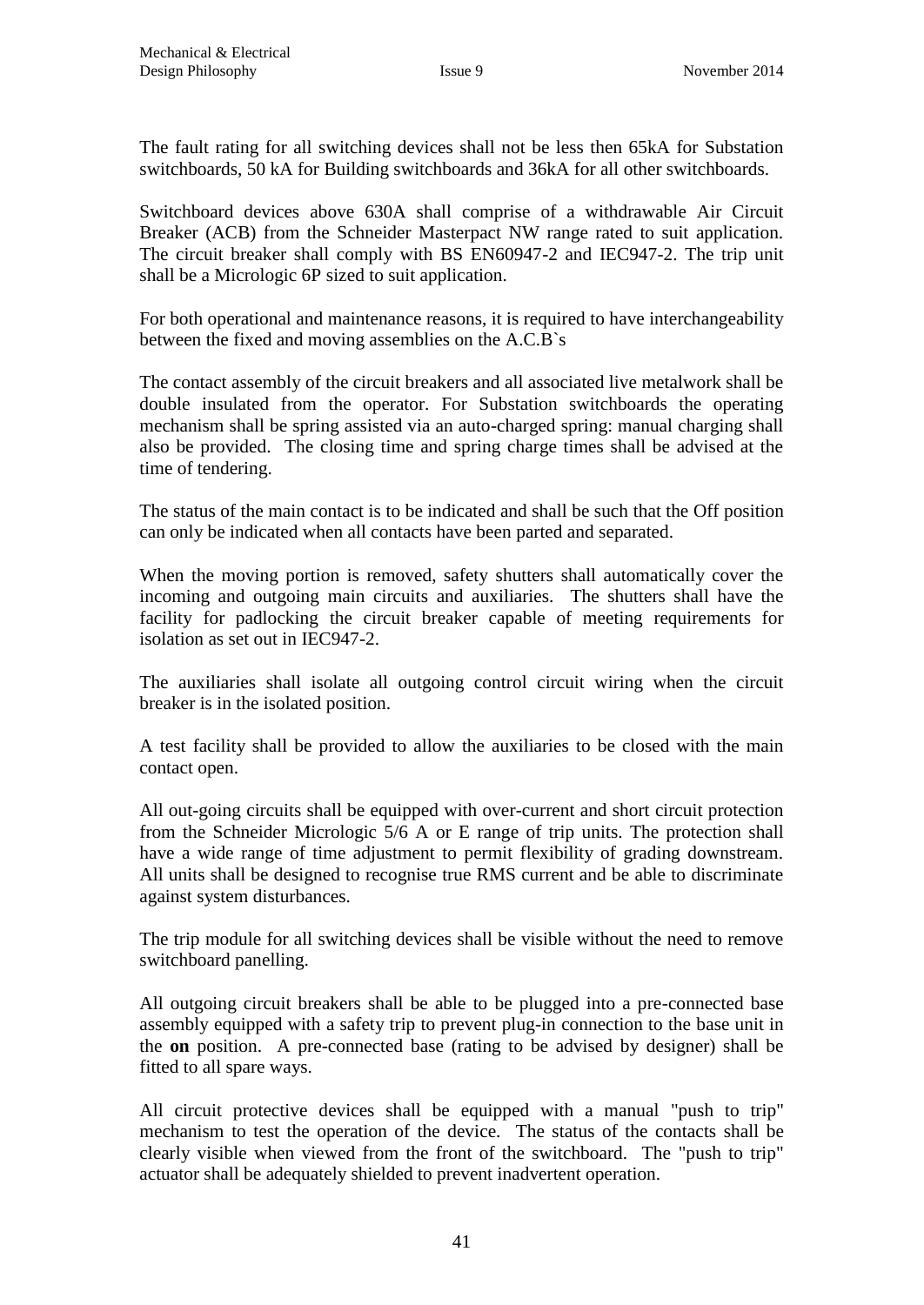The fault rating for all switching devices shall not be less then 65kA for Substation switchboards, 50 kA for Building switchboards and 36kA for all other switchboards.

Switchboard devices above 630A shall comprise of a withdrawable Air Circuit Breaker (ACB) from the Schneider Masterpact NW range rated to suit application. The circuit breaker shall comply with BS EN60947-2 and IEC947-2. The trip unit shall be a Micrologic 6P sized to suit application.

For both operational and maintenance reasons, it is required to have interchangeability between the fixed and moving assemblies on the A.C.B`s

The contact assembly of the circuit breakers and all associated live metalwork shall be double insulated from the operator. For Substation switchboards the operating mechanism shall be spring assisted via an auto-charged spring: manual charging shall also be provided. The closing time and spring charge times shall be advised at the time of tendering.

The status of the main contact is to be indicated and shall be such that the Off position can only be indicated when all contacts have been parted and separated.

When the moving portion is removed, safety shutters shall automatically cover the incoming and outgoing main circuits and auxiliaries. The shutters shall have the facility for padlocking the circuit breaker capable of meeting requirements for isolation as set out in IEC947-2.

The auxiliaries shall isolate all outgoing control circuit wiring when the circuit breaker is in the isolated position.

A test facility shall be provided to allow the auxiliaries to be closed with the main contact open.

All out-going circuits shall be equipped with over-current and short circuit protection from the Schneider Micrologic 5/6 A or E range of trip units. The protection shall have a wide range of time adjustment to permit flexibility of grading downstream. All units shall be designed to recognise true RMS current and be able to discriminate against system disturbances.

The trip module for all switching devices shall be visible without the need to remove switchboard panelling.

All outgoing circuit breakers shall be able to be plugged into a pre-connected base assembly equipped with a safety trip to prevent plug-in connection to the base unit in the **on** position. A pre-connected base (rating to be advised by designer) shall be fitted to all spare ways.

All circuit protective devices shall be equipped with a manual "push to trip" mechanism to test the operation of the device. The status of the contacts shall be clearly visible when viewed from the front of the switchboard. The "push to trip" actuator shall be adequately shielded to prevent inadvertent operation.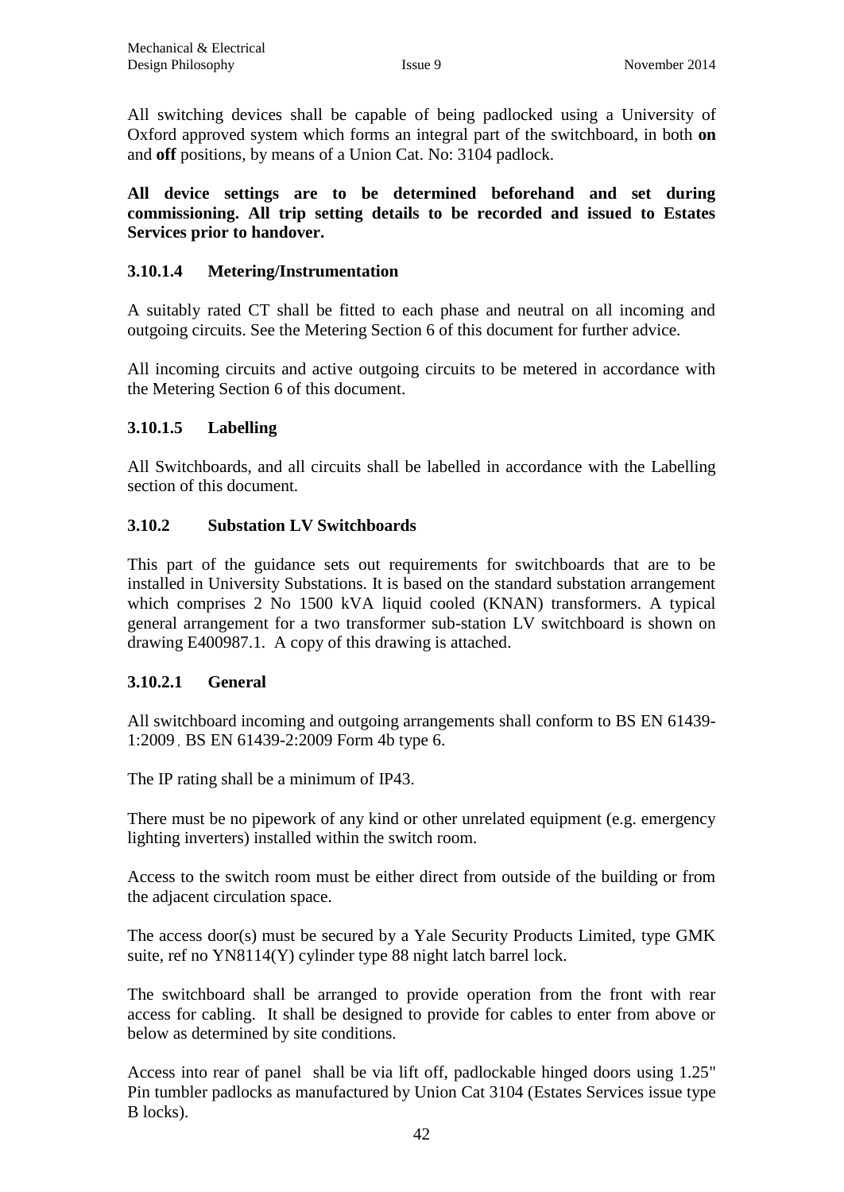All switching devices shall be capable of being padlocked using a University of Oxford approved system which forms an integral part of the switchboard, in both **on** and **off** positions, by means of a Union Cat. No: 3104 padlock.

**All device settings are to be determined beforehand and set during commissioning. All trip setting details to be recorded and issued to Estates Services prior to handover.**

#### 3.10.1.4 Metering/Instrumentation

A suitably rated CT shall be fitted to each phase and neutral on all incoming and outgoing circuits. See the Metering Section 6 of this document for further advice.

All incoming circuits and active outgoing circuits to be metered in accordance with the Metering Section 6 of this document.

#### 3.10.1.5 Labelling

All Switchboards, and all circuits shall be labelled in accordance with the Labelling section of this document.

### 3.10.2 Substation LV Switchboards

This part of the guidance sets out requirements for switchboards that are to be installed in University Substations. It is based on the standard substation arrangement which comprises 2 No 1500 kVA liquid cooled (KNAN) transformers. A typical general arrangement for a two transformer sub-station LV switchboard is shown on drawing E400987.1. A copy of this drawing is attached.

#### 3.10.2.1 General

All switchboard incoming and outgoing arrangements shall conform to BS EN 61439-1:2009, BS EN 61439-2:2009 Form 4b type 6.

The IP rating shall be a minimum of IP43.

There must be no pipework of any kind or other unrelated equipment (e.g. emergency lighting inverters) installed within the switch room.

Access to the switch room must be either direct from outside of the building or from the adjacent circulation space.

The access door(s) must be secured by a Yale Security Products Limited, type GMK suite, ref no YN8114(Y) cylinder type 88 night latch barrel lock.

The switchboard shall be arranged to provide operation from the front with rear access for cabling. It shall be designed to provide for cables to enter from above or below as determined by site conditions.

Access into rear of panel shall be via lift off, padlockable hinged doors using 1.25" Pin tumbler padlocks as manufactured by Union Cat 3104 (Estates Services issue type B locks).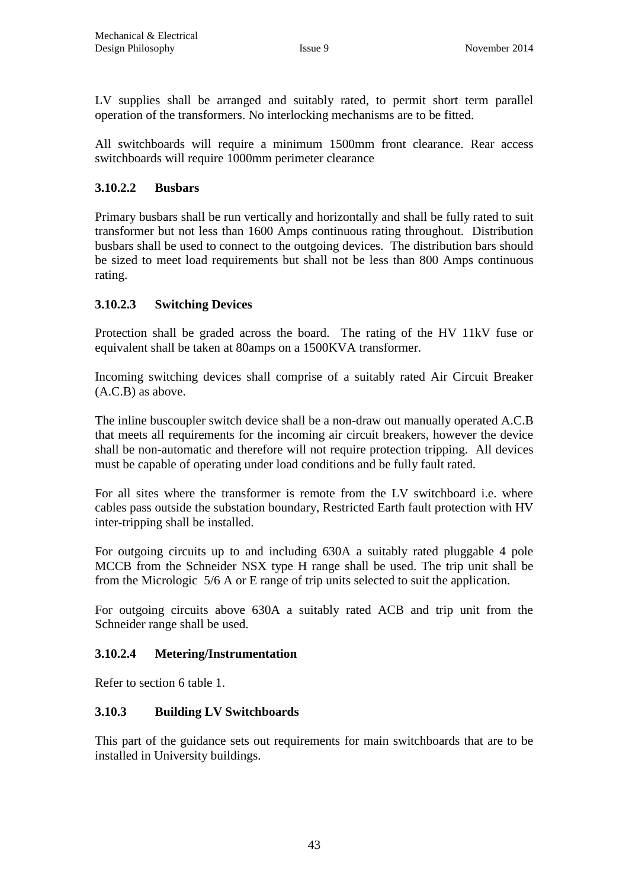LV supplies shall be arranged and suitably rated, to permit short term parallel operation of the transformers. No interlocking mechanisms are to be fitted.

All switchboards will require a minimum 1500mm front clearance. Rear access switchboards will require 1000mm perimeter clearance

#### 3.10.2.2 Busbars

Primary busbars shall be run vertically and horizontally and shall be fully rated to suit transformer but not less than 1600 Amps continuous rating throughout. Distribution busbars shall be used to connect to the outgoing devices. The distribution bars should be sized to meet load requirements but shall not be less than 800 Amps continuous rating.

#### 3.10.2.3 Switching Devices

Protection shall be graded across the board. The rating of the HV 11kV fuse or equivalent shall be taken at 80amps on a 1500KVA transformer.

Incoming switching devices shall comprise of a suitably rated Air Circuit Breaker (A.C.B) as above.

The inline buscoupler switch device shall be a non-draw out manually operated A.C.B that meets all requirements for the incoming air circuit breakers, however the device shall be non-automatic and therefore will not require protection tripping. All devices must be capable of operating under load conditions and be fully fault rated.

For all sites where the transformer is remote from the LV switchboard i.e. where cables pass outside the substation boundary, Restricted Earth fault protection with HV inter-tripping shall be installed.

For outgoing circuits up to and including 630A a suitably rated pluggable 4 pole MCCB from the Schneider NSX type H range shall be used. The trip unit shall be from the Micrologic 5/6 A or E range of trip units selected to suit the application.

For outgoing circuits above 630A a suitably rated ACB and trip unit from the Schneider range shall be used.

#### 3.10.2.4 Metering/Instrumentation

Refer to section 6 table 1.

### 3.10.3 Building LV Switchboards

This part of the guidance sets out requirements for main switchboards that are to be installed in University buildings.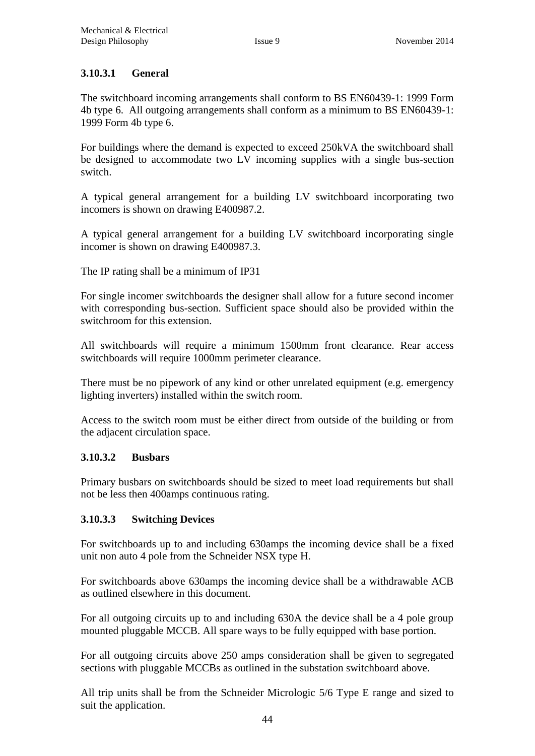#### 3.10.3.1 General

The switchboard incoming arrangements shall conform to BS EN60439-1: 1999 Form 4b type 6. All outgoing arrangements shall conform as a minimum to BS EN60439-1: 1999 Form 4b type 6.

For buildings where the demand is expected to exceed 250kVA the switchboard shall be designed to accommodate two LV incoming supplies with a single bus-section switch.

A typical general arrangement for a building LV switchboard incorporating two incomers is shown on drawing E400987.2.

A typical general arrangement for a building LV switchboard incorporating single incomer is shown on drawing E400987.3.

The IP rating shall be a minimum of IP31

For single incomer switchboards the designer shall allow for a future second incomer with corresponding bus-section. Sufficient space should also be provided within the switchroom for this extension.

All switchboards will require a minimum 1500mm front clearance. Rear access switchboards will require 1000mm perimeter clearance.

There must be no pipework of any kind or other unrelated equipment (e.g. emergency lighting inverters) installed within the switch room.

Access to the switch room must be either direct from outside of the building or from the adjacent circulation space.

#### 3.10.3.2 Busbars

Primary busbars on switchboards should be sized to meet load requirements but shall not be less then 400amps continuous rating.

#### 3.10.3.3 Switching Devices

For switchboards up to and including 630amps the incoming device shall be a fixed unit non auto 4 pole from the Schneider NSX type H.

For switchboards above 630amps the incoming device shall be a withdrawable ACB as outlined elsewhere in this document.

For all outgoing circuits up to and including 630A the device shall be a 4 pole group mounted pluggable MCCB. All spare ways to be fully equipped with base portion.

For all outgoing circuits above 250 amps consideration shall be given to segregated sections with pluggable MCCBs as outlined in the substation switchboard above.

All trip units shall be from the Schneider Micrologic 5/6 Type E range and sized to suit the application.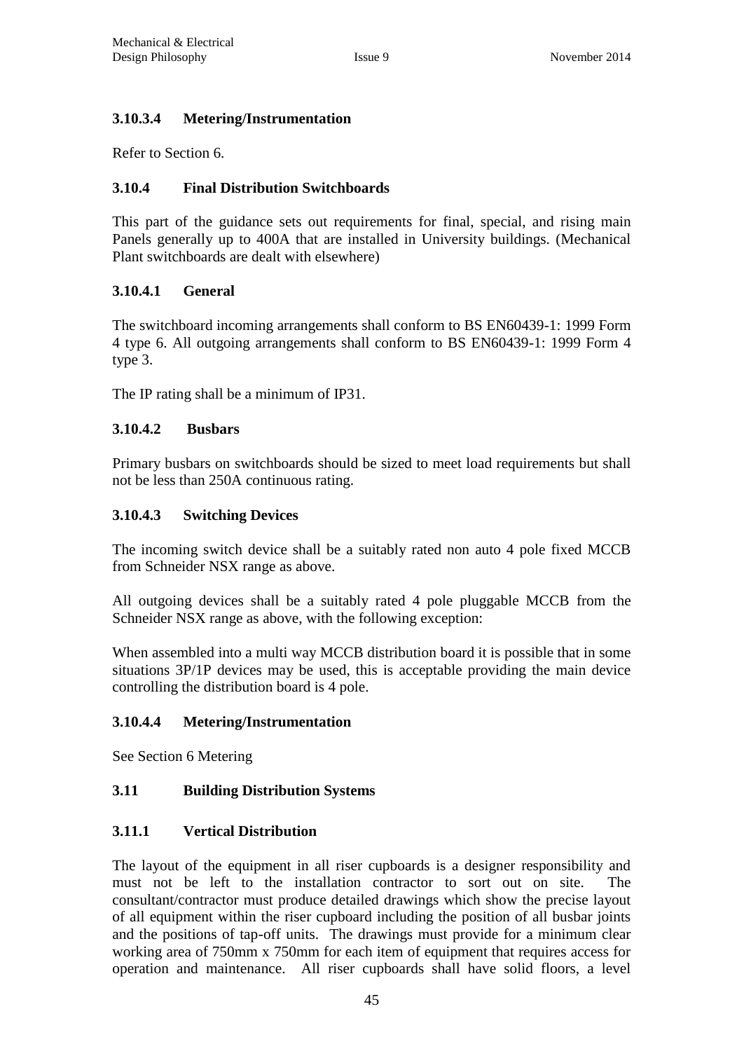### 3.10.3.4 Metering/Instrumentation

Refer to Section 6.

### 3.10.4 Final Distribution Switchboards

This part of the guidance sets out requirements for final, special, and rising main Panels generally up to 400A that are installed in University buildings. (Mechanical Plant switchboards are dealt with elsewhere)

#### 3.10.4.1 General

The switchboard incoming arrangements shall conform to BS EN60439-1: 1999 Form 4 type 6. All outgoing arrangements shall conform to BS EN60439-1: 1999 Form 4 type 3.

The IP rating shall be a minimum of IP31.

#### 3.10.4.2 Busbars

Primary busbars on switchboards should be sized to meet load requirements but shall not be less than 250A continuous rating.

#### 3.10.4.3 Switching Devices

The incoming switch device shall be a suitably rated non auto 4 pole fixed MCCB from Schneider NSX range as above.

All outgoing devices shall be a suitably rated 4 pole pluggable MCCB from the Schneider NSX range as above, with the following exception:

When assembled into a multi way MCCB distribution board it is possible that in some situations 3P/1P devices may be used, this is acceptable providing the main device controlling the distribution board is 4 pole.

#### 3.10.4.4 Metering/Instrumentation

See Section 6 Metering

## 3.11 Building Distribution Systems

### 3.11.1 Vertical Distribution

The layout of the equipment in all riser cupboards is a designer responsibility and must not be left to the installation contractor to sort out on site. The consultant/contractor must produce detailed drawings which show the precise layout of all equipment within the riser cupboard including the position of all busbar joints and the positions of tap-off units. The drawings must provide for a minimum clear working area of 750mm x 750mm for each item of equipment that requires access for operation and maintenance. All riser cupboards shall have solid floors, a level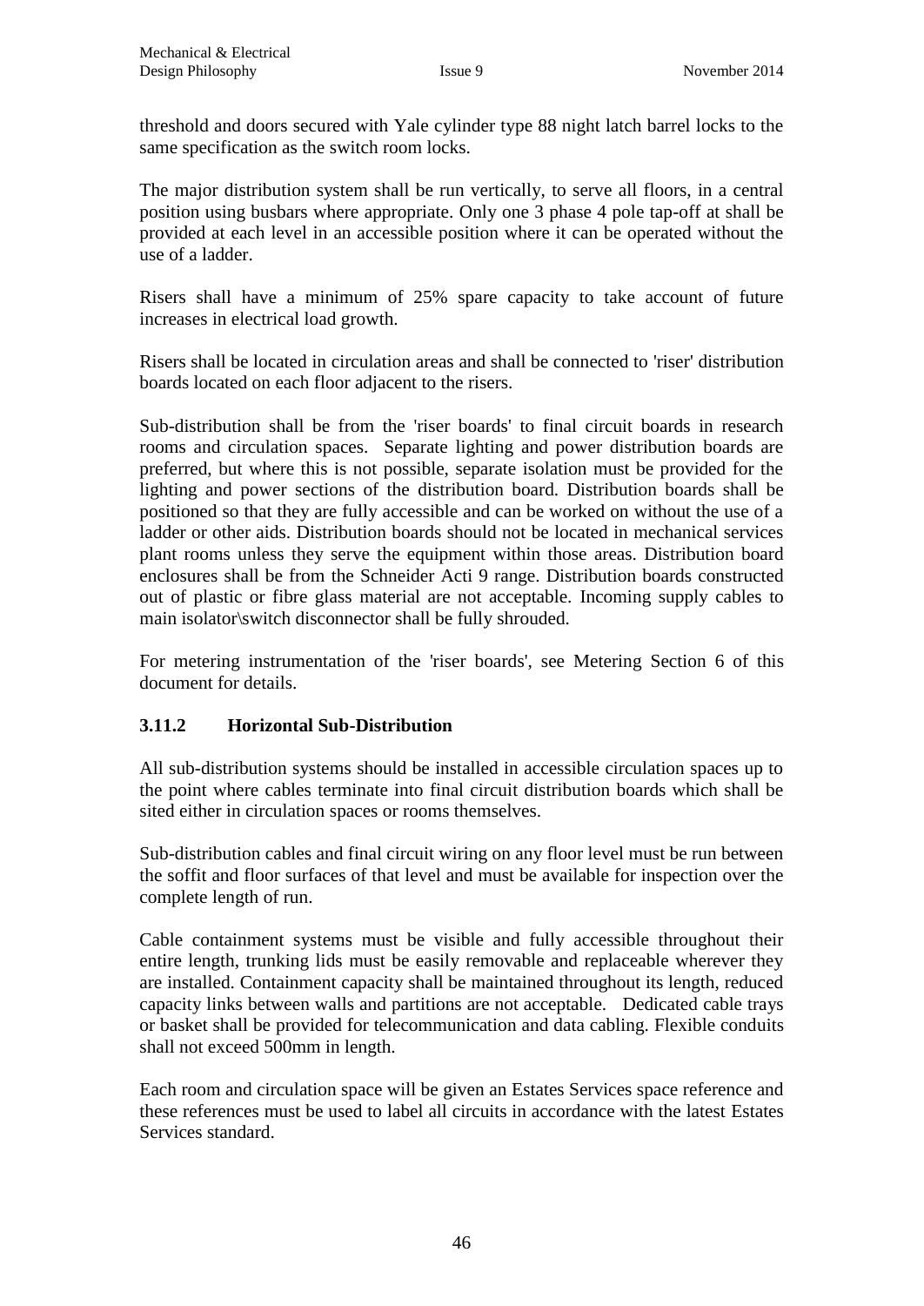threshold and doors secured with Yale cylinder type 88 night latch barrel locks to the same specification as the switch room locks.

The major distribution system shall be run vertically, to serve all floors, in a central position using busbars where appropriate. Only one 3 phase 4 pole tap-off at shall be provided at each level in an accessible position where it can be operated without the use of a ladder.

Risers shall have a minimum of 25% spare capacity to take account of future increases in electrical load growth.

Risers shall be located in circulation areas and shall be connected to 'riser' distribution boards located on each floor adjacent to the risers.

Sub-distribution shall be from the 'riser boards' to final circuit boards in research rooms and circulation spaces. Separate lighting and power distribution boards are preferred, but where this is not possible, separate isolation must be provided for the lighting and power sections of the distribution board. Distribution boards shall be positioned so that they are fully accessible and can be worked on without the use of a ladder or other aids. Distribution boards should not be located in mechanical services plant rooms unless they serve the equipment within those areas. Distribution board enclosures shall be from the Schneider Acti 9 range. Distribution boards constructed out of plastic or fibre glass material are not acceptable. Incoming supply cables to main isolator\switch disconnector shall be fully shrouded.

For metering instrumentation of the 'riser boards', see Metering Section 6 of this document for details.

### 3.11.2 Horizontal Sub-Distribution

All sub-distribution systems should be installed in accessible circulation spaces up to the point where cables terminate into final circuit distribution boards which shall be sited either in circulation spaces or rooms themselves.

Sub-distribution cables and final circuit wiring on any floor level must be run between the soffit and floor surfaces of that level and must be available for inspection over the complete length of run.

Cable containment systems must be visible and fully accessible throughout their entire length, trunking lids must be easily removable and replaceable wherever they are installed. Containment capacity shall be maintained throughout its length, reduced capacity links between walls and partitions are not acceptable. Dedicated cable trays or basket shall be provided for telecommunication and data cabling. Flexible conduits shall not exceed 500mm in length.

Each room and circulation space will be given an Estates Services space reference and these references must be used to label all circuits in accordance with the latest Estates Services standard.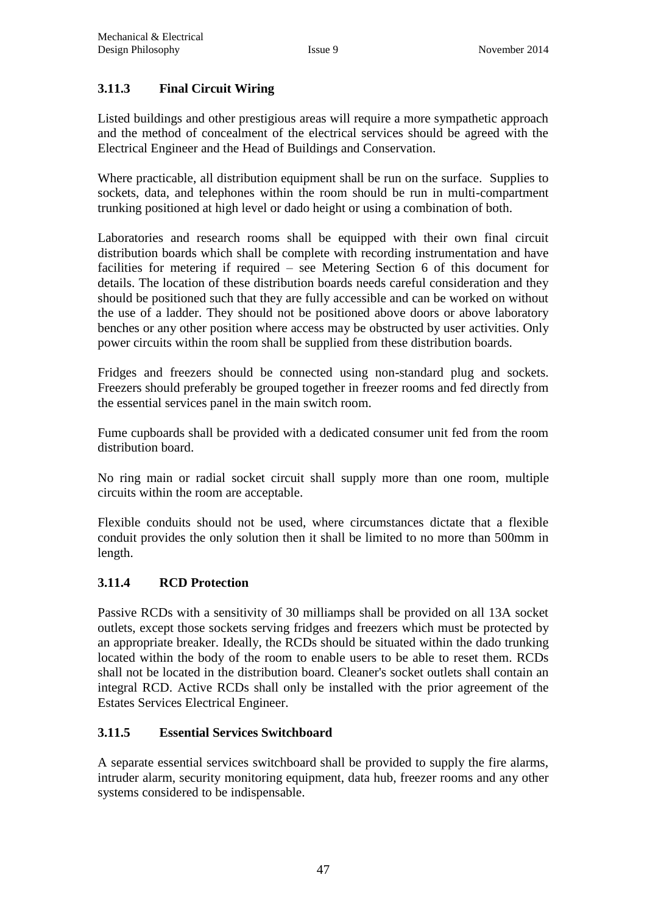### 3.11.3 Final Circuit Wiring

Listed buildings and other prestigious areas will require a more sympathetic approach and the method of concealment of the electrical services should be agreed with the Electrical Engineer and the Head of Buildings and Conservation.

Where practicable, all distribution equipment shall be run on the surface. Supplies to sockets, data, and telephones within the room should be run in multi-compartment trunking positioned at high level or dado height or using a combination of both.

Laboratories and research rooms shall be equipped with their own final circuit distribution boards which shall be complete with recording instrumentation and have facilities for metering if required – see Metering Section 6 of this document for details. The location of these distribution boards needs careful consideration and they should be positioned such that they are fully accessible and can be worked on without the use of a ladder. They should not be positioned above doors or above laboratory benches or any other position where access may be obstructed by user activities. Only power circuits within the room shall be supplied from these distribution boards.

Fridges and freezers should be connected using non-standard plug and sockets. Freezers should preferably be grouped together in freezer rooms and fed directly from the essential services panel in the main switch room.

Fume cupboards shall be provided with a dedicated consumer unit fed from the room distribution board.

No ring main or radial socket circuit shall supply more than one room, multiple circuits within the room are acceptable.

Flexible conduits should not be used, where circumstances dictate that a flexible conduit provides the only solution then it shall be limited to no more than 500mm in length.

### 3.11.4 RCD Protection

Passive RCDs with a sensitivity of 30 milliamps shall be provided on all 13A socket outlets, except those sockets serving fridges and freezers which must be protected by an appropriate breaker. Ideally, the RCDs should be situated within the dado trunking located within the body of the room to enable users to be able to reset them. RCDs shall not be located in the distribution board. Cleaner's socket outlets shall contain an integral RCD. Active RCDs shall only be installed with the prior agreement of the Estates Services Electrical Engineer.

### 3.11.5 Essential Services Switchboard

A separate essential services switchboard shall be provided to supply the fire alarms, intruder alarm, security monitoring equipment, data hub, freezer rooms and any other systems considered to be indispensable.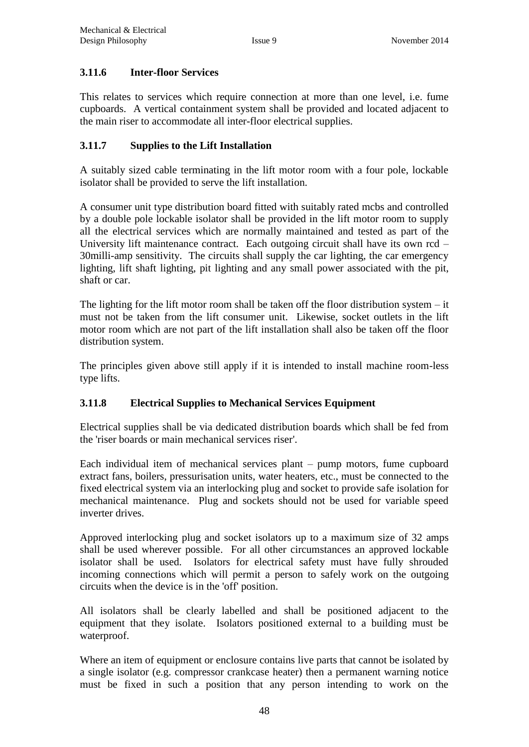### 3.11.6 Inter-floor Services

This relates to services which require connection at more than one level, i.e. fume cupboards. A vertical containment system shall be provided and located adjacent to the main riser to accommodate all inter-floor electrical supplies.

### 3.11.7 Supplies to the Lift Installation

A suitably sized cable terminating in the lift motor room with a four pole, lockable isolator shall be provided to serve the lift installation.

A consumer unit type distribution board fitted with suitably rated mcbs and controlled by a double pole lockable isolator shall be provided in the lift motor room to supply all the electrical services which are normally maintained and tested as part of the University lift maintenance contract. Each outgoing circuit shall have its own rcd – 30milli-amp sensitivity. The circuits shall supply the car lighting, the car emergency lighting, lift shaft lighting, pit lighting and any small power associated with the pit, shaft or car.

The lighting for the lift motor room shall be taken off the floor distribution system – it must not be taken from the lift consumer unit. Likewise, socket outlets in the lift motor room which are not part of the lift installation shall also be taken off the floor distribution system.

The principles given above still apply if it is intended to install machine room-less type lifts.

### 3.11.8 Electrical Supplies to Mechanical Services Equipment

Electrical supplies shall be via dedicated distribution boards which shall be fed from the 'riser boards or main mechanical services riser'.

Each individual item of mechanical services plant – pump motors, fume cupboard extract fans, boilers, pressurisation units, water heaters, etc., must be connected to the fixed electrical system via an interlocking plug and socket to provide safe isolation for mechanical maintenance. Plug and sockets should not be used for variable speed inverter drives.

Approved interlocking plug and socket isolators up to a maximum size of 32 amps shall be used wherever possible. For all other circumstances an approved lockable isolator shall be used. Isolators for electrical safety must have fully shrouded incoming connections which will permit a person to safely work on the outgoing circuits when the device is in the 'off' position.

All isolators shall be clearly labelled and shall be positioned adjacent to the equipment that they isolate. Isolators positioned external to a building must be waterproof.

Where an item of equipment or enclosure contains live parts that cannot be isolated by a single isolator (e.g. compressor crankcase heater) then a permanent warning notice must be fixed in such a position that any person intending to work on the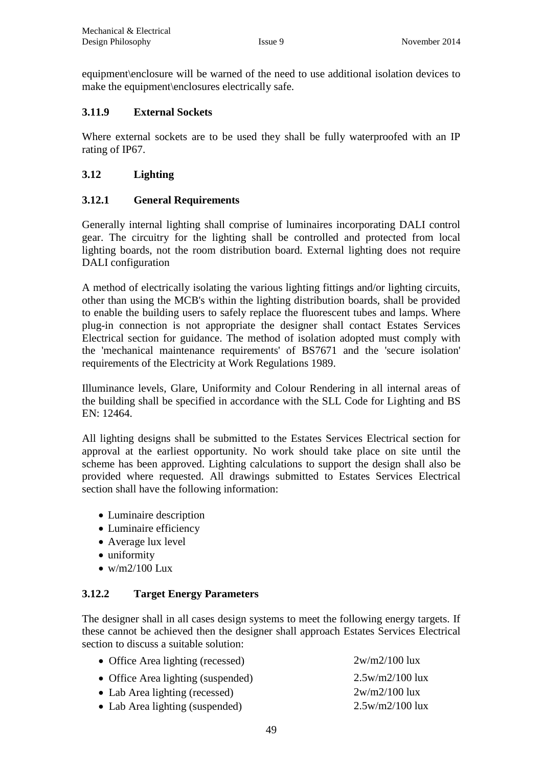equipment\enclosure will be warned of the need to use additional isolation devices to make the equipment\enclosures electrically safe.

### 3.11.9 External Sockets

Where external sockets are to be used they shall be fully waterproofed with an IP rating of IP67.

## 3.12 Lighting

### 3.12.1 General Requirements

Generally internal lighting shall comprise of luminaires incorporating DALI control gear. The circuitry for the lighting shall be controlled and protected from local lighting boards, not the room distribution board. External lighting does not require DALI configuration

A method of electrically isolating the various lighting fittings and/or lighting circuits, other than using the MCB's within the lighting distribution boards, shall be provided to enable the building users to safely replace the fluorescent tubes and lamps. Where plug-in connection is not appropriate the designer shall contact Estates Services Electrical section for guidance. The method of isolation adopted must comply with the 'mechanical maintenance requirements' of BS7671 and the 'secure isolation' requirements of the Electricity at Work Regulations 1989.

Illuminance levels, Glare, Uniformity and Colour Rendering in all internal areas of the building shall be specified in accordance with the SLL Code for Lighting and BS EN: 12464.

All lighting designs shall be submitted to the Estates Services Electrical section for approval at the earliest opportunity. No work should take place on site until the scheme has been approved. Lighting calculations to support the design shall also be provided where requested. All drawings submitted to Estates Services Electrical section shall have the following information:

- Luminaire description
- Luminaire efficiency
- Average lux level
- uniformity
- w/m2/100 Lux

### 3.12.2 Target Energy Parameters

The designer shall in all cases design systems to meet the following energy targets. If these cannot be achieved then the designer shall approach Estates Services Electrical section to discuss a suitable solution:

- Office Area lighting (recessed) 2w/m2/100 lux
- Office Area lighting (suspended) 2.5w/m2/100 lux
- Lab Area lighting (recessed) 2w/m2/100 lux
- Lab Area lighting (suspended) 2.5w/m2/100 lux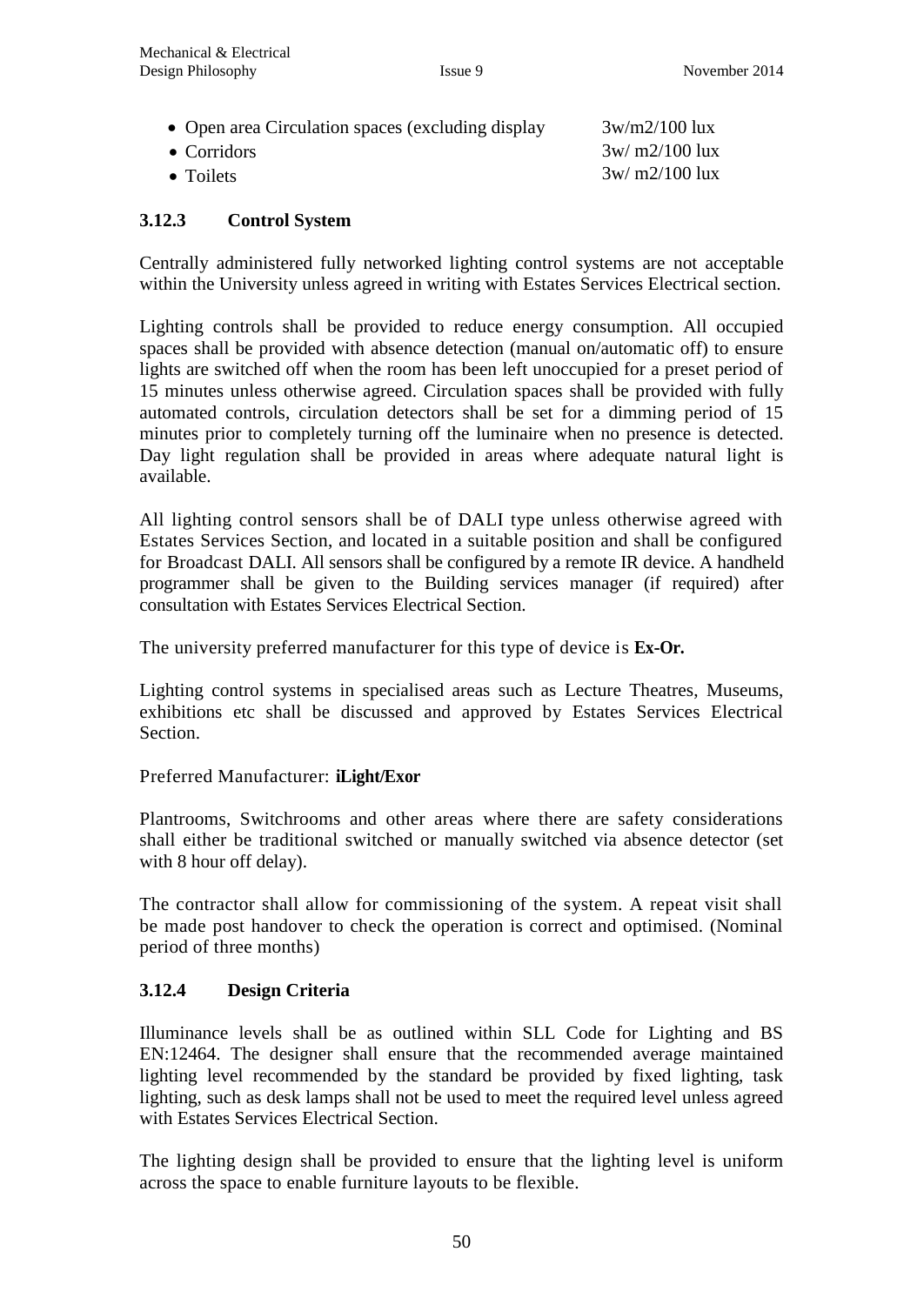- Open area Circulation spaces (excluding display — 3w/m2/100 lux
- Corridors — 3w/ m2/100 lux
- Toilets — 3w/ m2/100 lux

### 3.12.3 Control System

Centrally administered fully networked lighting control systems are not acceptable within the University unless agreed in writing with Estates Services Electrical section.

Lighting controls shall be provided to reduce energy consumption. All occupied spaces shall be provided with absence detection (manual on/automatic off) to ensure lights are switched off when the room has been left unoccupied for a preset period of 15 minutes unless otherwise agreed. Circulation spaces shall be provided with fully automated controls, circulation detectors shall be set for a dimming period of 15 minutes prior to completely turning off the luminaire when no presence is detected. Day light regulation shall be provided in areas where adequate natural light is available.

All lighting control sensors shall be of DALI type unless otherwise agreed with Estates Services Section, and located in a suitable position and shall be configured for Broadcast DALI. All sensors shall be configured by a remote IR device. A handheld programmer shall be given to the Building services manager (if required) after consultation with Estates Services Electrical Section.

The university preferred manufacturer for this type of device is **Ex-Or.**

Lighting control systems in specialised areas such as Lecture Theatres, Museums, exhibitions etc shall be discussed and approved by Estates Services Electrical Section.

Preferred Manufacturer: **iLight/Exor**

Plantrooms, Switchrooms and other areas where there are safety considerations shall either be traditional switched or manually switched via absence detector (set with 8 hour off delay).

The contractor shall allow for commissioning of the system. A repeat visit shall be made post handover to check the operation is correct and optimised. (Nominal period of three months)

### 3.12.4 Design Criteria

Illuminance levels shall be as outlined within SLL Code for Lighting and BS EN:12464. The designer shall ensure that the recommended average maintained lighting level recommended by the standard be provided by fixed lighting, task lighting, such as desk lamps shall not be used to meet the required level unless agreed with Estates Services Electrical Section.

The lighting design shall be provided to ensure that the lighting level is uniform across the space to enable furniture layouts to be flexible.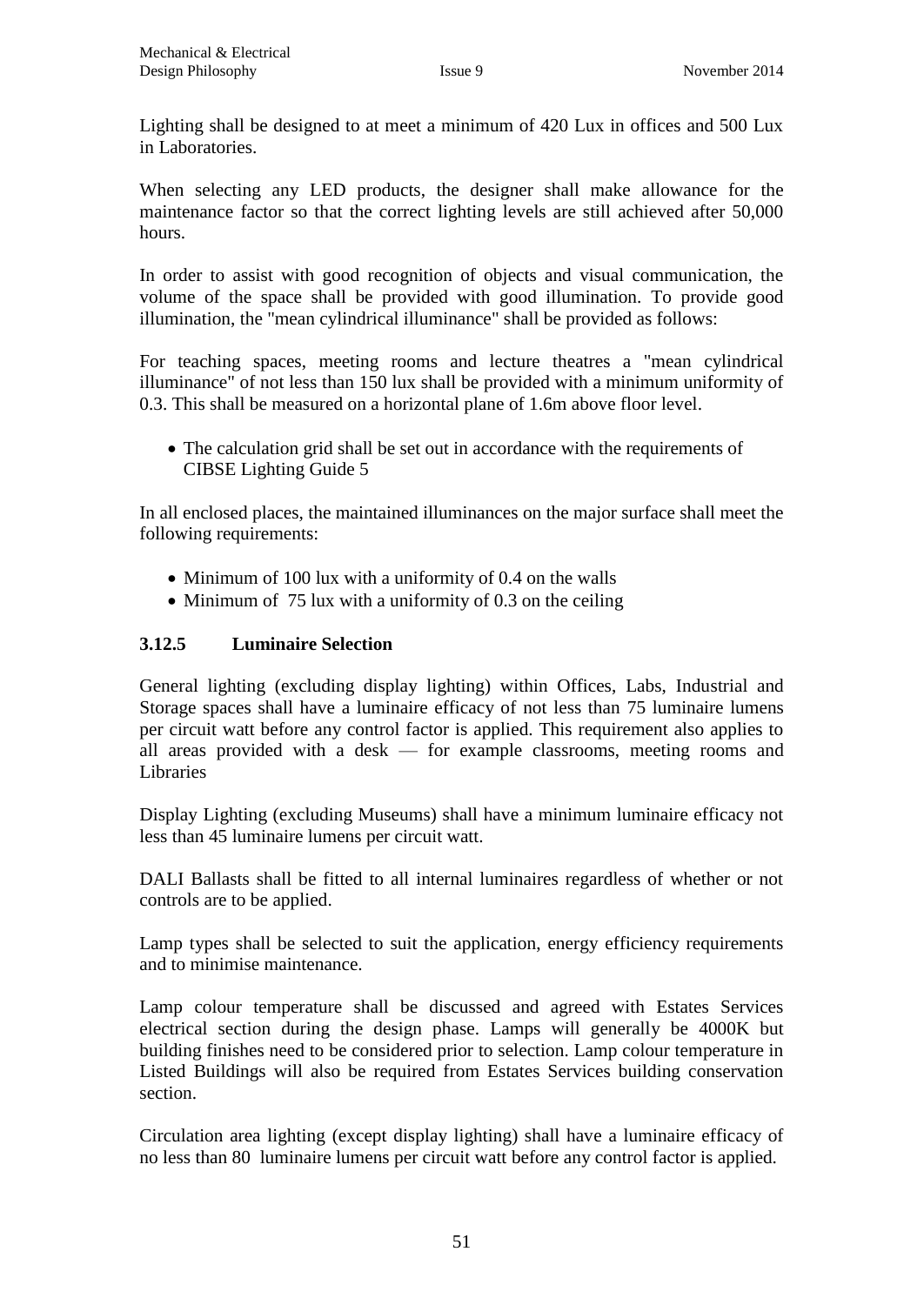Lighting shall be designed to at meet a minimum of 420 Lux in offices and 500 Lux in Laboratories.

When selecting any LED products, the designer shall make allowance for the maintenance factor so that the correct lighting levels are still achieved after 50,000 hours.

In order to assist with good recognition of objects and visual communication, the volume of the space shall be provided with good illumination. To provide good illumination, the "mean cylindrical illuminance" shall be provided as follows:

For teaching spaces, meeting rooms and lecture theatres a "mean cylindrical illuminance" of not less than 150 lux shall be provided with a minimum uniformity of 0.3. This shall be measured on a horizontal plane of 1.6m above floor level.

- The calculation grid shall be set out in accordance with the requirements of CIBSE Lighting Guide 5

In all enclosed places, the maintained illuminances on the major surface shall meet the following requirements:

- Minimum of 100 lux with a uniformity of 0.4 on the walls
- Minimum of 75 lux with a uniformity of 0.3 on the ceiling

### 3.12.5 Luminaire Selection

General lighting (excluding display lighting) within Offices, Labs, Industrial and Storage spaces shall have a luminaire efficacy of not less than 75 luminaire lumens per circuit watt before any control factor is applied. This requirement also applies to all areas provided with a desk — for example classrooms, meeting rooms and Libraries

Display Lighting (excluding Museums) shall have a minimum luminaire efficacy not less than 45 luminaire lumens per circuit watt.

DALI Ballasts shall be fitted to all internal luminaires regardless of whether or not controls are to be applied.

Lamp types shall be selected to suit the application, energy efficiency requirements and to minimise maintenance.

Lamp colour temperature shall be discussed and agreed with Estates Services electrical section during the design phase. Lamps will generally be 4000K but building finishes need to be considered prior to selection. Lamp colour temperature in Listed Buildings will also be required from Estates Services building conservation section.

Circulation area lighting (except display lighting) shall have a luminaire efficacy of no less than 80 luminaire lumens per circuit watt before any control factor is applied.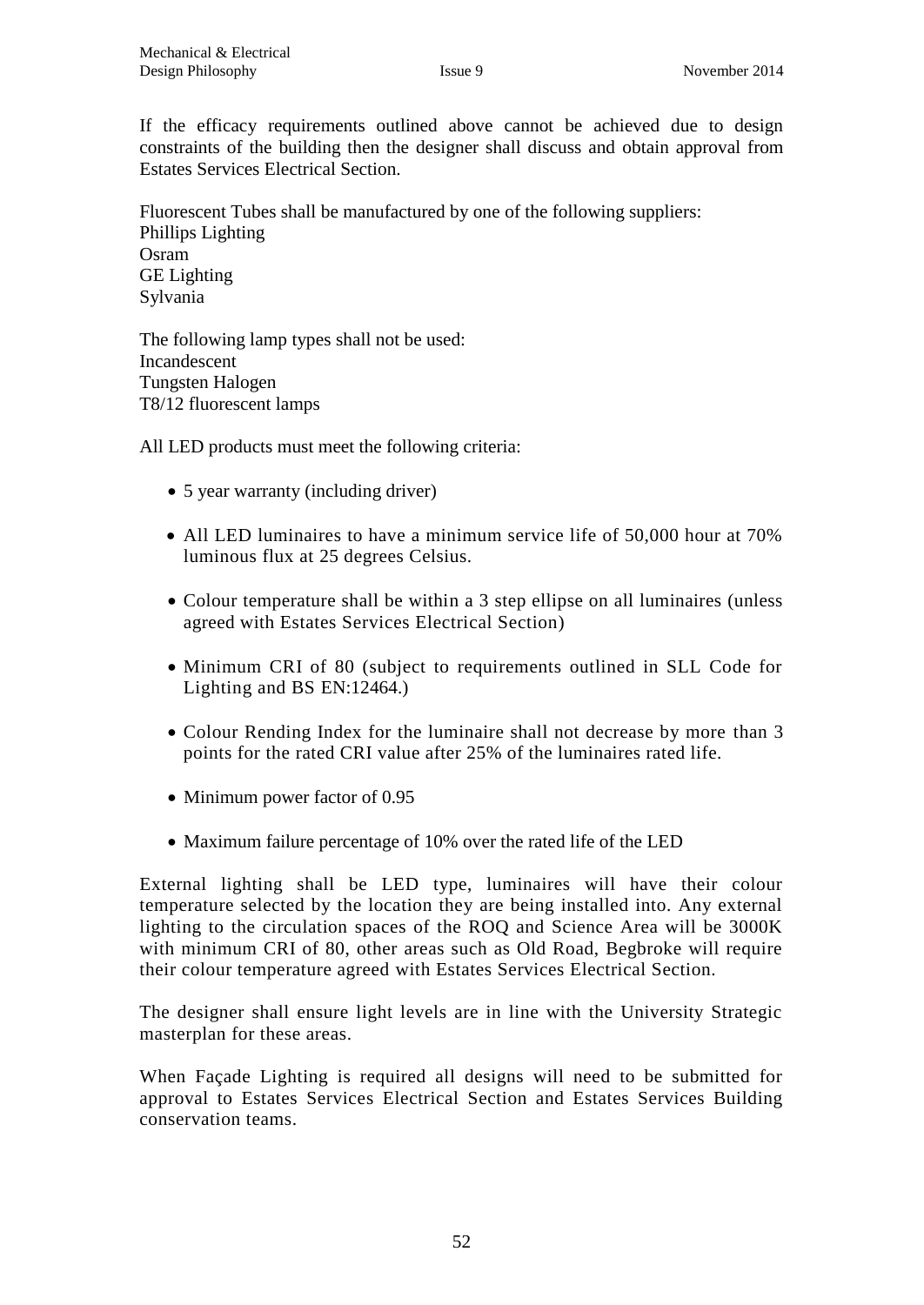If the efficacy requirements outlined above cannot be achieved due to design constraints of the building then the designer shall discuss and obtain approval from Estates Services Electrical Section.

Fluorescent Tubes shall be manufactured by one of the following suppliers:
Phillips Lighting
Osram
GE Lighting
Sylvania

The following lamp types shall not be used:
Incandescent
Tungsten Halogen
T8/12 fluorescent lamps

All LED products must meet the following criteria:

- 5 year warranty (including driver)
- All LED luminaires to have a minimum service life of 50,000 hour at 70% luminous flux at 25 degrees Celsius.
- Colour temperature shall be within a 3 step ellipse on all luminaires (unless agreed with Estates Services Electrical Section)
- Minimum CRI of 80 (subject to requirements outlined in SLL Code for Lighting and BS EN:12464.)
- Colour Rending Index for the luminaire shall not decrease by more than 3 points for the rated CRI value after 25% of the luminaires rated life.
- Minimum power factor of 0.95
- Maximum failure percentage of 10% over the rated life of the LED

External lighting shall be LED type, luminaires will have their colour temperature selected by the location they are being installed into. Any external lighting to the circulation spaces of the ROQ and Science Area will be 3000K with minimum CRI of 80, other areas such as Old Road, Begbroke will require their colour temperature agreed with Estates Services Electrical Section.

The designer shall ensure light levels are in line with the University Strategic masterplan for these areas.

When Façade Lighting is required all designs will need to be submitted for approval to Estates Services Electrical Section and Estates Services Building conservation teams.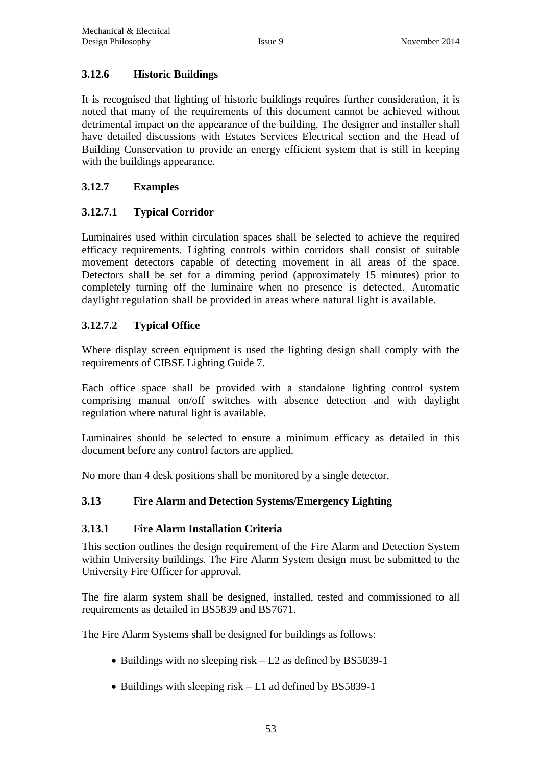### 3.12.6 Historic Buildings

It is recognised that lighting of historic buildings requires further consideration, it is noted that many of the requirements of this document cannot be achieved without detrimental impact on the appearance of the building. The designer and installer shall have detailed discussions with Estates Services Electrical section and the Head of Building Conservation to provide an energy efficient system that is still in keeping with the buildings appearance.

### 3.12.7 Examples

#### 3.12.7.1 Typical Corridor

Luminaires used within circulation spaces shall be selected to achieve the required efficacy requirements. Lighting controls within corridors shall consist of suitable movement detectors capable of detecting movement in all areas of the space. Detectors shall be set for a dimming period (approximately 15 minutes) prior to completely turning off the luminaire when no presence is detected. Automatic daylight regulation shall be provided in areas where natural light is available.

#### 3.12.7.2 Typical Office

Where display screen equipment is used the lighting design shall comply with the requirements of CIBSE Lighting Guide 7.

Each office space shall be provided with a standalone lighting control system comprising manual on/off switches with absence detection and with daylight regulation where natural light is available.

Luminaires should be selected to ensure a minimum efficacy as detailed in this document before any control factors are applied.

No more than 4 desk positions shall be monitored by a single detector.

## 3.13 Fire Alarm and Detection Systems/Emergency Lighting

### 3.13.1 Fire Alarm Installation Criteria

This section outlines the design requirement of the Fire Alarm and Detection System within University buildings. The Fire Alarm System design must be submitted to the University Fire Officer for approval.

The fire alarm system shall be designed, installed, tested and commissioned to all requirements as detailed in BS5839 and BS7671.

The Fire Alarm Systems shall be designed for buildings as follows:

- Buildings with no sleeping risk – L2 as defined by BS5839-1
- Buildings with sleeping risk – L1 ad defined by BS5839-1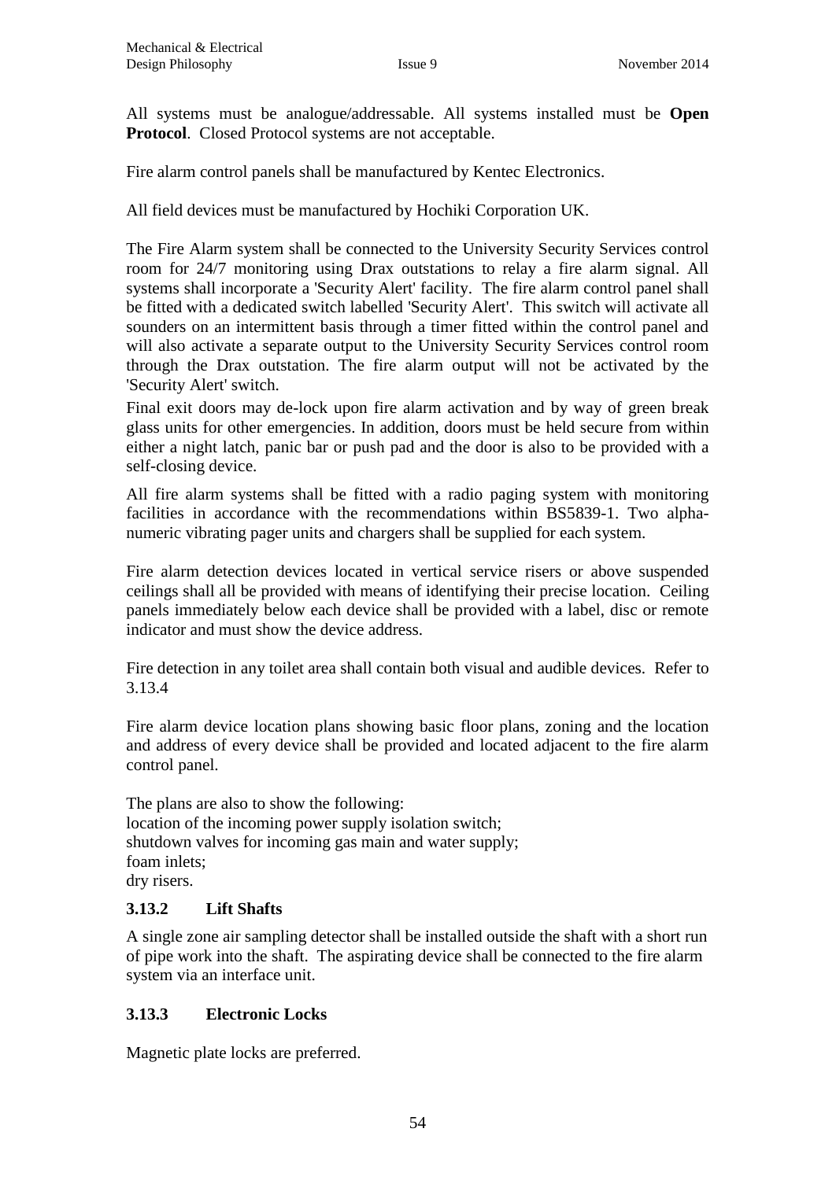All systems must be analogue/addressable. All systems installed must be **Open Protocol**. Closed Protocol systems are not acceptable.

Fire alarm control panels shall be manufactured by Kentec Electronics.

All field devices must be manufactured by Hochiki Corporation UK.

The Fire Alarm system shall be connected to the University Security Services control room for 24/7 monitoring using Drax outstations to relay a fire alarm signal. All systems shall incorporate a 'Security Alert' facility. The fire alarm control panel shall be fitted with a dedicated switch labelled 'Security Alert'. This switch will activate all sounders on an intermittent basis through a timer fitted within the control panel and will also activate a separate output to the University Security Services control room through the Drax outstation. The fire alarm output will not be activated by the 'Security Alert' switch.

Final exit doors may de-lock upon fire alarm activation and by way of green break glass units for other emergencies. In addition, doors must be held secure from within either a night latch, panic bar or push pad and the door is also to be provided with a self-closing device.

All fire alarm systems shall be fitted with a radio paging system with monitoring facilities in accordance with the recommendations within BS5839-1. Two alpha-numeric vibrating pager units and chargers shall be supplied for each system.

Fire alarm detection devices located in vertical service risers or above suspended ceilings shall all be provided with means of identifying their precise location. Ceiling panels immediately below each device shall be provided with a label, disc or remote indicator and must show the device address.

Fire detection in any toilet area shall contain both visual and audible devices. Refer to 3.13.4

Fire alarm device location plans showing basic floor plans, zoning and the location and address of every device shall be provided and located adjacent to the fire alarm control panel.

The plans are also to show the following:
location of the incoming power supply isolation switch;
shutdown valves for incoming gas main and water supply;
foam inlets;
dry risers.

### 3.13.2 Lift Shafts

A single zone air sampling detector shall be installed outside the shaft with a short run of pipe work into the shaft. The aspirating device shall be connected to the fire alarm system via an interface unit.

### 3.13.3 Electronic Locks

Magnetic plate locks are preferred.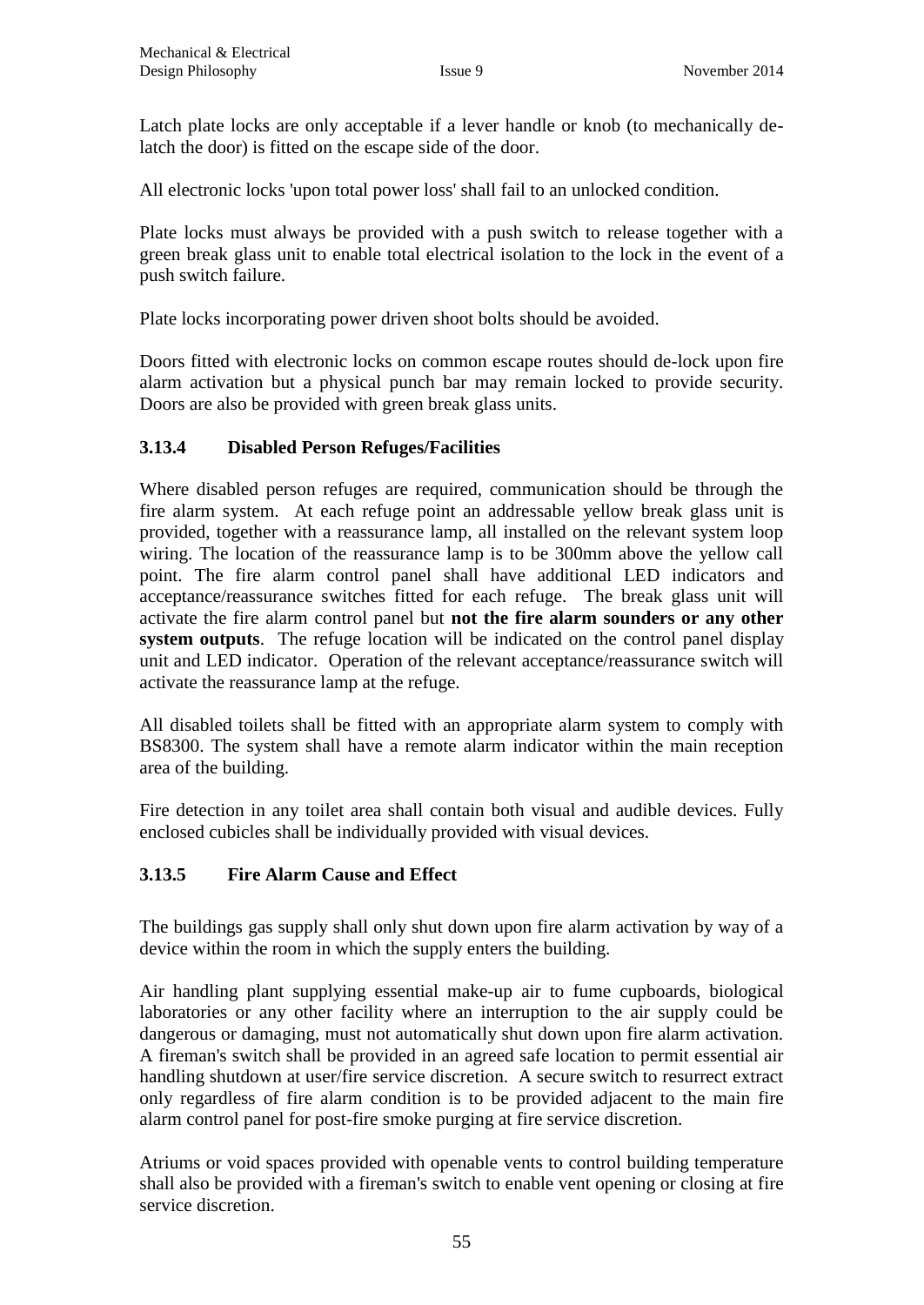Latch plate locks are only acceptable if a lever handle or knob (to mechanically de-latch the door) is fitted on the escape side of the door.

All electronic locks 'upon total power loss' shall fail to an unlocked condition.

Plate locks must always be provided with a push switch to release together with a green break glass unit to enable total electrical isolation to the lock in the event of a push switch failure.

Plate locks incorporating power driven shoot bolts should be avoided.

Doors fitted with electronic locks on common escape routes should de-lock upon fire alarm activation but a physical punch bar may remain locked to provide security. Doors are also be provided with green break glass units.

### 3.13.4 Disabled Person Refuges/Facilities

Where disabled person refuges are required, communication should be through the fire alarm system. At each refuge point an addressable yellow break glass unit is provided, together with a reassurance lamp, all installed on the relevant system loop wiring. The location of the reassurance lamp is to be 300mm above the yellow call point. The fire alarm control panel shall have additional LED indicators and acceptance/reassurance switches fitted for each refuge. The break glass unit will activate the fire alarm control panel but **not the fire alarm sounders or any other system outputs**. The refuge location will be indicated on the control panel display unit and LED indicator. Operation of the relevant acceptance/reassurance switch will activate the reassurance lamp at the refuge.

All disabled toilets shall be fitted with an appropriate alarm system to comply with BS8300. The system shall have a remote alarm indicator within the main reception area of the building.

Fire detection in any toilet area shall contain both visual and audible devices. Fully enclosed cubicles shall be individually provided with visual devices.

### 3.13.5 Fire Alarm Cause and Effect

The buildings gas supply shall only shut down upon fire alarm activation by way of a device within the room in which the supply enters the building.

Air handling plant supplying essential make-up air to fume cupboards, biological laboratories or any other facility where an interruption to the air supply could be dangerous or damaging, must not automatically shut down upon fire alarm activation. A fireman's switch shall be provided in an agreed safe location to permit essential air handling shutdown at user/fire service discretion. A secure switch to resurrect extract only regardless of fire alarm condition is to be provided adjacent to the main fire alarm control panel for post-fire smoke purging at fire service discretion.

Atriums or void spaces provided with openable vents to control building temperature shall also be provided with a fireman's switch to enable vent opening or closing at fire service discretion.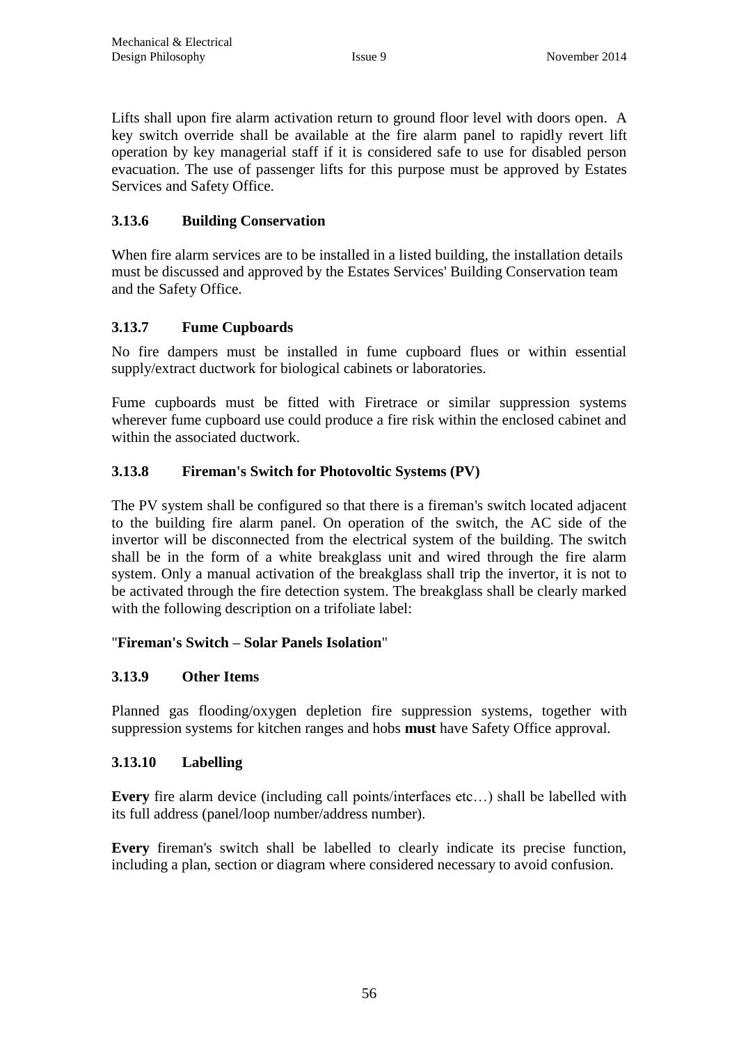Lifts shall upon fire alarm activation return to ground floor level with doors open. A key switch override shall be available at the fire alarm panel to rapidly revert lift operation by key managerial staff if it is considered safe to use for disabled person evacuation. The use of passenger lifts for this purpose must be approved by Estates Services and Safety Office.

### 3.13.6 Building Conservation

When fire alarm services are to be installed in a listed building, the installation details must be discussed and approved by the Estates Services' Building Conservation team and the Safety Office.

### 3.13.7 Fume Cupboards

No fire dampers must be installed in fume cupboard flues or within essential supply/extract ductwork for biological cabinets or laboratories.

Fume cupboards must be fitted with Firetrace or similar suppression systems wherever fume cupboard use could produce a fire risk within the enclosed cabinet and within the associated ductwork.

### 3.13.8 Fireman's Switch for Photovoltic Systems (PV)

The PV system shall be configured so that there is a fireman's switch located adjacent to the building fire alarm panel. On operation of the switch, the AC side of the invertor will be disconnected from the electrical system of the building. The switch shall be in the form of a white breakglass unit and wired through the fire alarm system. Only a manual activation of the breakglass shall trip the invertor, it is not to be activated through the fire detection system. The breakglass shall be clearly marked with the following description on a trifoliate label:

"**Fireman's Switch – Solar Panels Isolation**"

### 3.13.9 Other Items

Planned gas flooding/oxygen depletion fire suppression systems, together with suppression systems for kitchen ranges and hobs **must** have Safety Office approval.

### 3.13.10 Labelling

**Every** fire alarm device (including call points/interfaces etc…) shall be labelled with its full address (panel/loop number/address number).

**Every** fireman's switch shall be labelled to clearly indicate its precise function, including a plan, section or diagram where considered necessary to avoid confusion.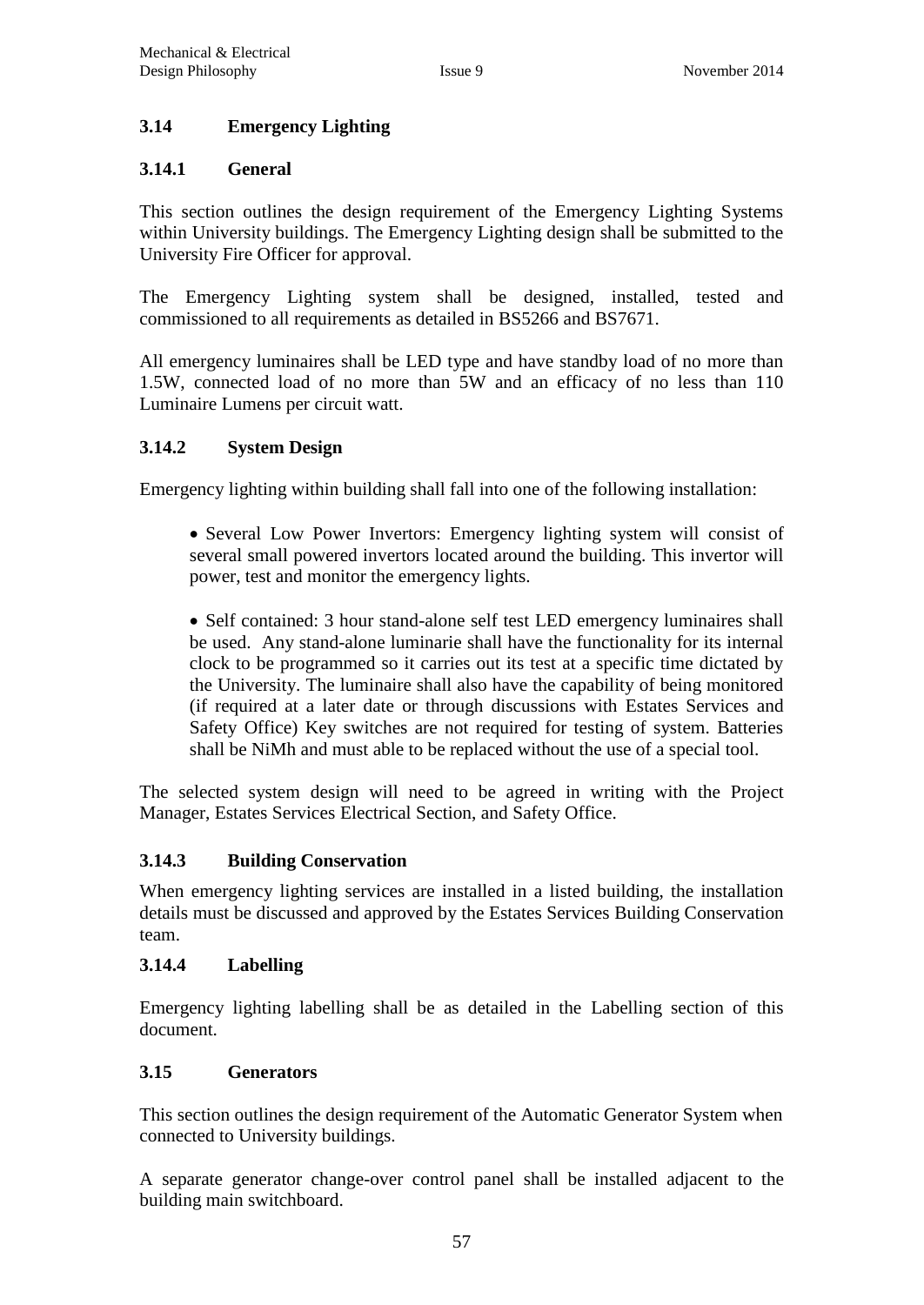### 3.14 Emergency Lighting

#### 3.14.1 General

This section outlines the design requirement of the Emergency Lighting Systems within University buildings. The Emergency Lighting design shall be submitted to the University Fire Officer for approval.

The Emergency Lighting system shall be designed, installed, tested and commissioned to all requirements as detailed in BS5266 and BS7671.

All emergency luminaires shall be LED type and have standby load of no more than 1.5W, connected load of no more than 5W and an efficacy of no less than 110 Luminaire Lumens per circuit watt.

#### 3.14.2 System Design

Emergency lighting within building shall fall into one of the following installation:

- Several Low Power Invertors: Emergency lighting system will consist of several small powered invertors located around the building. This invertor will power, test and monitor the emergency lights.

- Self contained: 3 hour stand-alone self test LED emergency luminaires shall be used. Any stand-alone luminarie shall have the functionality for its internal clock to be programmed so it carries out its test at a specific time dictated by the University. The luminaire shall also have the capability of being monitored (if required at a later date or through discussions with Estates Services and Safety Office) Key switches are not required for testing of system. Batteries shall be NiMh and must able to be replaced without the use of a special tool.

The selected system design will need to be agreed in writing with the Project Manager, Estates Services Electrical Section, and Safety Office.

#### 3.14.3 Building Conservation

When emergency lighting services are installed in a listed building, the installation details must be discussed and approved by the Estates Services Building Conservation team.

#### 3.14.4 Labelling

Emergency lighting labelling shall be as detailed in the Labelling section of this document.

### 3.15 Generators

This section outlines the design requirement of the Automatic Generator System when connected to University buildings.

A separate generator change-over control panel shall be installed adjacent to the building main switchboard.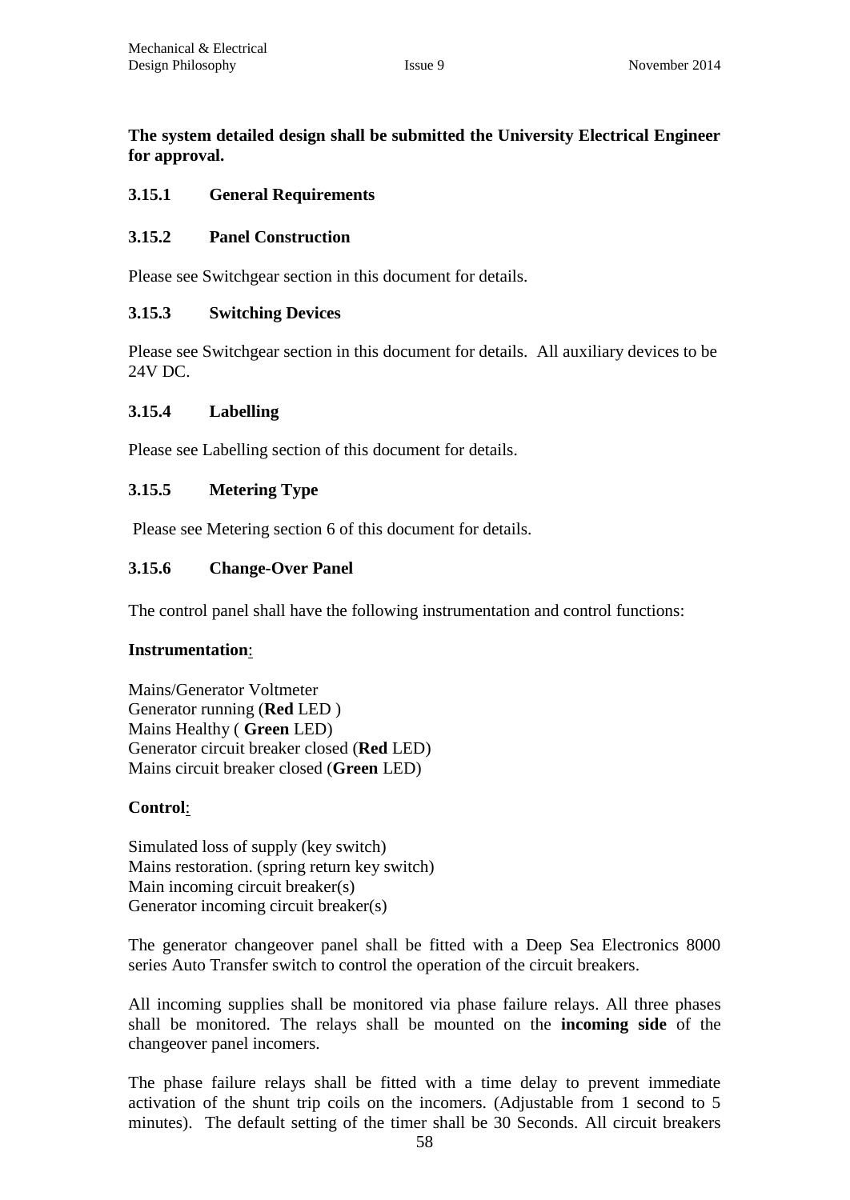**The system detailed design shall be submitted the University Electrical Engineer for approval.**

### 3.15.1 General Requirements

### 3.15.2 Panel Construction

Please see Switchgear section in this document for details.

### 3.15.3 Switching Devices

Please see Switchgear section in this document for details. All auxiliary devices to be 24V DC.

### 3.15.4 Labelling

Please see Labelling section of this document for details.

### 3.15.5 Metering Type

Please see Metering section 6 of this document for details.

### 3.15.6 Change-Over Panel

The control panel shall have the following instrumentation and control functions:

**Instrumentation**:

Mains/Generator Voltmeter
Generator running (**Red** LED )
Mains Healthy ( **Green** LED)
Generator circuit breaker closed (**Red** LED)
Mains circuit breaker closed (**Green** LED)

**Control**:

Simulated loss of supply (key switch)
Mains restoration. (spring return key switch)
Main incoming circuit breaker(s)
Generator incoming circuit breaker(s)

The generator changeover panel shall be fitted with a Deep Sea Electronics 8000 series Auto Transfer switch to control the operation of the circuit breakers.

All incoming supplies shall be monitored via phase failure relays. All three phases shall be monitored. The relays shall be mounted on the **incoming side** of the changeover panel incomers.

The phase failure relays shall be fitted with a time delay to prevent immediate activation of the shunt trip coils on the incomers. (Adjustable from 1 second to 5 minutes). The default setting of the timer shall be 30 Seconds. All circuit breakers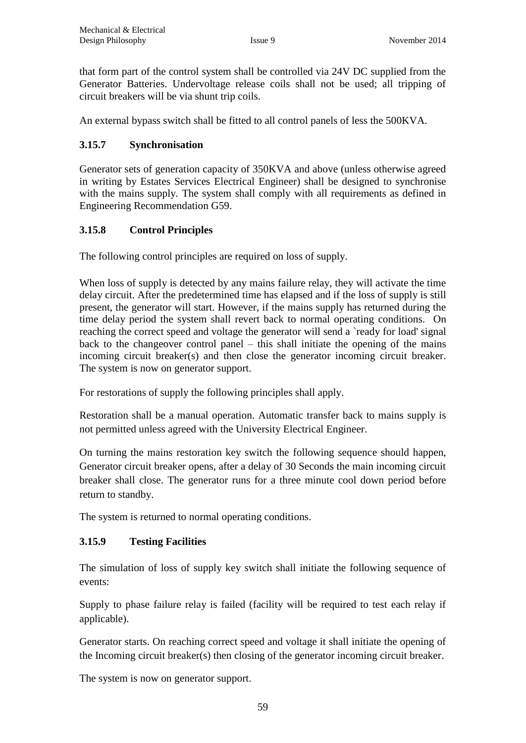that form part of the control system shall be controlled via 24V DC supplied from the Generator Batteries. Undervoltage release coils shall not be used; all tripping of circuit breakers will be via shunt trip coils.

An external bypass switch shall be fitted to all control panels of less the 500KVA.

### 3.15.7 Synchronisation

Generator sets of generation capacity of 350KVA and above (unless otherwise agreed in writing by Estates Services Electrical Engineer) shall be designed to synchronise with the mains supply. The system shall comply with all requirements as defined in Engineering Recommendation G59.

### 3.15.8 Control Principles

The following control principles are required on loss of supply.

When loss of supply is detected by any mains failure relay, they will activate the time delay circuit. After the predetermined time has elapsed and if the loss of supply is still present, the generator will start. However, if the mains supply has returned during the time delay period the system shall revert back to normal operating conditions. On reaching the correct speed and voltage the generator will send a `ready for load' signal back to the changeover control panel – this shall initiate the opening of the mains incoming circuit breaker(s) and then close the generator incoming circuit breaker. The system is now on generator support.

For restorations of supply the following principles shall apply.

Restoration shall be a manual operation. Automatic transfer back to mains supply is not permitted unless agreed with the University Electrical Engineer.

On turning the mains restoration key switch the following sequence should happen, Generator circuit breaker opens, after a delay of 30 Seconds the main incoming circuit breaker shall close. The generator runs for a three minute cool down period before return to standby.

The system is returned to normal operating conditions.

### 3.15.9 Testing Facilities

The simulation of loss of supply key switch shall initiate the following sequence of events:

Supply to phase failure relay is failed (facility will be required to test each relay if applicable).

Generator starts. On reaching correct speed and voltage it shall initiate the opening of the Incoming circuit breaker(s) then closing of the generator incoming circuit breaker.

The system is now on generator support.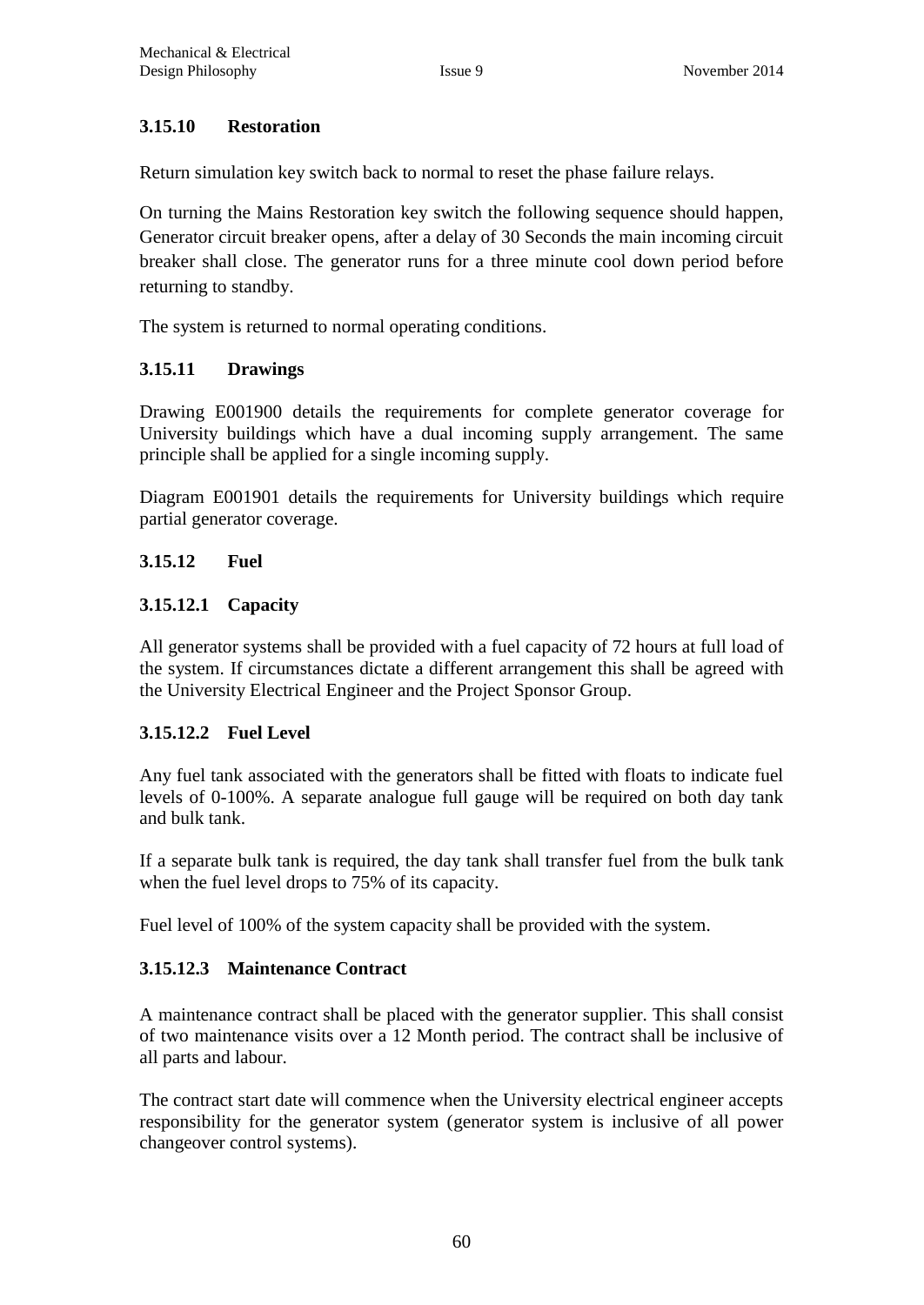### 3.15.10 Restoration

Return simulation key switch back to normal to reset the phase failure relays.

On turning the Mains Restoration key switch the following sequence should happen, Generator circuit breaker opens, after a delay of 30 Seconds the main incoming circuit breaker shall close. The generator runs for a three minute cool down period before returning to standby.

The system is returned to normal operating conditions.

### 3.15.11 Drawings

Drawing E001900 details the requirements for complete generator coverage for University buildings which have a dual incoming supply arrangement. The same principle shall be applied for a single incoming supply.

Diagram E001901 details the requirements for University buildings which require partial generator coverage.

### 3.15.12 Fuel

#### 3.15.12.1 Capacity

All generator systems shall be provided with a fuel capacity of 72 hours at full load of the system. If circumstances dictate a different arrangement this shall be agreed with the University Electrical Engineer and the Project Sponsor Group.

#### 3.15.12.2 Fuel Level

Any fuel tank associated with the generators shall be fitted with floats to indicate fuel levels of 0-100%. A separate analogue full gauge will be required on both day tank and bulk tank.

If a separate bulk tank is required, the day tank shall transfer fuel from the bulk tank when the fuel level drops to 75% of its capacity.

Fuel level of 100% of the system capacity shall be provided with the system.

#### 3.15.12.3 Maintenance Contract

A maintenance contract shall be placed with the generator supplier. This shall consist of two maintenance visits over a 12 Month period. The contract shall be inclusive of all parts and labour.

The contract start date will commence when the University electrical engineer accepts responsibility for the generator system (generator system is inclusive of all power changeover control systems).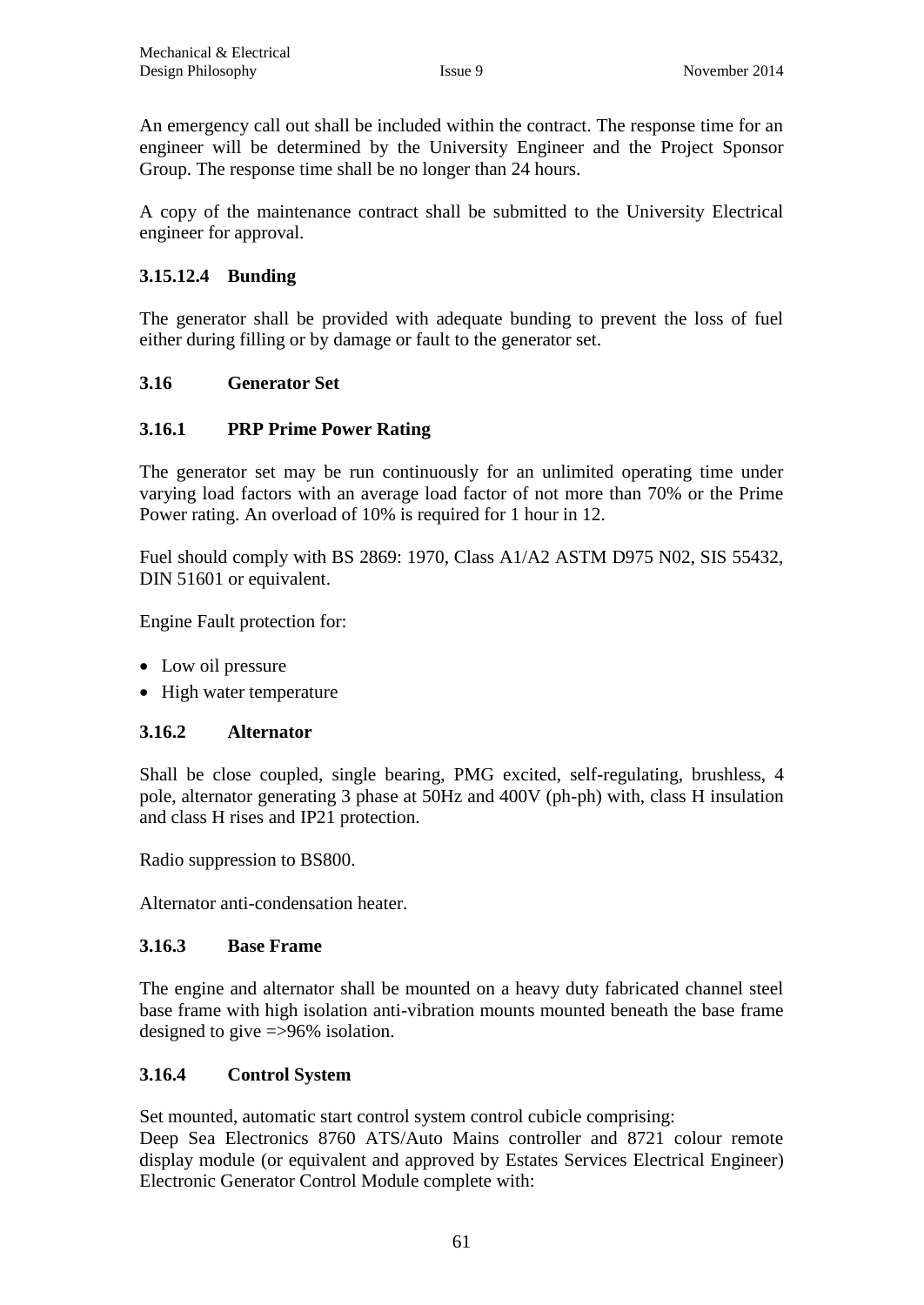An emergency call out shall be included within the contract. The response time for an engineer will be determined by the University Engineer and the Project Sponsor Group. The response time shall be no longer than 24 hours.

A copy of the maintenance contract shall be submitted to the University Electrical engineer for approval.

#### 3.15.12.4 Bunding

The generator shall be provided with adequate bunding to prevent the loss of fuel either during filling or by damage or fault to the generator set.

## 3.16 Generator Set

### 3.16.1 PRP Prime Power Rating

The generator set may be run continuously for an unlimited operating time under varying load factors with an average load factor of not more than 70% or the Prime Power rating. An overload of 10% is required for 1 hour in 12.

Fuel should comply with BS 2869: 1970, Class A1/A2 ASTM D975 N02, SIS 55432, DIN 51601 or equivalent.

Engine Fault protection for:

- Low oil pressure
- High water temperature

### 3.16.2 Alternator

Shall be close coupled, single bearing, PMG excited, self-regulating, brushless, 4 pole, alternator generating 3 phase at 50Hz and 400V (ph-ph) with, class H insulation and class H rises and IP21 protection.

Radio suppression to BS800.

Alternator anti-condensation heater.

### 3.16.3 Base Frame

The engine and alternator shall be mounted on a heavy duty fabricated channel steel base frame with high isolation anti-vibration mounts mounted beneath the base frame designed to give =>96% isolation.

### 3.16.4 Control System

Set mounted, automatic start control system control cubicle comprising:
Deep Sea Electronics 8760 ATS/Auto Mains controller and 8721 colour remote display module (or equivalent and approved by Estates Services Electrical Engineer) Electronic Generator Control Module complete with: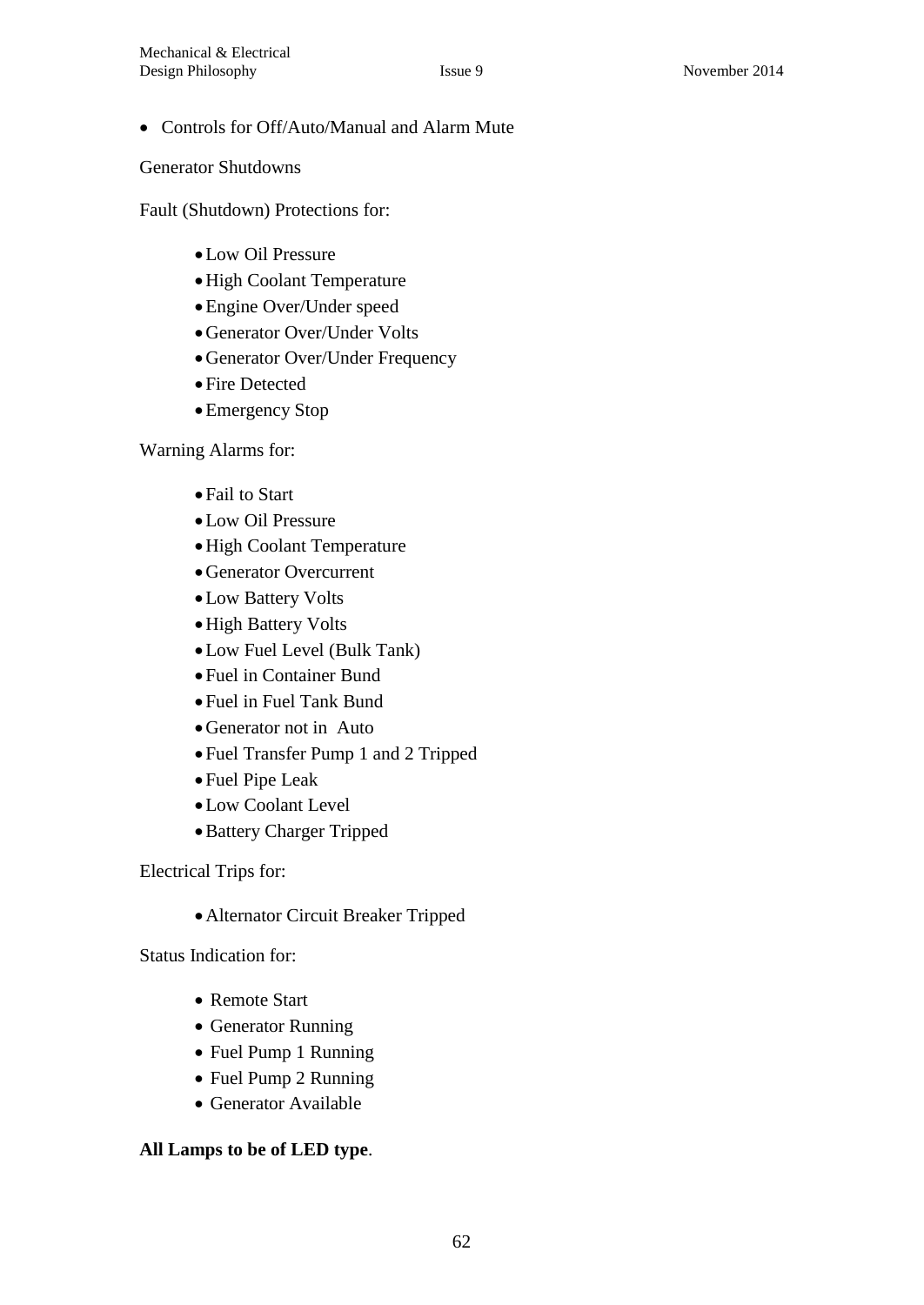- Controls for Off/Auto/Manual and Alarm Mute

Generator Shutdowns

Fault (Shutdown) Protections for:

- Low Oil Pressure
- High Coolant Temperature
- Engine Over/Under speed
- Generator Over/Under Volts
- Generator Over/Under Frequency
- Fire Detected
- Emergency Stop

Warning Alarms for:

- Fail to Start
- Low Oil Pressure
- High Coolant Temperature
- Generator Overcurrent
- Low Battery Volts
- High Battery Volts
- Low Fuel Level (Bulk Tank)
- Fuel in Container Bund
- Fuel in Fuel Tank Bund
- Generator not in Auto
- Fuel Transfer Pump 1 and 2 Tripped
- Fuel Pipe Leak
- Low Coolant Level
- Battery Charger Tripped

Electrical Trips for:

- Alternator Circuit Breaker Tripped

Status Indication for:

- Remote Start
- Generator Running
- Fuel Pump 1 Running
- Fuel Pump 2 Running
- Generator Available

**All Lamps to be of LED type**.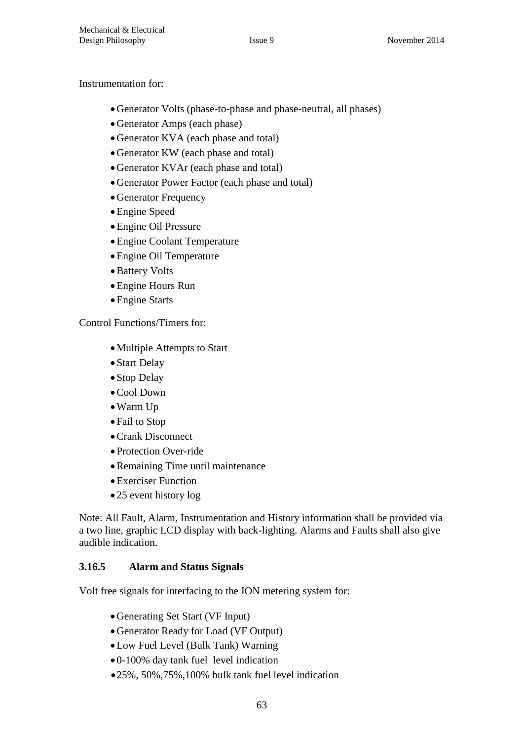Instrumentation for:

- Generator Volts (phase-to-phase and phase-neutral, all phases)
- Generator Amps (each phase)
- Generator KVA (each phase and total)
- Generator KW (each phase and total)
- Generator KVAr (each phase and total)
- Generator Power Factor (each phase and total)
- Generator Frequency
- Engine Speed
- Engine Oil Pressure
- Engine Coolant Temperature
- Engine Oil Temperature
- Battery Volts
- Engine Hours Run
- Engine Starts

Control Functions/Timers for:

- Multiple Attempts to Start
- Start Delay
- Stop Delay
- Cool Down
- Warm Up
- Fail to Stop
- Crank Disconnect
- Protection Over-ride
- Remaining Time until maintenance
- Exerciser Function
- 25 event history log

Note: All Fault, Alarm, Instrumentation and History information shall be provided via a two line, graphic LCD display with back-lighting. Alarms and Faults shall also give audible indication.

### 3.16.5 Alarm and Status Signals

Volt free signals for interfacing to the ION metering system for:

- Generating Set Start (VF Input)
- Generator Ready for Load (VF Output)
- Low Fuel Level (Bulk Tank) Warning
- 0-100% day tank fuel level indication
- 25%, 50%,75%,100% bulk tank fuel level indication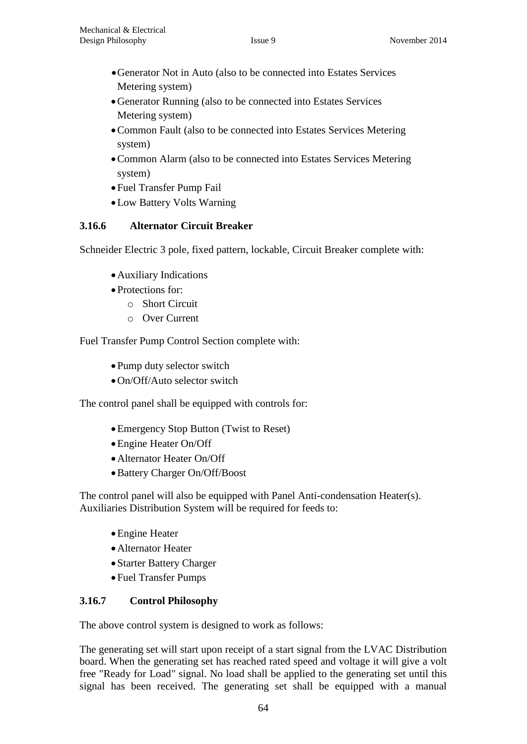- Generator Not in Auto (also to be connected into Estates Services Metering system)
- Generator Running (also to be connected into Estates Services Metering system)
- Common Fault (also to be connected into Estates Services Metering system)
- Common Alarm (also to be connected into Estates Services Metering system)
- Fuel Transfer Pump Fail
- Low Battery Volts Warning

### 3.16.6 Alternator Circuit Breaker

Schneider Electric 3 pole, fixed pattern, lockable, Circuit Breaker complete with:

- Auxiliary Indications
- Protections for:
  - Short Circuit
  - Over Current

Fuel Transfer Pump Control Section complete with:

- Pump duty selector switch
- On/Off/Auto selector switch

The control panel shall be equipped with controls for:

- Emergency Stop Button (Twist to Reset)
- Engine Heater On/Off
- Alternator Heater On/Off
- Battery Charger On/Off/Boost

The control panel will also be equipped with Panel Anti-condensation Heater(s). Auxiliaries Distribution System will be required for feeds to:

- Engine Heater
- Alternator Heater
- Starter Battery Charger
- Fuel Transfer Pumps

### 3.16.7 Control Philosophy

The above control system is designed to work as follows:

The generating set will start upon receipt of a start signal from the LVAC Distribution board. When the generating set has reached rated speed and voltage it will give a volt free "Ready for Load" signal. No load shall be applied to the generating set until this signal has been received. The generating set shall be equipped with a manual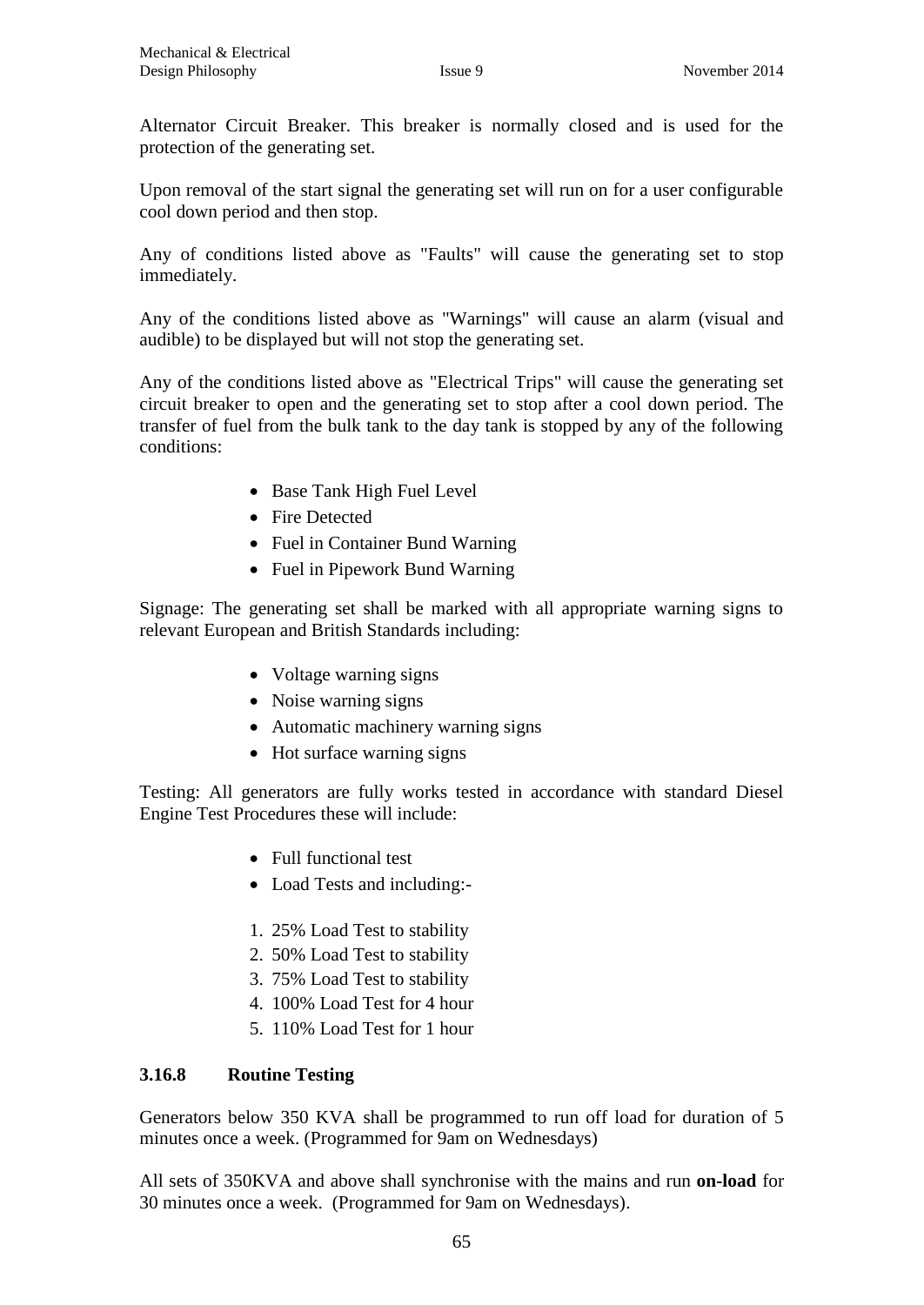Alternator Circuit Breaker. This breaker is normally closed and is used for the protection of the generating set.

Upon removal of the start signal the generating set will run on for a user configurable cool down period and then stop.

Any of conditions listed above as "Faults" will cause the generating set to stop immediately.

Any of the conditions listed above as "Warnings" will cause an alarm (visual and audible) to be displayed but will not stop the generating set.

Any of the conditions listed above as "Electrical Trips" will cause the generating set circuit breaker to open and the generating set to stop after a cool down period. The transfer of fuel from the bulk tank to the day tank is stopped by any of the following conditions:

- Base Tank High Fuel Level
- Fire Detected
- Fuel in Container Bund Warning
- Fuel in Pipework Bund Warning

Signage: The generating set shall be marked with all appropriate warning signs to relevant European and British Standards including:

- Voltage warning signs
- Noise warning signs
- Automatic machinery warning signs
- Hot surface warning signs

Testing: All generators are fully works tested in accordance with standard Diesel Engine Test Procedures these will include:

- Full functional test
- Load Tests and including:-

1. 25% Load Test to stability
2. 50% Load Test to stability
3. 75% Load Test to stability
4. 100% Load Test for 4 hour
5. 110% Load Test for 1 hour

### 3.16.8 Routine Testing

Generators below 350 KVA shall be programmed to run off load for duration of 5 minutes once a week. (Programmed for 9am on Wednesdays)

All sets of 350KVA and above shall synchronise with the mains and run **on-load** for 30 minutes once a week. (Programmed for 9am on Wednesdays).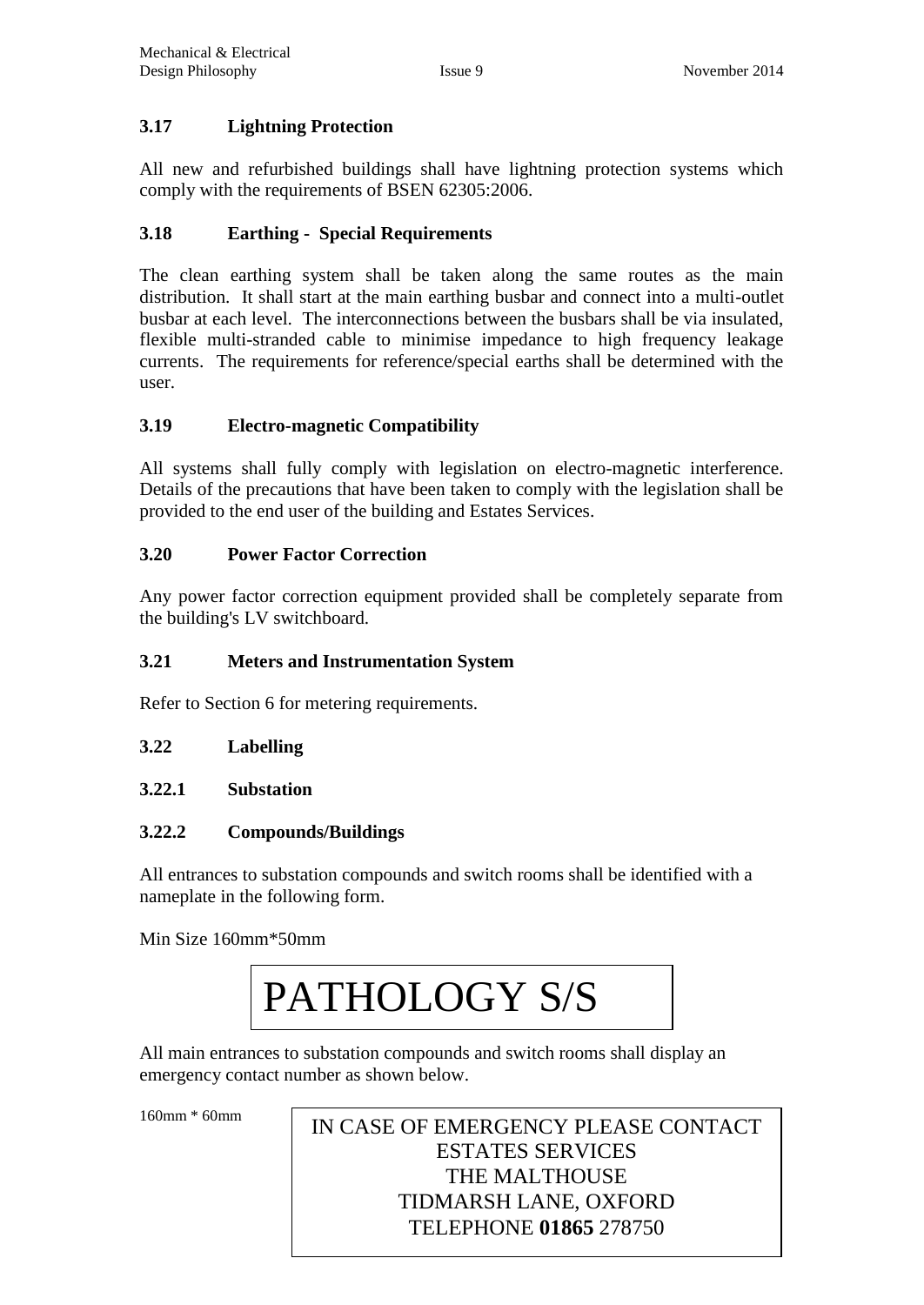### 3.17 Lightning Protection

All new and refurbished buildings shall have lightning protection systems which comply with the requirements of BSEN 62305:2006.

### 3.18 Earthing - Special Requirements

The clean earthing system shall be taken along the same routes as the main distribution. It shall start at the main earthing busbar and connect into a multi-outlet busbar at each level. The interconnections between the busbars shall be via insulated, flexible multi-stranded cable to minimise impedance to high frequency leakage currents. The requirements for reference/special earths shall be determined with the user.

### 3.19 Electro-magnetic Compatibility

All systems shall fully comply with legislation on electro-magnetic interference. Details of the precautions that have been taken to comply with the legislation shall be provided to the end user of the building and Estates Services.

### 3.20 Power Factor Correction

Any power factor correction equipment provided shall be completely separate from the building's LV switchboard.

### 3.21 Meters and Instrumentation System

Refer to Section 6 for metering requirements.

### 3.22 Labelling

#### 3.22.1 Substation

#### 3.22.2 Compounds/Buildings

All entrances to substation compounds and switch rooms shall be identified with a nameplate in the following form.

Min Size 160mm*50mm

| PATHOLOGY S/S |
|---|

All main entrances to substation compounds and switch rooms shall display an emergency contact number as shown below.

160mm * 60mm

| IN CASE OF EMERGENCY PLEASE CONTACT<br>ESTATES SERVICES<br>THE MALTHOUSE<br>TIDMARSH LANE, OXFORD<br>TELEPHONE **01865** 278750 |
|---|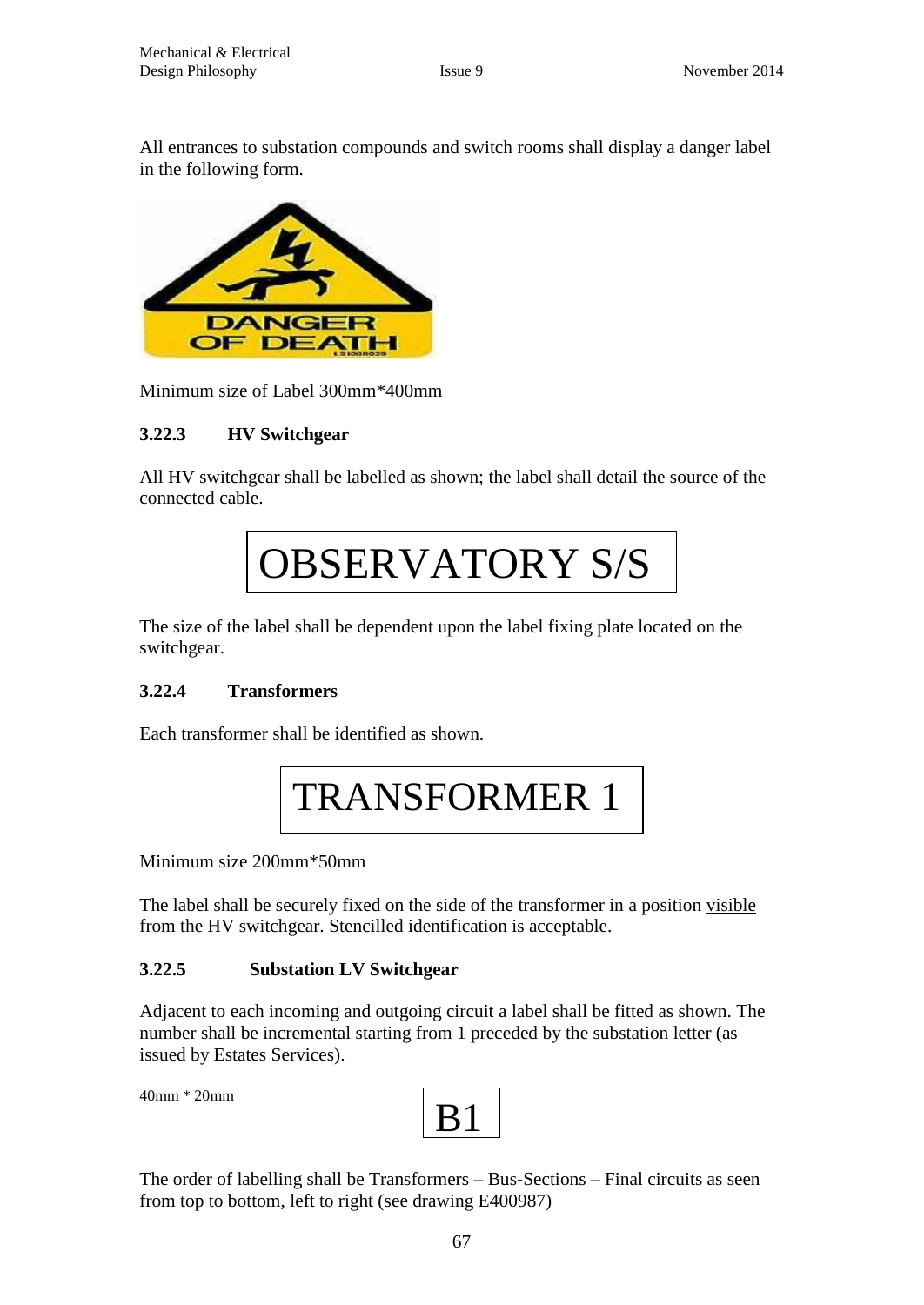All entrances to substation compounds and switch rooms shall display a danger label in the following form.

DANGER OF DEATH

Minimum size of Label 300mm*400mm

### 3.22.3 HV Switchgear

All HV switchgear shall be labelled as shown; the label shall detail the source of the connected cable.

| OBSERVATORY S/S |
|---|

The size of the label shall be dependent upon the label fixing plate located on the switchgear.

### 3.22.4 Transformers

Each transformer shall be identified as shown.

| TRANSFORMER 1 |
|---|

Minimum size 200mm*50mm

The label shall be securely fixed on the side of the transformer in a position <u>visible</u> from the HV switchgear. Stencilled identification is acceptable.

### 3.22.5 Substation LV Switchgear

Adjacent to each incoming and outgoing circuit a label shall be fitted as shown. The number shall be incremental starting from 1 preceded by the substation letter (as issued by Estates Services).

40mm * 20mm

| B1 |
|---|

The order of labelling shall be Transformers – Bus-Sections – Final circuits as seen from top to bottom, left to right (see drawing E400987)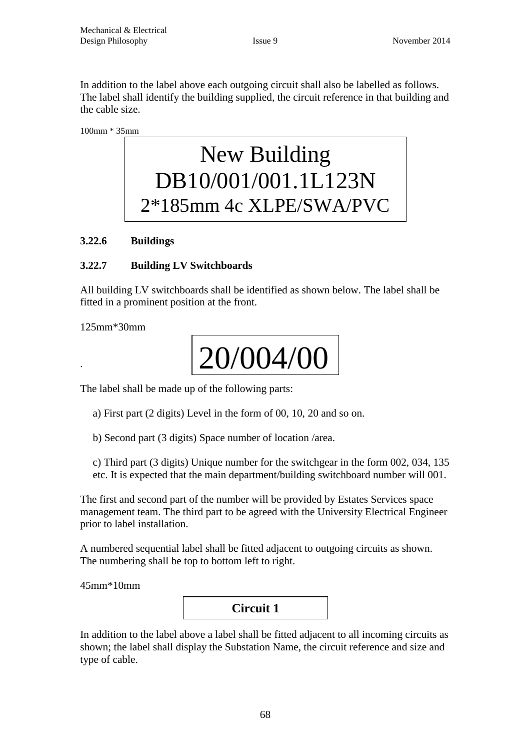In addition to the label above each outgoing circuit shall also be labelled as follows. The label shall identify the building supplied, the circuit reference in that building and the cable size.

100mm * 35mm

| New Building<br>DB10/001/001.1L123N<br>2*185mm 4c XLPE/SWA/PVC |
|---|

### 3.22.6 Buildings

### 3.22.7 Building LV Switchboards

All building LV switchboards shall be identified as shown below. The label shall be fitted in a prominent position at the front.

125mm*30mm

| 20/004/00 |
|---|

The label shall be made up of the following parts:

a) First part (2 digits) Level in the form of 00, 10, 20 and so on.

b) Second part (3 digits) Space number of location /area.

c) Third part (3 digits) Unique number for the switchgear in the form 002, 034, 135 etc. It is expected that the main department/building switchboard number will 001.

The first and second part of the number will be provided by Estates Services space management team. The third part to be agreed with the University Electrical Engineer prior to label installation.

A numbered sequential label shall be fitted adjacent to outgoing circuits as shown. The numbering shall be top to bottom left to right.

45mm*10mm

| **Circuit 1** |
|---|

In addition to the label above a label shall be fitted adjacent to all incoming circuits as shown; the label shall display the Substation Name, the circuit reference and size and type of cable.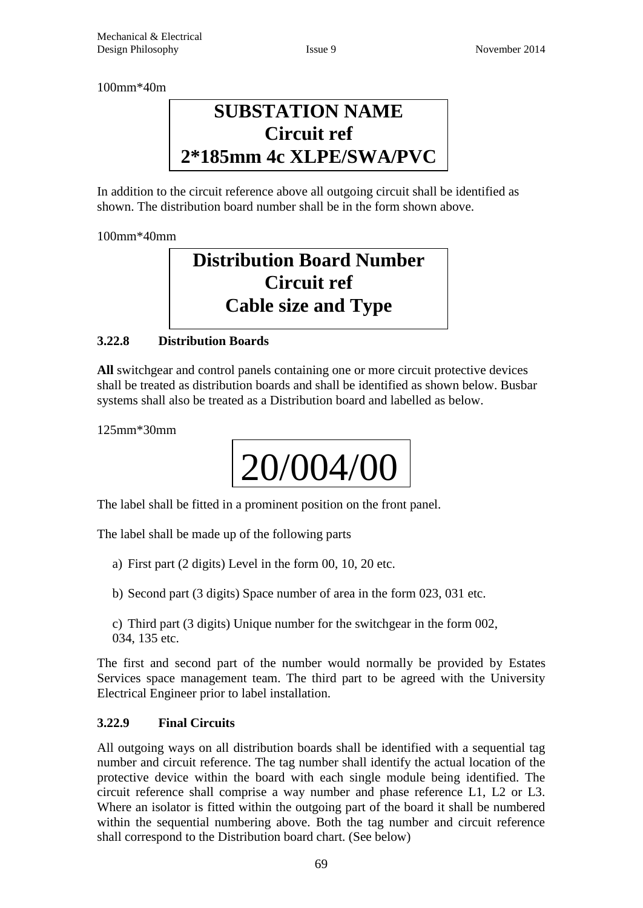100mm*40m

**SUBSTATION NAME**
**Circuit ref**
**2*185mm 4c XLPE/SWA/PVC**

In addition to the circuit reference above all outgoing circuit shall be identified as shown. The distribution board number shall be in the form shown above.

100mm*40mm

**Distribution Board Number**
**Circuit ref**
**Cable size and Type**

### 3.22.8 Distribution Boards

**All** switchgear and control panels containing one or more circuit protective devices shall be treated as distribution boards and shall be identified as shown below. Busbar systems shall also be treated as a Distribution board and labelled as below.

125mm*30mm

20/004/00

The label shall be fitted in a prominent position on the front panel.

The label shall be made up of the following parts

a) First part (2 digits) Level in the form 00, 10, 20 etc.

b) Second part (3 digits) Space number of area in the form 023, 031 etc.

c) Third part (3 digits) Unique number for the switchgear in the form 002, 034, 135 etc.

The first and second part of the number would normally be provided by Estates Services space management team. The third part to be agreed with the University Electrical Engineer prior to label installation.

### 3.22.9 Final Circuits

All outgoing ways on all distribution boards shall be identified with a sequential tag number and circuit reference. The tag number shall identify the actual location of the protective device within the board with each single module being identified. The circuit reference shall comprise a way number and phase reference L1, L2 or L3. Where an isolator is fitted within the outgoing part of the board it shall be numbered within the sequential numbering above. Both the tag number and circuit reference shall correspond to the Distribution board chart. (See below)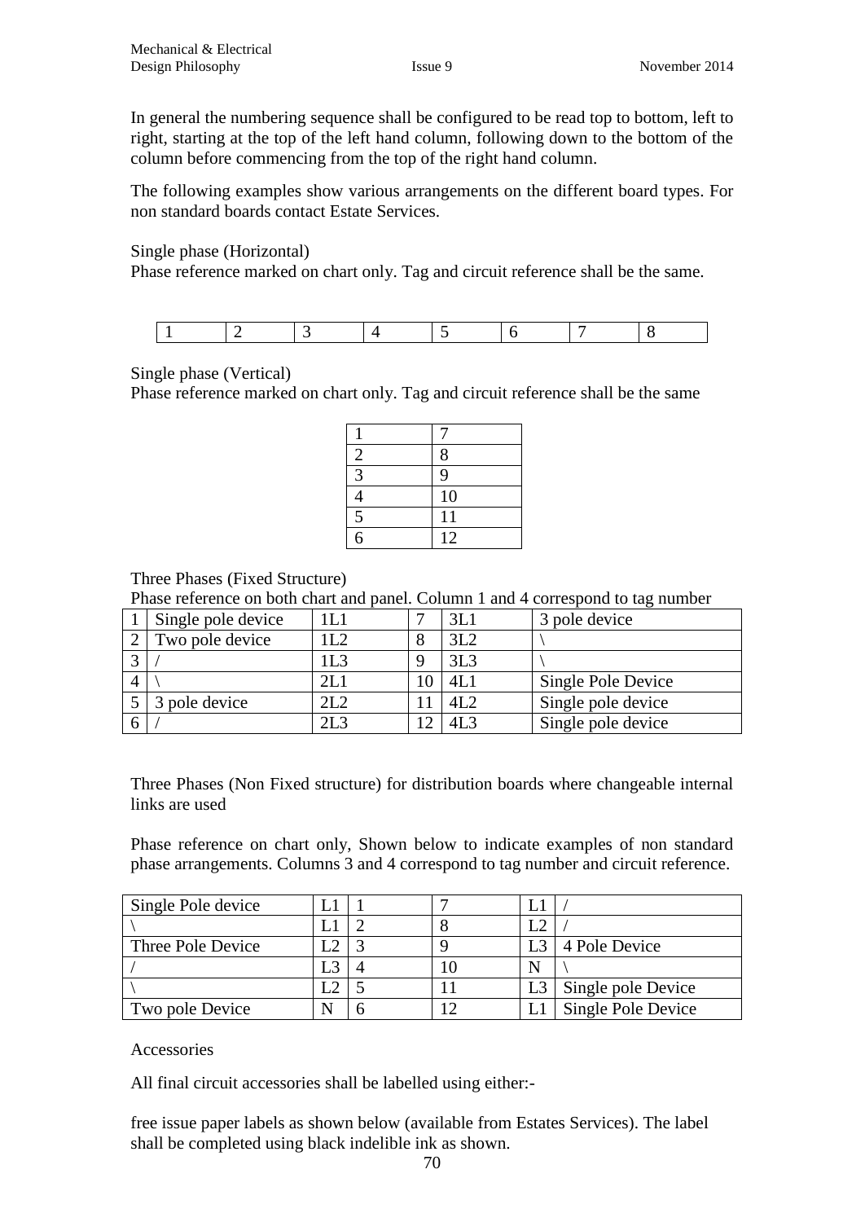In general the numbering sequence shall be configured to be read top to bottom, left to right, starting at the top of the left hand column, following down to the bottom of the column before commencing from the top of the right hand column.

The following examples show various arrangements on the different board types. For non standard boards contact Estate Services.

Single phase (Horizontal)
Phase reference marked on chart only. Tag and circuit reference shall be the same.

| 1 | 2 | 3 | 4 | 5 | 6 | 7 | 8 |
|---|---|---|---|---|---|---|---|

Single phase (Vertical)
Phase reference marked on chart only. Tag and circuit reference shall be the same

| 1 | 7 |
|---|---|
| 2 | 8 |
| 3 | 9 |
| 4 | 10 |
| 5 | 11 |
| 6 | 12 |

Three Phases (Fixed Structure)
Phase reference on both chart and panel. Column 1 and 4 correspond to tag number

| 1 | Single pole device | 1L1 | 7 | 3L1 | 3 pole device |
|---|---|---|---|---|---|
| 2 | Two pole device | 1L2 | 8 | 3L2 | \ |
| 3 | / | 1L3 | 9 | 3L3 | \ |
| 4 | \ | 2L1 | 10 | 4L1 | Single Pole Device |
| 5 | 3 pole device | 2L2 | 11 | 4L2 | Single pole device |
| 6 | / | 2L3 | 12 | 4L3 | Single pole device |

Three Phases (Non Fixed structure) for distribution boards where changeable internal links are used

Phase reference on chart only, Shown below to indicate examples of non standard phase arrangements. Columns 3 and 4 correspond to tag number and circuit reference.

| Single Pole device | L1 | 1 | 7 | L1 | / |
|---|---|---|---|---|---|
| \ | L1 | 2 | 8 | L2 | / |
| Three Pole Device | L2 | 3 | 9 | L3 | 4 Pole Device |
| / | L3 | 4 | 10 | N | \ |
| \ | L2 | 5 | 11 | L3 | Single pole Device |
| Two pole Device | N | 6 | 12 | L1 | Single Pole Device |

Accessories

All final circuit accessories shall be labelled using either:-

free issue paper labels as shown below (available from Estates Services). The label shall be completed using black indelible ink as shown.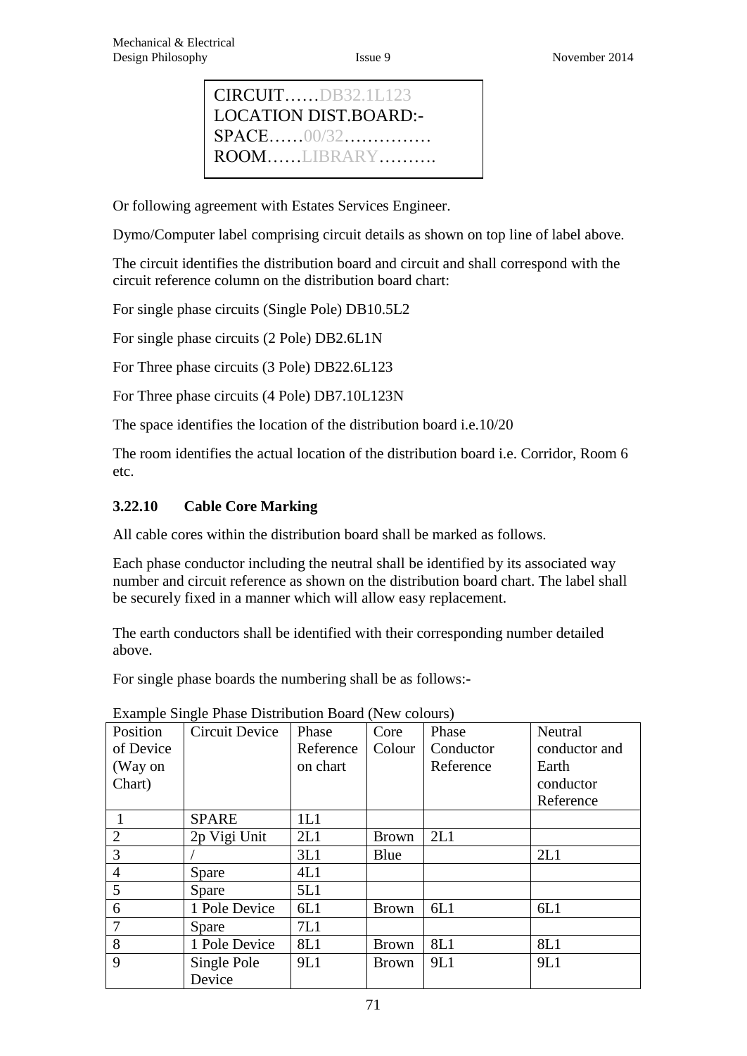CIRCUIT……DB32.1L123
LOCATION DIST.BOARD:-
SPACE……00/32……………
ROOM……LIBRARY……….

Or following agreement with Estates Services Engineer.

Dymo/Computer label comprising circuit details as shown on top line of label above.

The circuit identifies the distribution board and circuit and shall correspond with the circuit reference column on the distribution board chart:

For single phase circuits (Single Pole) DB10.5L2

For single phase circuits (2 Pole) DB2.6L1N

For Three phase circuits (3 Pole) DB22.6L123

For Three phase circuits (4 Pole) DB7.10L123N

The space identifies the location of the distribution board i.e.10/20

The room identifies the actual location of the distribution board i.e. Corridor, Room 6 etc.

### 3.22.10 Cable Core Marking

All cable cores within the distribution board shall be marked as follows.

Each phase conductor including the neutral shall be identified by its associated way number and circuit reference as shown on the distribution board chart. The label shall be securely fixed in a manner which will allow easy replacement.

The earth conductors shall be identified with their corresponding number detailed above.

For single phase boards the numbering shall be as follows:-

Example Single Phase Distribution Board (New colours)

| Position of Device (Way on Chart) | Circuit Device | Phase Reference on chart | Core Colour | Phase Conductor Reference | Neutral conductor and Earth conductor Reference |
|---|---|---|---|---|---|
| 1 | SPARE | 1L1 | | | |
| 2 | 2p Vigi Unit | 2L1 | Brown | 2L1 | |
| 3 | / | 3L1 | Blue | | 2L1 |
| 4 | Spare | 4L1 | | | |
| 5 | Spare | 5L1 | | | |
| 6 | 1 Pole Device | 6L1 | Brown | 6L1 | 6L1 |
| 7 | Spare | 7L1 | | | |
| 8 | 1 Pole Device | 8L1 | Brown | 8L1 | 8L1 |
| 9 | Single Pole Device | 9L1 | Brown | 9L1 | 9L1 |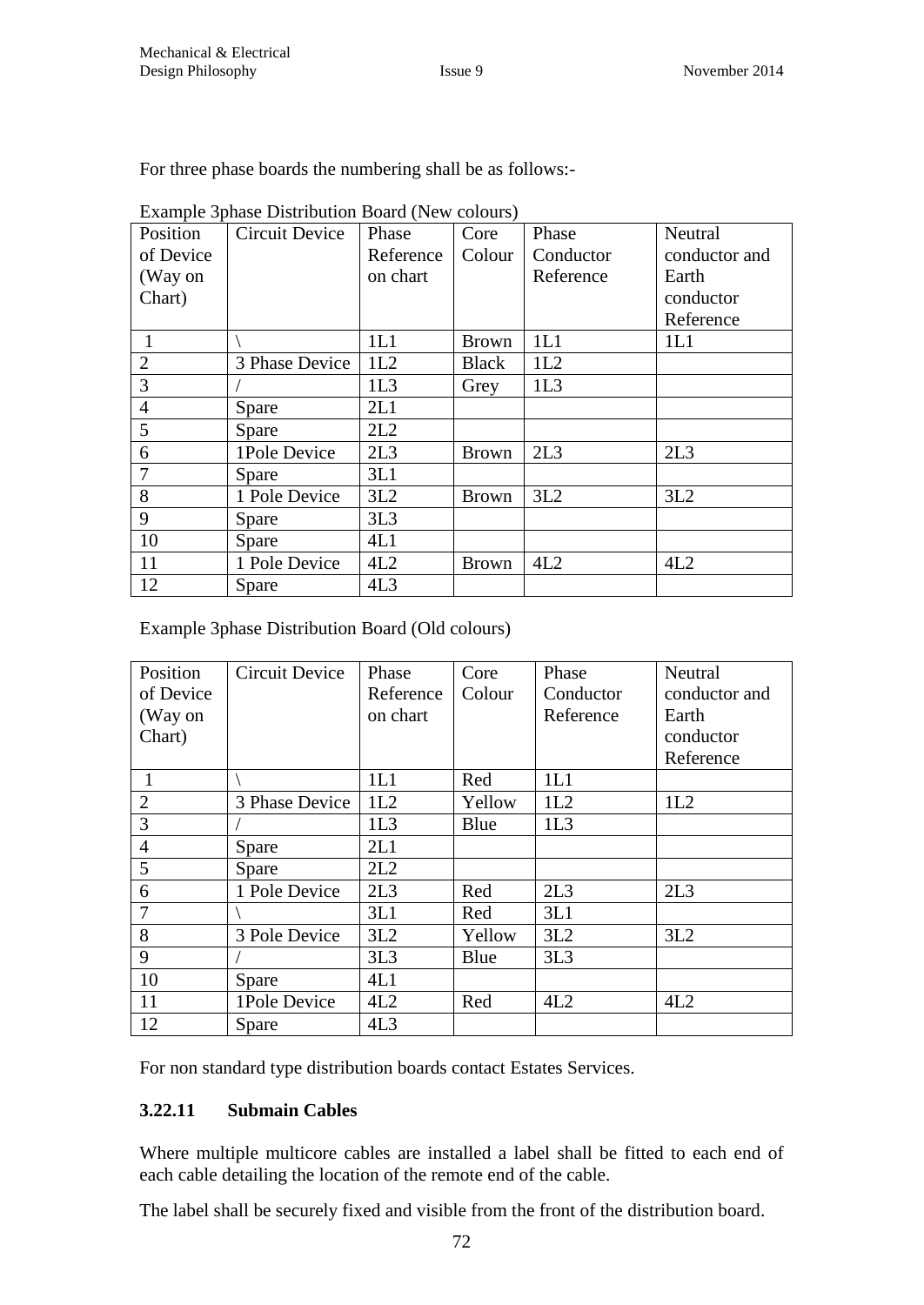For three phase boards the numbering shall be as follows:-

Example 3phase Distribution Board (New colours)

| Position of Device (Way on Chart) | Circuit Device | Phase Reference on chart | Core Colour | Phase Conductor Reference | Neutral conductor and Earth conductor Reference |
|---|---|---|---|---|---|
| 1 | \ | 1L1 | Brown | 1L1 | 1L1 |
| 2 | 3 Phase Device | 1L2 | Black | 1L2 | |
| 3 | / | 1L3 | Grey | 1L3 | |
| 4 | Spare | 2L1 | | | |
| 5 | Spare | 2L2 | | | |
| 6 | 1Pole Device | 2L3 | Brown | 2L3 | 2L3 |
| 7 | Spare | 3L1 | | | |
| 8 | 1 Pole Device | 3L2 | Brown | 3L2 | 3L2 |
| 9 | Spare | 3L3 | | | |
| 10 | Spare | 4L1 | | | |
| 11 | 1 Pole Device | 4L2 | Brown | 4L2 | 4L2 |
| 12 | Spare | 4L3 | | | |

Example 3phase Distribution Board (Old colours)

| Position of Device (Way on Chart) | Circuit Device | Phase Reference on chart | Core Colour | Phase Conductor Reference | Neutral conductor and Earth conductor Reference |
|---|---|---|---|---|---|
| 1 | \ | 1L1 | Red | 1L1 | |
| 2 | 3 Phase Device | 1L2 | Yellow | 1L2 | 1L2 |
| 3 | / | 1L3 | Blue | 1L3 | |
| 4 | Spare | 2L1 | | | |
| 5 | Spare | 2L2 | | | |
| 6 | 1 Pole Device | 2L3 | Red | 2L3 | 2L3 |
| 7 | \ | 3L1 | Red | 3L1 | |
| 8 | 3 Pole Device | 3L2 | Yellow | 3L2 | 3L2 |
| 9 | / | 3L3 | Blue | 3L3 | |
| 10 | Spare | 4L1 | | | |
| 11 | 1Pole Device | 4L2 | Red | 4L2 | 4L2 |
| 12 | Spare | 4L3 | | | |

For non standard type distribution boards contact Estates Services.

### 3.22.11 Submain Cables

Where multiple multicore cables are installed a label shall be fitted to each end of each cable detailing the location of the remote end of the cable.

The label shall be securely fixed and visible from the front of the distribution board.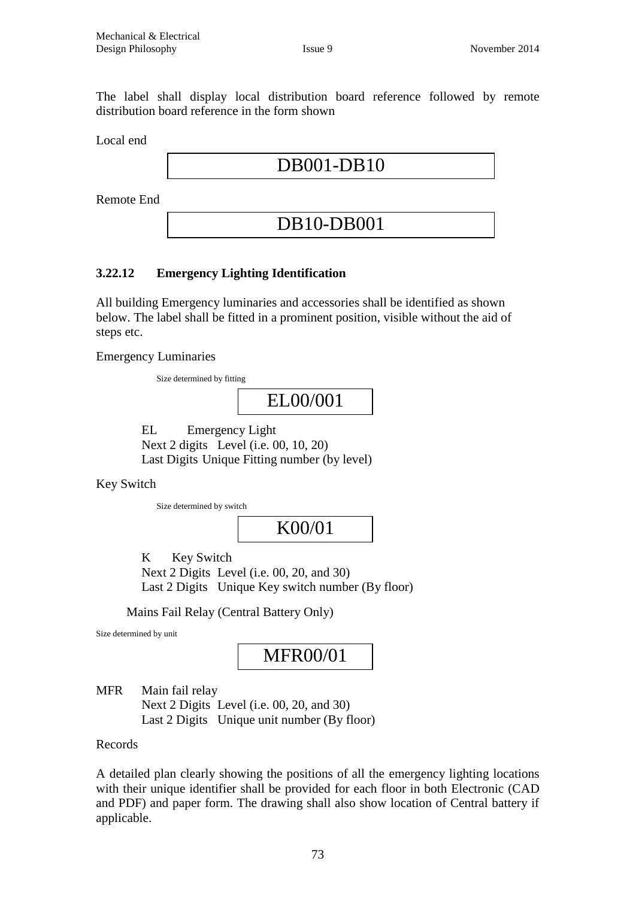The label shall display local distribution board reference followed by remote distribution board reference in the form shown

Local end

| DB001-DB10 |
|---|

Remote End

| DB10-DB001 |
|---|

### 3.22.12 Emergency Lighting Identification

All building Emergency luminaries and accessories shall be identified as shown below. The label shall be fitted in a prominent position, visible without the aid of steps etc.

Emergency Luminaries

Size determined by fitting

| EL00/001 |
|---|

EL Emergency Light
Next 2 digits Level (i.e. 00, 10, 20)
Last Digits Unique Fitting number (by level)

Key Switch

Size determined by switch

| K00/01 |
|---|

K Key Switch
Next 2 Digits Level (i.e. 00, 20, and 30)
Last 2 Digits Unique Key switch number (By floor)

Mains Fail Relay (Central Battery Only)

Size determined by unit

| MFR00/01 |
|---|

MFR Main fail relay
Next 2 Digits Level (i.e. 00, 20, and 30)
Last 2 Digits Unique unit number (By floor)

Records

A detailed plan clearly showing the positions of all the emergency lighting locations with their unique identifier shall be provided for each floor in both Electronic (CAD and PDF) and paper form. The drawing shall also show location of Central battery if applicable.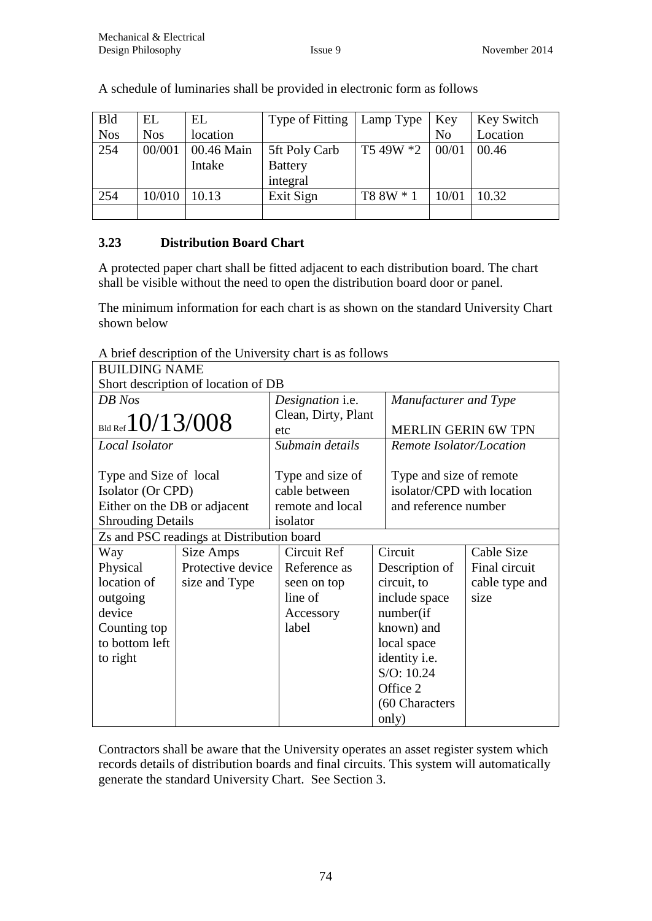A schedule of luminaries shall be provided in electronic form as follows

| Bld Nos | EL Nos | EL location | Type of Fitting | Lamp Type | Key No | Key Switch Location |
|---|---|---|---|---|---|---|
| 254 | 00/001 | 00.46 Main Intake | 5ft Poly Carb Battery integral | T5 49W *2 | 00/01 | 00.46 |
| 254 | 10/010 | 10.13 | Exit Sign | T8 8W * 1 | 10/01 | 10.32 |
| | | | | | | |

### 3.23 Distribution Board Chart

A protected paper chart shall be fitted adjacent to each distribution board. The chart shall be visible without the need to open the distribution board door or panel.

The minimum information for each chart is as shown on the standard University Chart shown below

A brief description of the University chart is as follows

| BUILDING NAME<br>Short description of location of DB | | | | |
|---|---|---|---|---|
| *DB Nos*<br>Bld Ref 10/13/008 | | *Designation* i.e. Clean, Dirty, Plant etc | *Manufacturer and Type*<br>MERLIN GERIN 6W TPN | |
| *Local Isolator*<br>Type and Size of local Isolator (Or CPD) Either on the DB or adjacent<br>Shrouding Details | | *Submain details*<br>Type and size of cable between remote and local isolator | *Remote Isolator/Location*<br>Type and size of remote isolator/CPD with location and reference number | |
| Zs and PSC readings at Distribution board | | | | |
| Way<br>Physical location of outgoing device Counting top to bottom left to right | Size Amps<br>Protective device size and Type | Circuit Ref<br>Reference as seen on top line of Accessory label | Circuit<br>Description of circuit, to include space number(if known) and local space identity i.e. S/O: 10.24 Office 2 (60 Characters only) | Cable Size<br>Final circuit cable type and size |

Contractors shall be aware that the University operates an asset register system which records details of distribution boards and final circuits. This system will automatically generate the standard University Chart. See Section 3.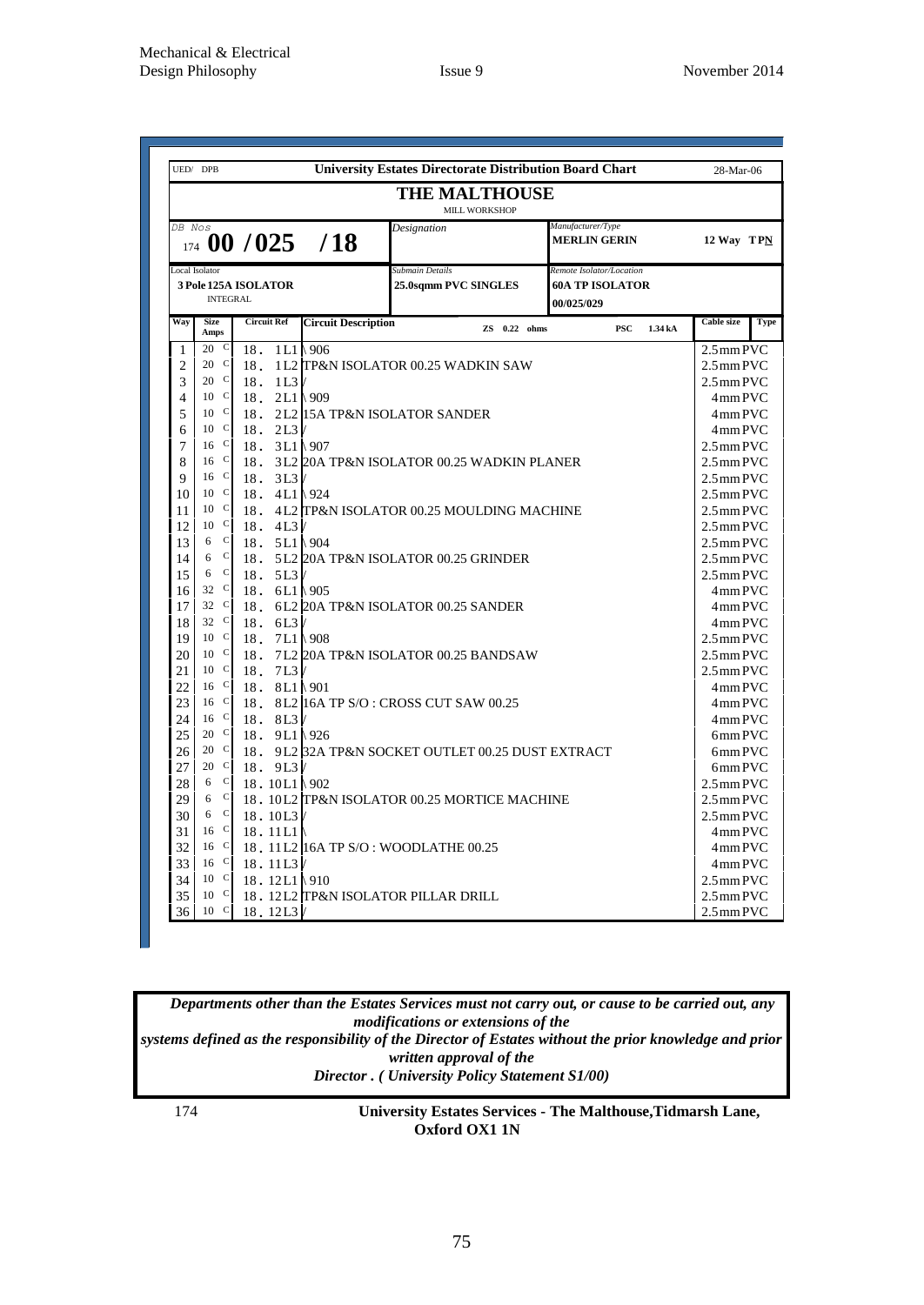UED/ DPB **University Estates Directorate Distribution Board Chart** 28-Mar-06

# THE MALTHOUSE

MILL WORKSHOP

| DB Nos | Designation | Manufacturer/Type | |
|---|---|---|---|
| 174 **00 /025 /18** | | **MERLIN GERIN** | **12 Way TPN** |
| Local Isolator | Submain Details | Remote Isolator/Location | |
| **3 Pole 125A ISOLATOR** INTEGRAL | **25.0sqmm PVC SINGLES** | **60A TP ISOLATOR** 00/025/029 | |

| Way | Size Amps | | Circuit Ref | Circuit Description ZS 0.22 ohms PSC 1.34 kA | Cable size | Type |
|---|---|---|---|---|---|---|
| 1 | 20 | C | 18 . 1L1 | \ 906 | 2.5mm PVC | |
| 2 | 20 | C | 18 . 1L2 | TP&N ISOLATOR 00.25 WADKIN SAW | 2.5mm PVC | |
| 3 | 20 | C | 18 . 1L3 | / | 2.5mm PVC | |
| 4 | 10 | C | 18 . 2L1 | \ 909 | 4mm PVC | |
| 5 | 10 | C | 18 . 2L2 | 15A TP&N ISOLATOR SANDER | 4mm PVC | |
| 6 | 10 | C | 18 . 2L3 | / | 4mm PVC | |
| 7 | 16 | C | 18 . 3L1 | \ 907 | 2.5mm PVC | |
| 8 | 16 | C | 18 . 3L2 | 20A TP&N ISOLATOR 00.25 WADKIN PLANER | 2.5mm PVC | |
| 9 | 16 | C | 18 . 3L3 | / | 2.5mm PVC | |
| 10 | 10 | C | 18 . 4L1 | \ 924 | 2.5mm PVC | |
| 11 | 10 | C | 18 . 4L2 | TP&N ISOLATOR 00.25 MOULDING MACHINE | 2.5mm PVC | |
| 12 | 10 | C | 18 . 4L3 | / | 2.5mm PVC | |
| 13 | 6 | C | 18 . 5L1 | \ 904 | 2.5mm PVC | |
| 14 | 6 | C | 18 . 5L2 | 20A TP&N ISOLATOR 00.25 GRINDER | 2.5mm PVC | |
| 15 | 6 | C | 18 . 5L3 | / | 2.5mm PVC | |
| 16 | 32 | C | 18 . 6L1 | \ 905 | 4mm PVC | |
| 17 | 32 | C | 18 . 6L2 | 20A TP&N ISOLATOR 00.25 SANDER | 4mm PVC | |
| 18 | 32 | C | 18 . 6L3 | / | 4mm PVC | |
| 19 | 10 | C | 18 . 7L1 | \ 908 | 2.5mm PVC | |
| 20 | 10 | C | 18 . 7L2 | 20A TP&N ISOLATOR 00.25 BANDSAW | 2.5mm PVC | |
| 21 | 10 | C | 18 . 7L3 | / | 2.5mm PVC | |
| 22 | 16 | C | 18 . 8L1 | \ 901 | 4mm PVC | |
| 23 | 16 | C | 18 . 8L2 | 16A TP S/O : CROSS CUT SAW 00.25 | 4mm PVC | |
| 24 | 16 | C | 18 . 8L3 | / | 4mm PVC | |
| 25 | 20 | C | 18 . 9L1 | \ 926 | 6mm PVC | |
| 26 | 20 | C | 18 . 9L2 | 32A TP&N SOCKET OUTLET 00.25 DUST EXTRACT | 6mm PVC | |
| 27 | 20 | C | 18 . 9L3 | / | 6mm PVC | |
| 28 | 6 | C | 18 . 10L1 | \ 902 | 2.5mm PVC | |
| 29 | 6 | C | 18 . 10L2 | TP&N ISOLATOR 00.25 MORTICE MACHINE | 2.5mm PVC | |
| 30 | 6 | C | 18 . 10L3 | / | 2.5mm PVC | |
| 31 | 16 | C | 18 . 11L1 | \ | 4mm PVC | |
| 32 | 16 | C | 18 . 11L2 | 16A TP S/O : WOODLATHE 00.25 | 4mm PVC | |
| 33 | 16 | C | 18 . 11L3 | / | 4mm PVC | |
| 34 | 10 | C | 18 . 12L1 | \ 910 | 2.5mm PVC | |
| 35 | 10 | C | 18 . 12L2 | TP&N ISOLATOR PILLAR DRILL | 2.5mm PVC | |
| 36 | 10 | C | 18 . 12L3 | / | 2.5mm PVC | |

***Departments other than the Estates Services must not carry out, or cause to be carried out, any modifications or extensions of the systems defined as the responsibility of the Director of Estates without the prior knowledge and prior written approval of the Director . ( University Policy Statement S1/00)***

174 **University Estates Services - The Malthouse,Tidmarsh Lane, Oxford OX1 1N**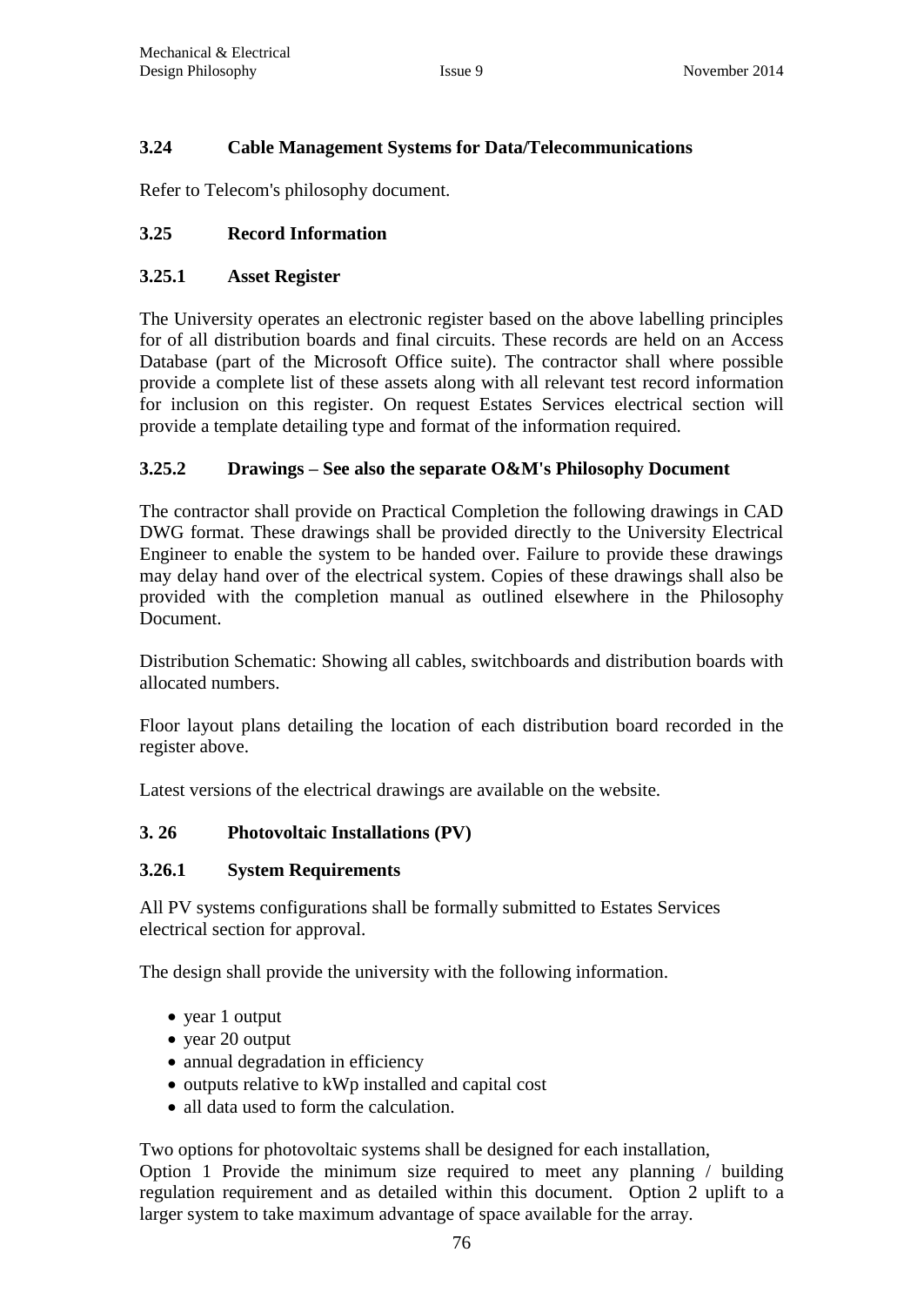### 3.24 Cable Management Systems for Data/Telecommunications

Refer to Telecom's philosophy document.

### 3.25 Record Information

#### 3.25.1 Asset Register

The University operates an electronic register based on the above labelling principles for of all distribution boards and final circuits. These records are held on an Access Database (part of the Microsoft Office suite). The contractor shall where possible provide a complete list of these assets along with all relevant test record information for inclusion on this register. On request Estates Services electrical section will provide a template detailing type and format of the information required.

#### 3.25.2 Drawings – See also the separate O&M's Philosophy Document

The contractor shall provide on Practical Completion the following drawings in CAD DWG format. These drawings shall be provided directly to the University Electrical Engineer to enable the system to be handed over. Failure to provide these drawings may delay hand over of the electrical system. Copies of these drawings shall also be provided with the completion manual as outlined elsewhere in the Philosophy Document.

Distribution Schematic: Showing all cables, switchboards and distribution boards with allocated numbers.

Floor layout plans detailing the location of each distribution board recorded in the register above.

Latest versions of the electrical drawings are available on the website.

### 3. 26 Photovoltaic Installations (PV)

#### 3.26.1 System Requirements

All PV systems configurations shall be formally submitted to Estates Services electrical section for approval.

The design shall provide the university with the following information.

- year 1 output
- year 20 output
- annual degradation in efficiency
- outputs relative to kWp installed and capital cost
- all data used to form the calculation.

Two options for photovoltaic systems shall be designed for each installation,
Option 1 Provide the minimum size required to meet any planning / building regulation requirement and as detailed within this document. Option 2 uplift to a larger system to take maximum advantage of space available for the array.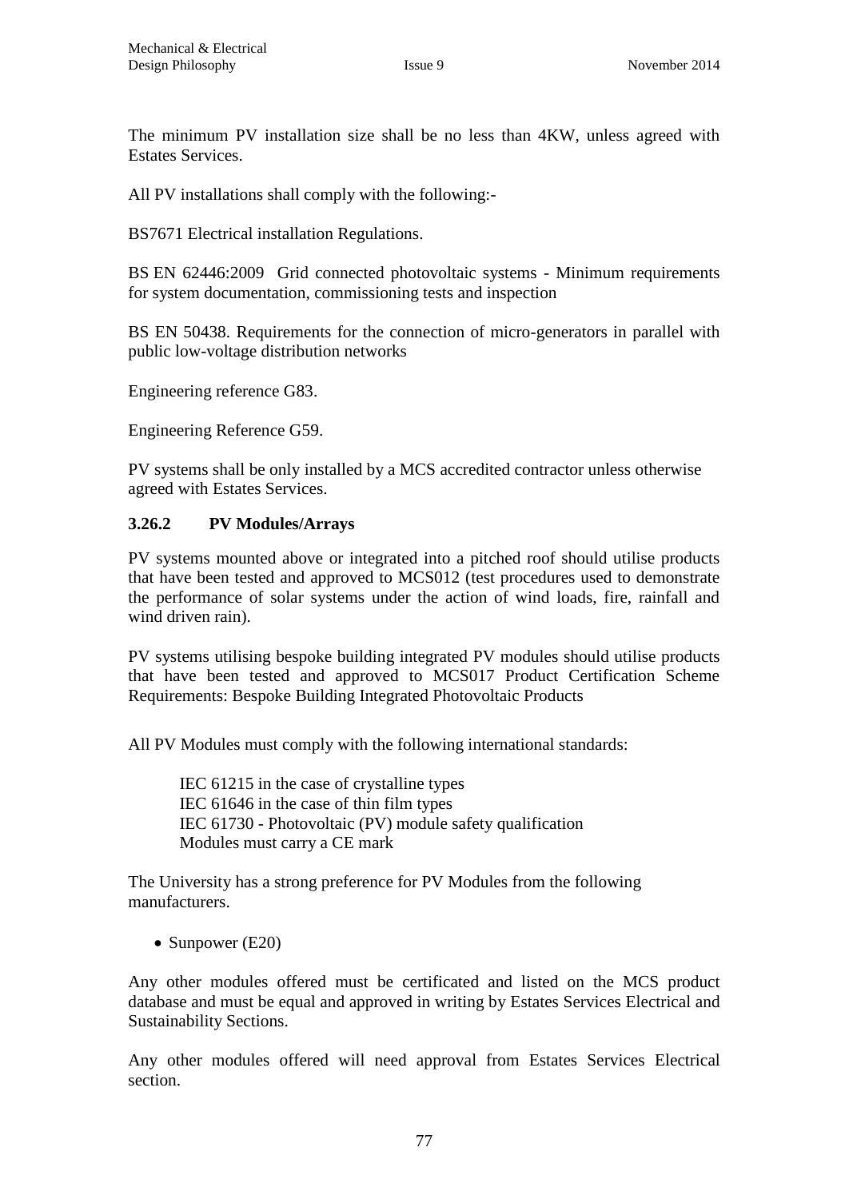The minimum PV installation size shall be no less than 4KW, unless agreed with Estates Services.

All PV installations shall comply with the following:-

BS7671 Electrical installation Regulations.

BS EN 62446:2009 Grid connected photovoltaic systems - Minimum requirements for system documentation, commissioning tests and inspection

BS EN 50438. Requirements for the connection of micro-generators in parallel with public low-voltage distribution networks

Engineering reference G83.

Engineering Reference G59.

PV systems shall be only installed by a MCS accredited contractor unless otherwise agreed with Estates Services.

### 3.26.2 PV Modules/Arrays

PV systems mounted above or integrated into a pitched roof should utilise products that have been tested and approved to MCS012 (test procedures used to demonstrate the performance of solar systems under the action of wind loads, fire, rainfall and wind driven rain).

PV systems utilising bespoke building integrated PV modules should utilise products that have been tested and approved to MCS017 Product Certification Scheme Requirements: Bespoke Building Integrated Photovoltaic Products

All PV Modules must comply with the following international standards:

IEC 61215 in the case of crystalline types
IEC 61646 in the case of thin film types
IEC 61730 - Photovoltaic (PV) module safety qualification
Modules must carry a CE mark

The University has a strong preference for PV Modules from the following manufacturers.

- Sunpower (E20)

Any other modules offered must be certificated and listed on the MCS product database and must be equal and approved in writing by Estates Services Electrical and Sustainability Sections.

Any other modules offered will need approval from Estates Services Electrical section.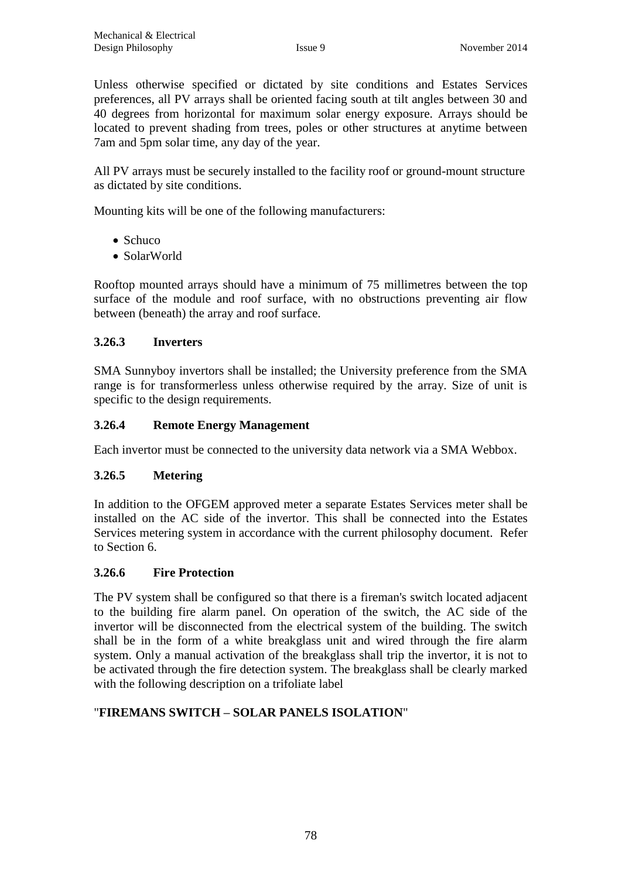Unless otherwise specified or dictated by site conditions and Estates Services preferences, all PV arrays shall be oriented facing south at tilt angles between 30 and 40 degrees from horizontal for maximum solar energy exposure. Arrays should be located to prevent shading from trees, poles or other structures at anytime between 7am and 5pm solar time, any day of the year.

All PV arrays must be securely installed to the facility roof or ground-mount structure as dictated by site conditions.

Mounting kits will be one of the following manufacturers:

- Schuco
- SolarWorld

Rooftop mounted arrays should have a minimum of 75 millimetres between the top surface of the module and roof surface, with no obstructions preventing air flow between (beneath) the array and roof surface.

### 3.26.3 Inverters

SMA Sunnyboy invertors shall be installed; the University preference from the SMA range is for transformerless unless otherwise required by the array. Size of unit is specific to the design requirements.

### 3.26.4 Remote Energy Management

Each invertor must be connected to the university data network via a SMA Webbox.

### 3.26.5 Metering

In addition to the OFGEM approved meter a separate Estates Services meter shall be installed on the AC side of the invertor. This shall be connected into the Estates Services metering system in accordance with the current philosophy document. Refer to Section 6.

### 3.26.6 Fire Protection

The PV system shall be configured so that there is a fireman's switch located adjacent to the building fire alarm panel. On operation of the switch, the AC side of the invertor will be disconnected from the electrical system of the building. The switch shall be in the form of a white breakglass unit and wired through the fire alarm system. Only a manual activation of the breakglass shall trip the invertor, it is not to be activated through the fire detection system. The breakglass shall be clearly marked with the following description on a trifoliate label

"**FIREMANS SWITCH – SOLAR PANELS ISOLATION**"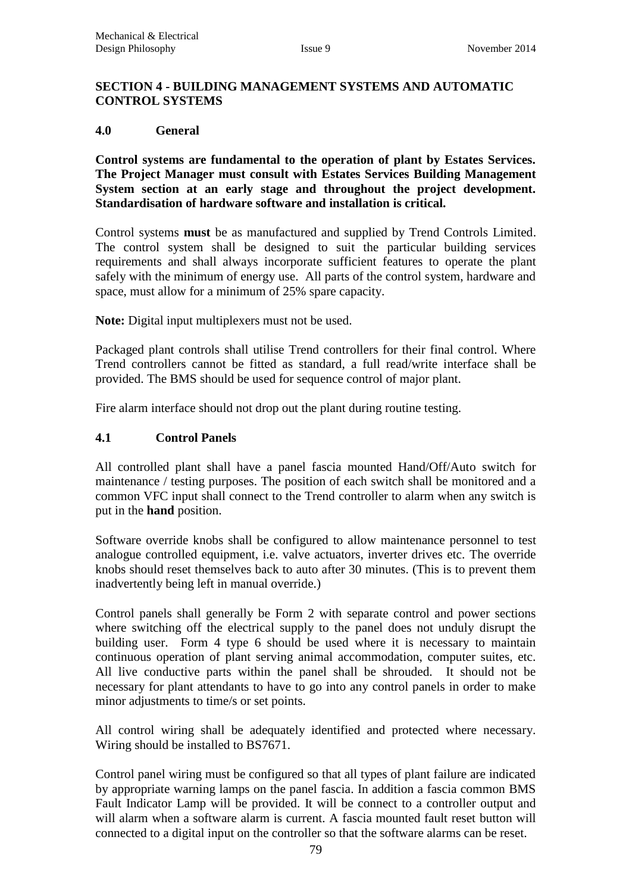## SECTION 4 - BUILDING MANAGEMENT SYSTEMS AND AUTOMATIC CONTROL SYSTEMS

### 4.0 General

**Control systems are fundamental to the operation of plant by Estates Services. The Project Manager must consult with Estates Services Building Management System section at an early stage and throughout the project development. Standardisation of hardware software and installation is critical.**

Control systems **must** be as manufactured and supplied by Trend Controls Limited. The control system shall be designed to suit the particular building services requirements and shall always incorporate sufficient features to operate the plant safely with the minimum of energy use. All parts of the control system, hardware and space, must allow for a minimum of 25% spare capacity.

**Note:** Digital input multiplexers must not be used.

Packaged plant controls shall utilise Trend controllers for their final control. Where Trend controllers cannot be fitted as standard, a full read/write interface shall be provided. The BMS should be used for sequence control of major plant.

Fire alarm interface should not drop out the plant during routine testing.

### 4.1 Control Panels

All controlled plant shall have a panel fascia mounted Hand/Off/Auto switch for maintenance / testing purposes. The position of each switch shall be monitored and a common VFC input shall connect to the Trend controller to alarm when any switch is put in the **hand** position.

Software override knobs shall be configured to allow maintenance personnel to test analogue controlled equipment, i.e. valve actuators, inverter drives etc. The override knobs should reset themselves back to auto after 30 minutes. (This is to prevent them inadvertently being left in manual override.)

Control panels shall generally be Form 2 with separate control and power sections where switching off the electrical supply to the panel does not unduly disrupt the building user. Form 4 type 6 should be used where it is necessary to maintain continuous operation of plant serving animal accommodation, computer suites, etc. All live conductive parts within the panel shall be shrouded. It should not be necessary for plant attendants to have to go into any control panels in order to make minor adjustments to time/s or set points.

All control wiring shall be adequately identified and protected where necessary. Wiring should be installed to BS7671.

Control panel wiring must be configured so that all types of plant failure are indicated by appropriate warning lamps on the panel fascia. In addition a fascia common BMS Fault Indicator Lamp will be provided. It will be connect to a controller output and will alarm when a software alarm is current. A fascia mounted fault reset button will connected to a digital input on the controller so that the software alarms can be reset.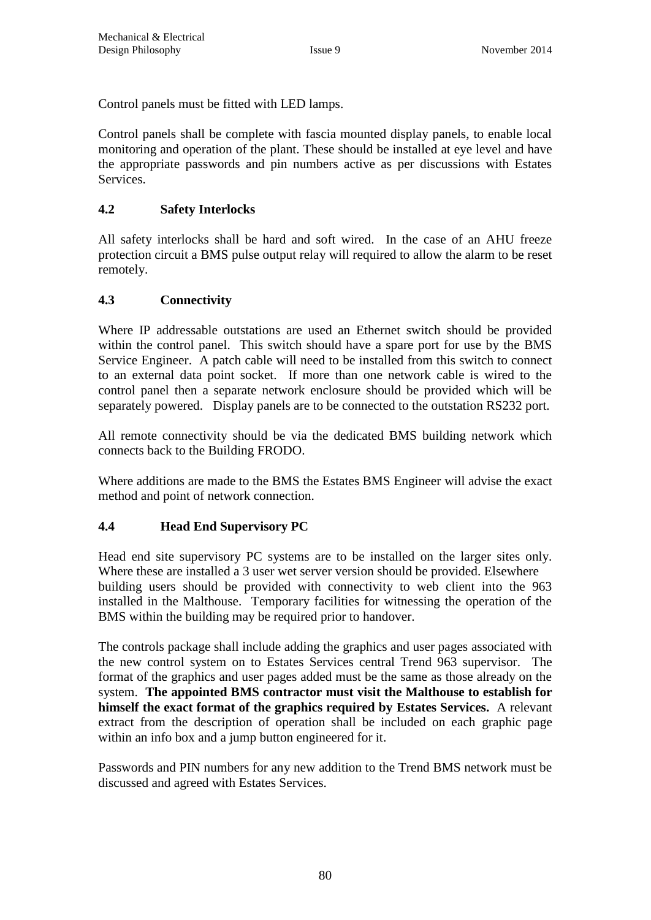Control panels must be fitted with LED lamps.

Control panels shall be complete with fascia mounted display panels, to enable local monitoring and operation of the plant. These should be installed at eye level and have the appropriate passwords and pin numbers active as per discussions with Estates Services.

### 4.2 Safety Interlocks

All safety interlocks shall be hard and soft wired. In the case of an AHU freeze protection circuit a BMS pulse output relay will required to allow the alarm to be reset remotely.

### 4.3 Connectivity

Where IP addressable outstations are used an Ethernet switch should be provided within the control panel. This switch should have a spare port for use by the BMS Service Engineer. A patch cable will need to be installed from this switch to connect to an external data point socket. If more than one network cable is wired to the control panel then a separate network enclosure should be provided which will be separately powered. Display panels are to be connected to the outstation RS232 port.

All remote connectivity should be via the dedicated BMS building network which connects back to the Building FRODO.

Where additions are made to the BMS the Estates BMS Engineer will advise the exact method and point of network connection.

### 4.4 Head End Supervisory PC

Head end site supervisory PC systems are to be installed on the larger sites only. Where these are installed a 3 user wet server version should be provided. Elsewhere building users should be provided with connectivity to web client into the 963 installed in the Malthouse. Temporary facilities for witnessing the operation of the BMS within the building may be required prior to handover.

The controls package shall include adding the graphics and user pages associated with the new control system on to Estates Services central Trend 963 supervisor. The format of the graphics and user pages added must be the same as those already on the system. **The appointed BMS contractor must visit the Malthouse to establish for himself the exact format of the graphics required by Estates Services.** A relevant extract from the description of operation shall be included on each graphic page within an info box and a jump button engineered for it.

Passwords and PIN numbers for any new addition to the Trend BMS network must be discussed and agreed with Estates Services.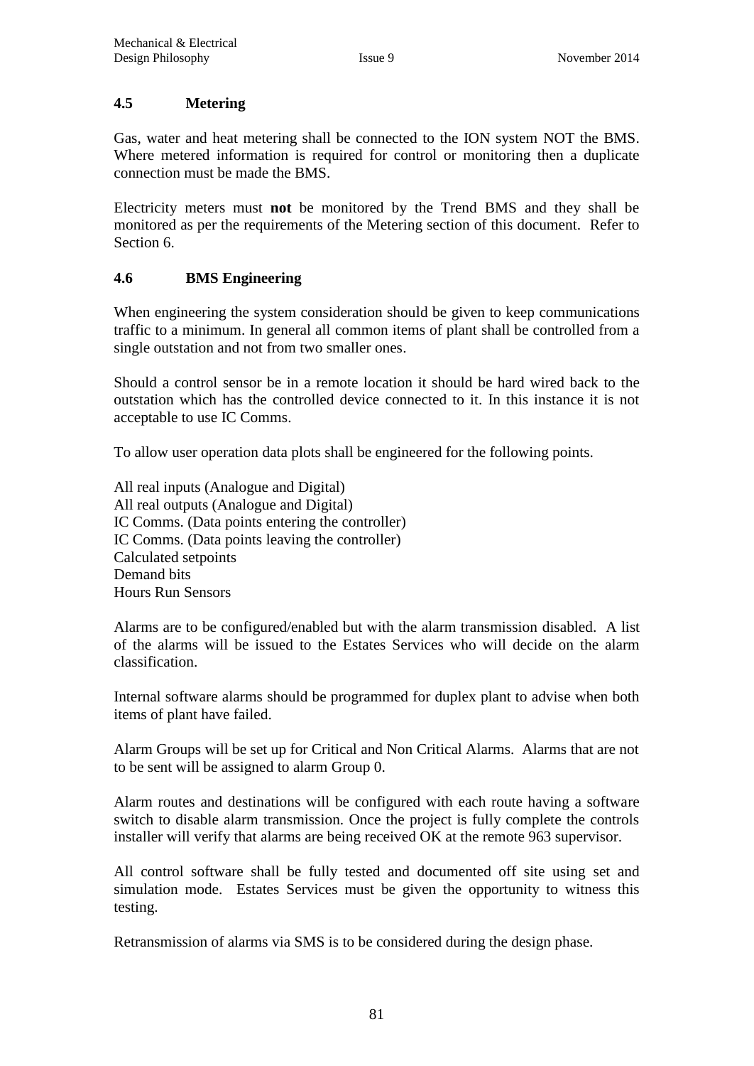## 4.5 Metering

Gas, water and heat metering shall be connected to the ION system NOT the BMS. Where metered information is required for control or monitoring then a duplicate connection must be made the BMS.

Electricity meters must **not** be monitored by the Trend BMS and they shall be monitored as per the requirements of the Metering section of this document. Refer to Section 6.

## 4.6 BMS Engineering

When engineering the system consideration should be given to keep communications traffic to a minimum. In general all common items of plant shall be controlled from a single outstation and not from two smaller ones.

Should a control sensor be in a remote location it should be hard wired back to the outstation which has the controlled device connected to it. In this instance it is not acceptable to use IC Comms.

To allow user operation data plots shall be engineered for the following points.

All real inputs (Analogue and Digital)
All real outputs (Analogue and Digital)
IC Comms. (Data points entering the controller)
IC Comms. (Data points leaving the controller)
Calculated setpoints
Demand bits
Hours Run Sensors

Alarms are to be configured/enabled but with the alarm transmission disabled. A list of the alarms will be issued to the Estates Services who will decide on the alarm classification.

Internal software alarms should be programmed for duplex plant to advise when both items of plant have failed.

Alarm Groups will be set up for Critical and Non Critical Alarms. Alarms that are not to be sent will be assigned to alarm Group 0.

Alarm routes and destinations will be configured with each route having a software switch to disable alarm transmission. Once the project is fully complete the controls installer will verify that alarms are being received OK at the remote 963 supervisor.

All control software shall be fully tested and documented off site using set and simulation mode. Estates Services must be given the opportunity to witness this testing.

Retransmission of alarms via SMS is to be considered during the design phase.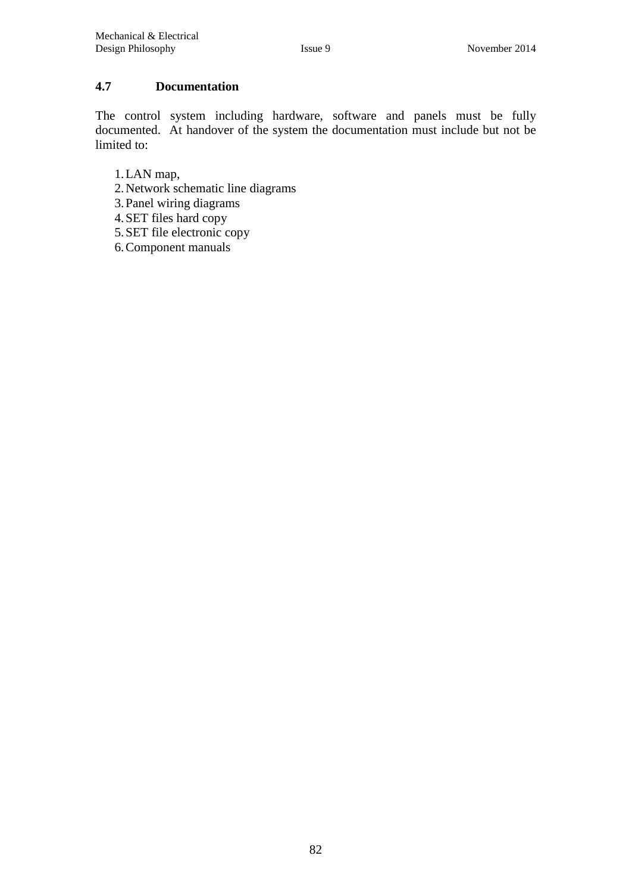### 4.7 Documentation

The control system including hardware, software and panels must be fully documented. At handover of the system the documentation must include but not be limited to:

1. LAN map,
2. Network schematic line diagrams
3. Panel wiring diagrams
4. SET files hard copy
5. SET file electronic copy
6. Component manuals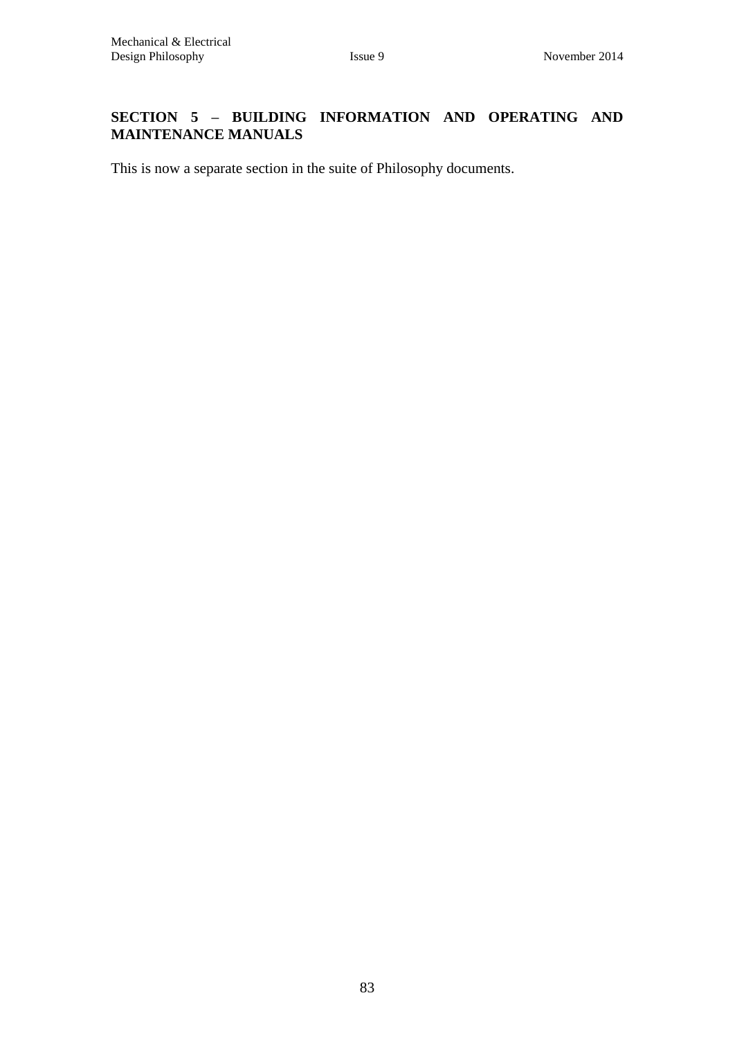## SECTION 5 – BUILDING INFORMATION AND OPERATING AND MAINTENANCE MANUALS

This is now a separate section in the suite of Philosophy documents.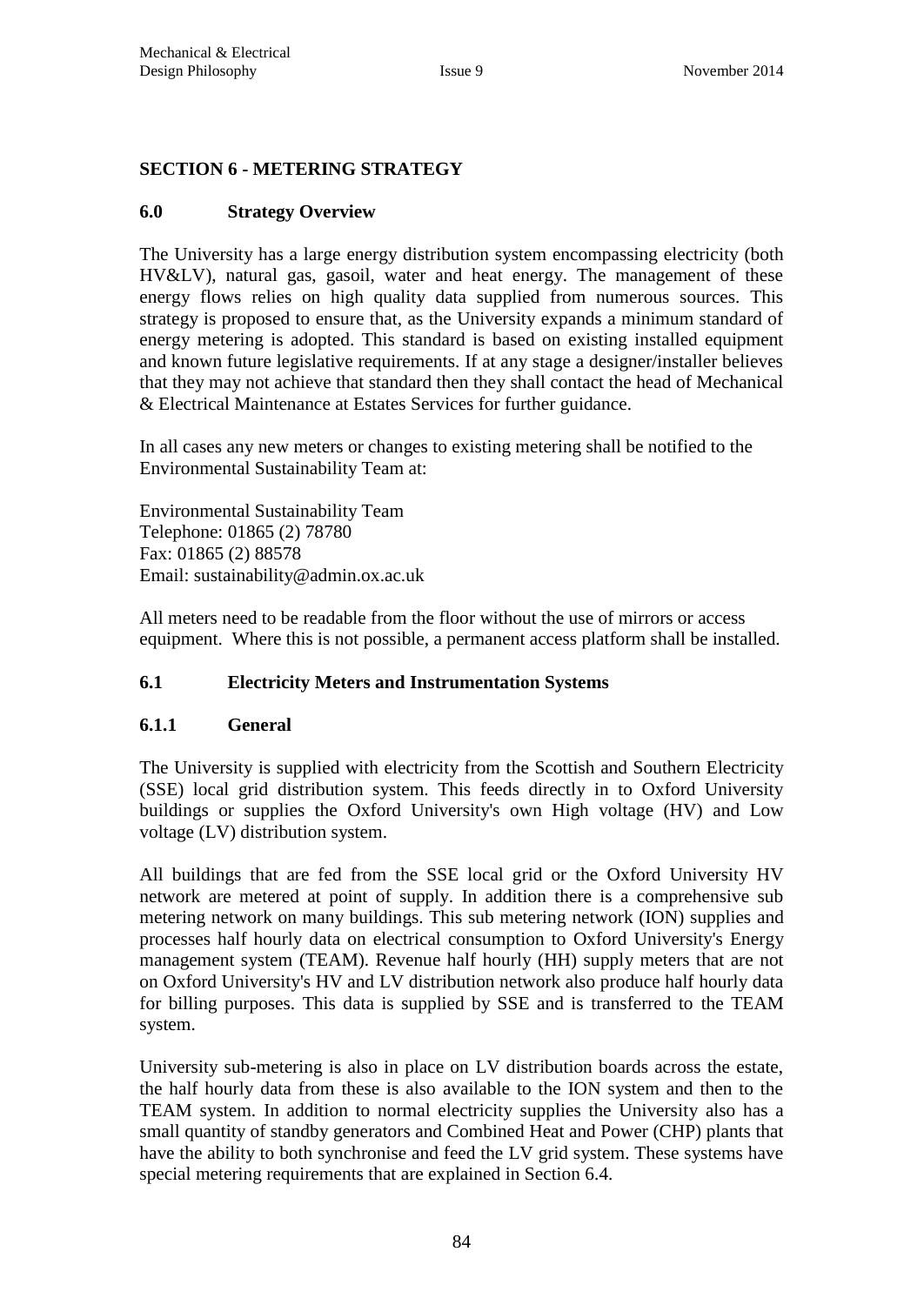## SECTION 6 - METERING STRATEGY

### 6.0 Strategy Overview

The University has a large energy distribution system encompassing electricity (both HV&LV), natural gas, gasoil, water and heat energy. The management of these energy flows relies on high quality data supplied from numerous sources. This strategy is proposed to ensure that, as the University expands a minimum standard of energy metering is adopted. This standard is based on existing installed equipment and known future legislative requirements. If at any stage a designer/installer believes that they may not achieve that standard then they shall contact the head of Mechanical & Electrical Maintenance at Estates Services for further guidance.

In all cases any new meters or changes to existing metering shall be notified to the Environmental Sustainability Team at:

Environmental Sustainability Team
Telephone: 01865 (2) 78780
Fax: 01865 (2) 88578
Email: sustainability@admin.ox.ac.uk

All meters need to be readable from the floor without the use of mirrors or access equipment. Where this is not possible, a permanent access platform shall be installed.

### 6.1 Electricity Meters and Instrumentation Systems

#### 6.1.1 General

The University is supplied with electricity from the Scottish and Southern Electricity (SSE) local grid distribution system. This feeds directly in to Oxford University buildings or supplies the Oxford University's own High voltage (HV) and Low voltage (LV) distribution system.

All buildings that are fed from the SSE local grid or the Oxford University HV network are metered at point of supply. In addition there is a comprehensive sub metering network on many buildings. This sub metering network (ION) supplies and processes half hourly data on electrical consumption to Oxford University's Energy management system (TEAM). Revenue half hourly (HH) supply meters that are not on Oxford University's HV and LV distribution network also produce half hourly data for billing purposes. This data is supplied by SSE and is transferred to the TEAM system.

University sub-metering is also in place on LV distribution boards across the estate, the half hourly data from these is also available to the ION system and then to the TEAM system. In addition to normal electricity supplies the University also has a small quantity of standby generators and Combined Heat and Power (CHP) plants that have the ability to both synchronise and feed the LV grid system. These systems have special metering requirements that are explained in Section 6.4.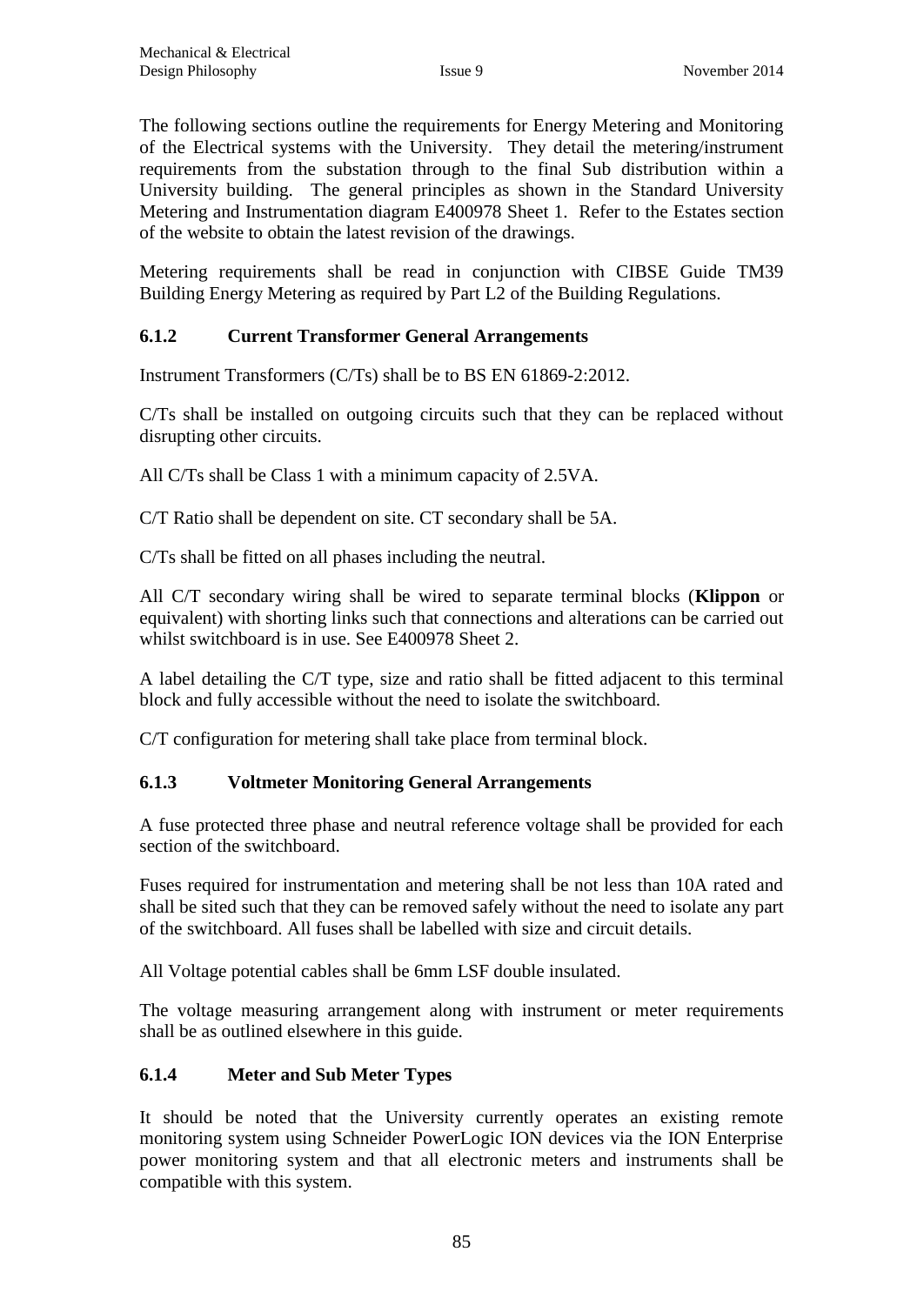The following sections outline the requirements for Energy Metering and Monitoring of the Electrical systems with the University. They detail the metering/instrument requirements from the substation through to the final Sub distribution within a University building. The general principles as shown in the Standard University Metering and Instrumentation diagram E400978 Sheet 1. Refer to the Estates section of the website to obtain the latest revision of the drawings.

Metering requirements shall be read in conjunction with CIBSE Guide TM39 Building Energy Metering as required by Part L2 of the Building Regulations.

### 6.1.2 Current Transformer General Arrangements

Instrument Transformers (C/Ts) shall be to BS EN 61869-2:2012.

C/Ts shall be installed on outgoing circuits such that they can be replaced without disrupting other circuits.

All C/Ts shall be Class 1 with a minimum capacity of 2.5VA.

C/T Ratio shall be dependent on site. CT secondary shall be 5A.

C/Ts shall be fitted on all phases including the neutral.

All C/T secondary wiring shall be wired to separate terminal blocks (**Klippon** or equivalent) with shorting links such that connections and alterations can be carried out whilst switchboard is in use. See E400978 Sheet 2.

A label detailing the C/T type, size and ratio shall be fitted adjacent to this terminal block and fully accessible without the need to isolate the switchboard.

C/T configuration for metering shall take place from terminal block.

### 6.1.3 Voltmeter Monitoring General Arrangements

A fuse protected three phase and neutral reference voltage shall be provided for each section of the switchboard.

Fuses required for instrumentation and metering shall be not less than 10A rated and shall be sited such that they can be removed safely without the need to isolate any part of the switchboard. All fuses shall be labelled with size and circuit details.

All Voltage potential cables shall be 6mm LSF double insulated.

The voltage measuring arrangement along with instrument or meter requirements shall be as outlined elsewhere in this guide.

### 6.1.4 Meter and Sub Meter Types

It should be noted that the University currently operates an existing remote monitoring system using Schneider PowerLogic ION devices via the ION Enterprise power monitoring system and that all electronic meters and instruments shall be compatible with this system.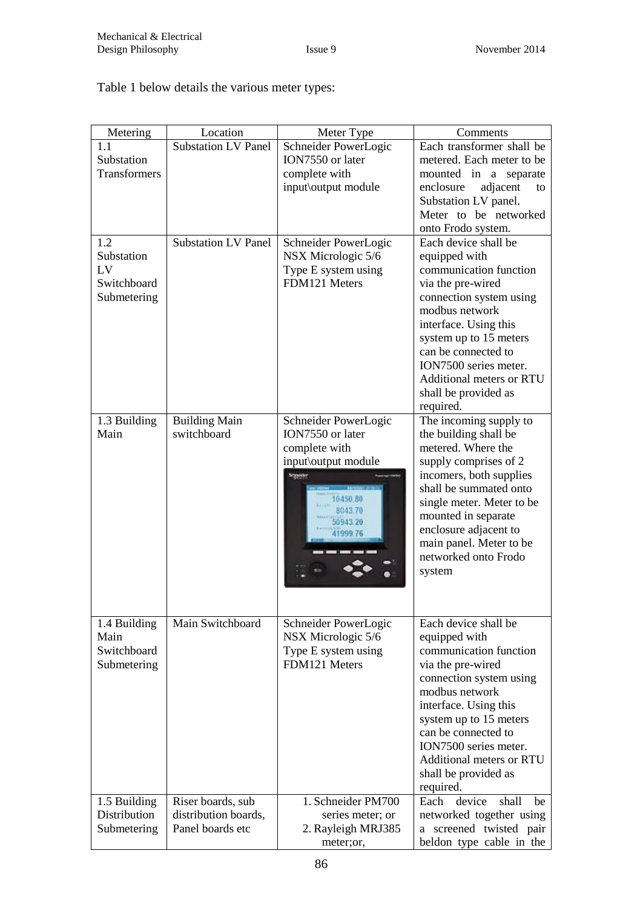Table 1 below details the various meter types:

| Metering | Location | Meter Type | Comments |
| --- | --- | --- | --- |
| 1.1 Substation Transformers | Substation LV Panel | Schneider PowerLogic ION7550 or later complete with input\output module | Each transformer shall be metered. Each meter to be mounted in a separate enclosure adjacent to Substation LV panel. Meter to be networked onto Frodo system. |
| 1.2 Substation LV Switchboard Submetering | Substation LV Panel | Schneider PowerLogic NSX Micrologic 5/6 Type E system using FDM121 Meters | Each device shall be equipped with communication function via the pre-wired connection system using modbus network interface. Using this system up to 15 meters can be connected to ION7500 series meter. Additional meters or RTU shall be provided as required. |
| 1.3 Building Main | Building Main switchboard | Schneider PowerLogic ION7550 or later complete with input\output module | The incoming supply to the building shall be metered. Where the supply comprises of 2 incomers, both supplies shall be summated onto single meter. Meter to be mounted in separate enclosure adjacent to main panel. Meter to be networked onto Frodo system |
| 1.4 Building Main Switchboard Submetering | Main Switchboard | Schneider PowerLogic NSX Micrologic 5/6 Type E system using FDM121 Meters | Each device shall be equipped with communication function via the pre-wired connection system using modbus network interface. Using this system up to 15 meters can be connected to ION7500 series meter. Additional meters or RTU shall be provided as required. |
| 1.5 Building Distribution Submetering | Riser boards, sub distribution boards, Panel boards etc | 1. Schneider PM700 series meter; or<br>2. Rayleigh MRJ385 meter;or, | Each device shall be networked together using a screened twisted pair beldon type cable in the |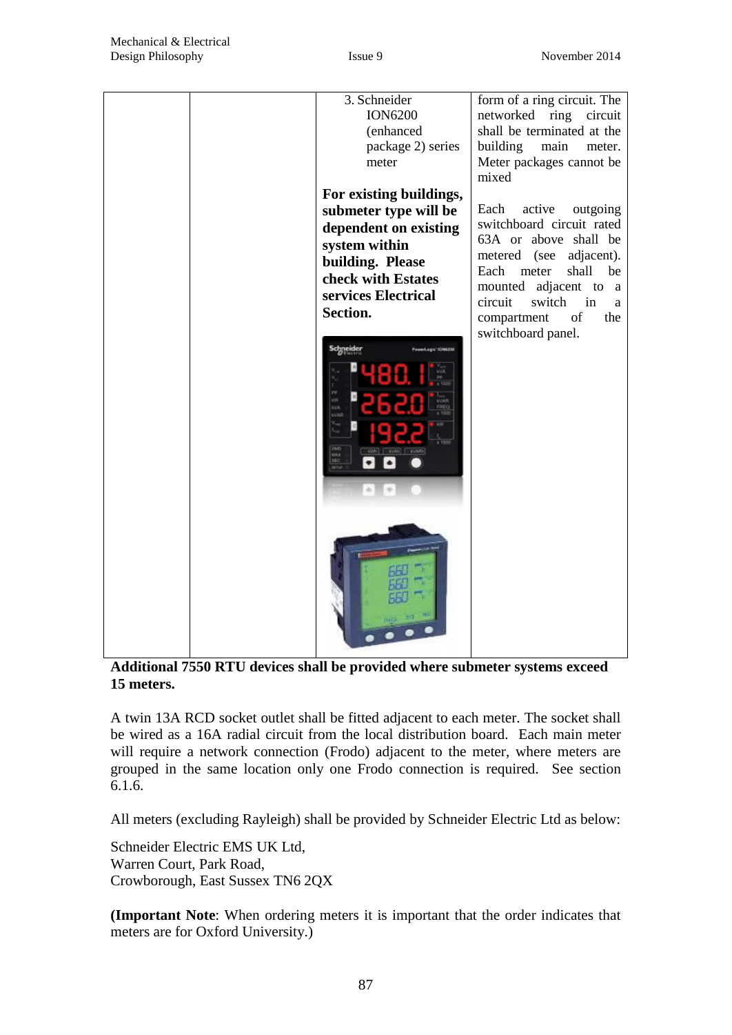| | | 3. Schneider ION6200 (enhanced package 2) series meter<br><br>**For existing buildings, submeter type will be dependent on existing system within building. Please check with Estates services Electrical Section.** | form of a ring circuit. The networked ring circuit shall be terminated at the building main meter. Meter packages cannot be mixed<br><br>Each active outgoing switchboard circuit rated 63A or above shall be metered (see adjacent). Each meter shall be mounted adjacent to a circuit switch in a compartment of the switchboard panel. |
|---|---|---|---|

**Additional 7550 RTU devices shall be provided where submeter systems exceed 15 meters.**

A twin 13A RCD socket outlet shall be fitted adjacent to each meter. The socket shall be wired as a 16A radial circuit from the local distribution board. Each main meter will require a network connection (Frodo) adjacent to the meter, where meters are grouped in the same location only one Frodo connection is required. See section 6.1.6.

All meters (excluding Rayleigh) shall be provided by Schneider Electric Ltd as below:

Schneider Electric EMS UK Ltd,
Warren Court, Park Road,
Crowborough, East Sussex TN6 2QX

**(Important Note**: When ordering meters it is important that the order indicates that meters are for Oxford University.)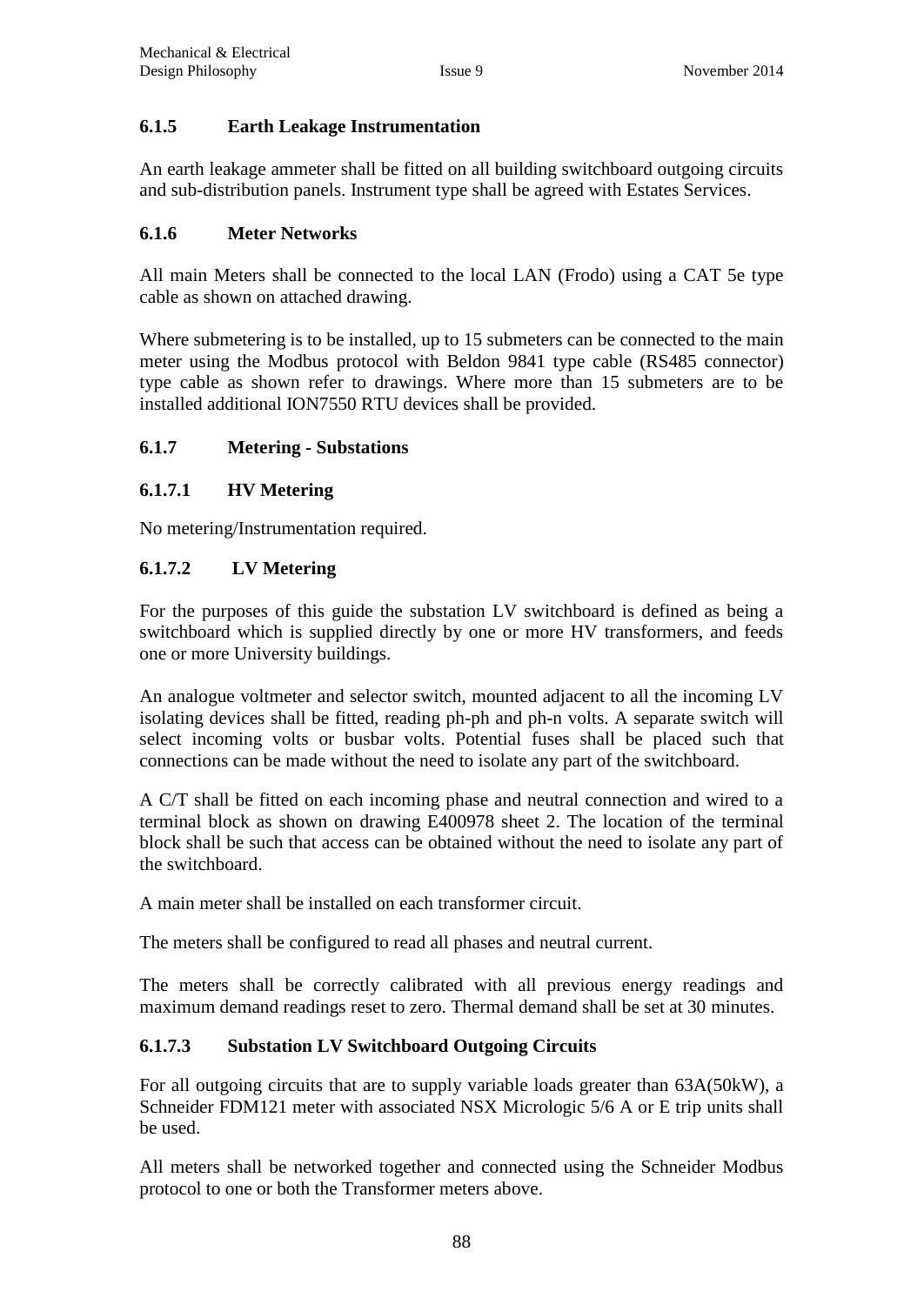### 6.1.5 Earth Leakage Instrumentation

An earth leakage ammeter shall be fitted on all building switchboard outgoing circuits and sub-distribution panels. Instrument type shall be agreed with Estates Services.

### 6.1.6 Meter Networks

All main Meters shall be connected to the local LAN (Frodo) using a CAT 5e type cable as shown on attached drawing.

Where submetering is to be installed, up to 15 submeters can be connected to the main meter using the Modbus protocol with Beldon 9841 type cable (RS485 connector) type cable as shown refer to drawings. Where more than 15 submeters are to be installed additional ION7550 RTU devices shall be provided.

### 6.1.7 Metering - Substations

#### 6.1.7.1 HV Metering

No metering/Instrumentation required.

#### 6.1.7.2 LV Metering

For the purposes of this guide the substation LV switchboard is defined as being a switchboard which is supplied directly by one or more HV transformers, and feeds one or more University buildings.

An analogue voltmeter and selector switch, mounted adjacent to all the incoming LV isolating devices shall be fitted, reading ph-ph and ph-n volts. A separate switch will select incoming volts or busbar volts. Potential fuses shall be placed such that connections can be made without the need to isolate any part of the switchboard.

A C/T shall be fitted on each incoming phase and neutral connection and wired to a terminal block as shown on drawing E400978 sheet 2. The location of the terminal block shall be such that access can be obtained without the need to isolate any part of the switchboard.

A main meter shall be installed on each transformer circuit.

The meters shall be configured to read all phases and neutral current.

The meters shall be correctly calibrated with all previous energy readings and maximum demand readings reset to zero. Thermal demand shall be set at 30 minutes.

#### 6.1.7.3 Substation LV Switchboard Outgoing Circuits

For all outgoing circuits that are to supply variable loads greater than 63A(50kW), a Schneider FDM121 meter with associated NSX Micrologic 5/6 A or E trip units shall be used.

All meters shall be networked together and connected using the Schneider Modbus protocol to one or both the Transformer meters above.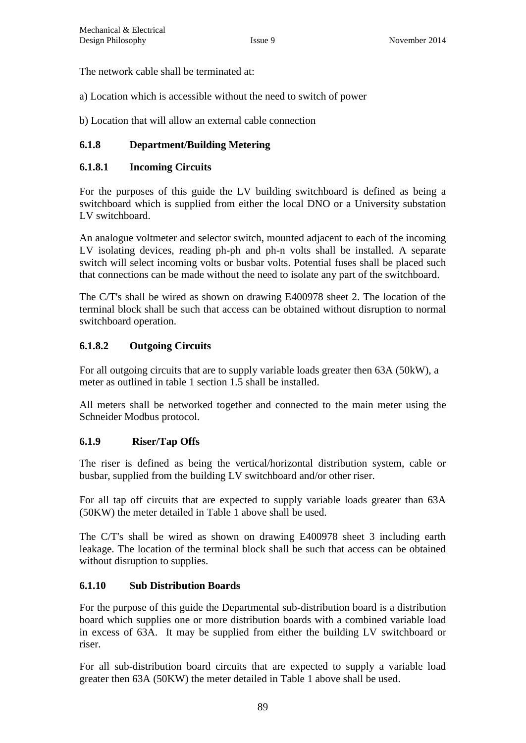The network cable shall be terminated at:

a) Location which is accessible without the need to switch of power

b) Location that will allow an external cable connection

### 6.1.8 Department/Building Metering

#### 6.1.8.1 Incoming Circuits

For the purposes of this guide the LV building switchboard is defined as being a switchboard which is supplied from either the local DNO or a University substation LV switchboard.

An analogue voltmeter and selector switch, mounted adjacent to each of the incoming LV isolating devices, reading ph-ph and ph-n volts shall be installed. A separate switch will select incoming volts or busbar volts. Potential fuses shall be placed such that connections can be made without the need to isolate any part of the switchboard.

The C/T's shall be wired as shown on drawing E400978 sheet 2. The location of the terminal block shall be such that access can be obtained without disruption to normal switchboard operation.

#### 6.1.8.2 Outgoing Circuits

For all outgoing circuits that are to supply variable loads greater then 63A (50kW), a meter as outlined in table 1 section 1.5 shall be installed.

All meters shall be networked together and connected to the main meter using the Schneider Modbus protocol.

### 6.1.9 Riser/Tap Offs

The riser is defined as being the vertical/horizontal distribution system, cable or busbar, supplied from the building LV switchboard and/or other riser.

For all tap off circuits that are expected to supply variable loads greater than 63A (50KW) the meter detailed in Table 1 above shall be used.

The C/T's shall be wired as shown on drawing E400978 sheet 3 including earth leakage. The location of the terminal block shall be such that access can be obtained without disruption to supplies.

### 6.1.10 Sub Distribution Boards

For the purpose of this guide the Departmental sub-distribution board is a distribution board which supplies one or more distribution boards with a combined variable load in excess of 63A. It may be supplied from either the building LV switchboard or riser.

For all sub-distribution board circuits that are expected to supply a variable load greater then 63A (50KW) the meter detailed in Table 1 above shall be used.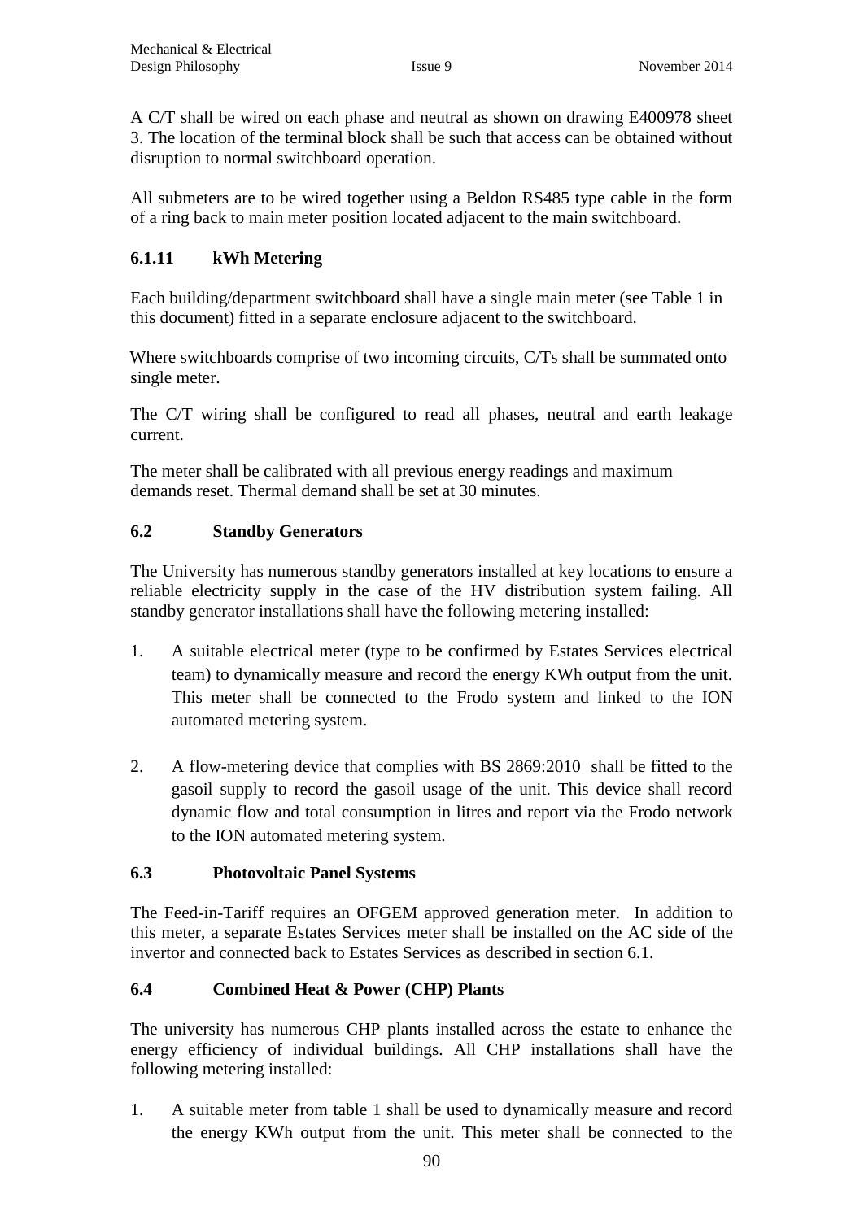A C/T shall be wired on each phase and neutral as shown on drawing E400978 sheet 3. The location of the terminal block shall be such that access can be obtained without disruption to normal switchboard operation.

All submeters are to be wired together using a Beldon RS485 type cable in the form of a ring back to main meter position located adjacent to the main switchboard.

### 6.1.11 kWh Metering

Each building/department switchboard shall have a single main meter (see Table 1 in this document) fitted in a separate enclosure adjacent to the switchboard.

Where switchboards comprise of two incoming circuits, C/Ts shall be summated onto single meter.

The C/T wiring shall be configured to read all phases, neutral and earth leakage current.

The meter shall be calibrated with all previous energy readings and maximum demands reset. Thermal demand shall be set at 30 minutes.

## 6.2 Standby Generators

The University has numerous standby generators installed at key locations to ensure a reliable electricity supply in the case of the HV distribution system failing. All standby generator installations shall have the following metering installed:

1. A suitable electrical meter (type to be confirmed by Estates Services electrical team) to dynamically measure and record the energy KWh output from the unit. This meter shall be connected to the Frodo system and linked to the ION automated metering system.

2. A flow-metering device that complies with BS 2869:2010 shall be fitted to the gasoil supply to record the gasoil usage of the unit. This device shall record dynamic flow and total consumption in litres and report via the Frodo network to the ION automated metering system.

## 6.3 Photovoltaic Panel Systems

The Feed-in-Tariff requires an OFGEM approved generation meter. In addition to this meter, a separate Estates Services meter shall be installed on the AC side of the invertor and connected back to Estates Services as described in section 6.1.

## 6.4 Combined Heat & Power (CHP) Plants

The university has numerous CHP plants installed across the estate to enhance the energy efficiency of individual buildings. All CHP installations shall have the following metering installed:

1. A suitable meter from table 1 shall be used to dynamically measure and record the energy KWh output from the unit. This meter shall be connected to the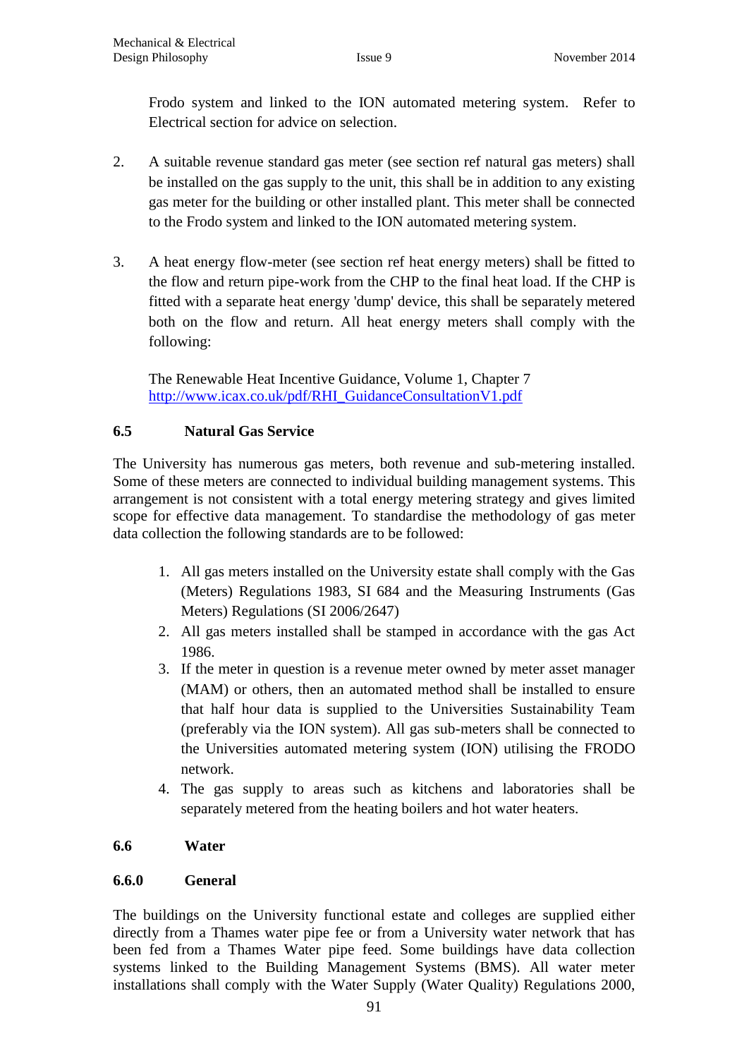Frodo system and linked to the ION automated metering system. Refer to Electrical section for advice on selection.

2. A suitable revenue standard gas meter (see section ref natural gas meters) shall be installed on the gas supply to the unit, this shall be in addition to any existing gas meter for the building or other installed plant. This meter shall be connected to the Frodo system and linked to the ION automated metering system.

3. A heat energy flow-meter (see section ref heat energy meters) shall be fitted to the flow and return pipe-work from the CHP to the final heat load. If the CHP is fitted with a separate heat energy 'dump' device, this shall be separately metered both on the flow and return. All heat energy meters shall comply with the following:

   The Renewable Heat Incentive Guidance, Volume 1, Chapter 7
   [http://www.icax.co.uk/pdf/RHI_GuidanceConsultationV1.pdf](http://www.icax.co.uk/pdf/RHI_GuidanceConsultationV1.pdf)

### 6.5 Natural Gas Service

The University has numerous gas meters, both revenue and sub-metering installed. Some of these meters are connected to individual building management systems. This arrangement is not consistent with a total energy metering strategy and gives limited scope for effective data management. To standardise the methodology of gas meter data collection the following standards are to be followed:

1. All gas meters installed on the University estate shall comply with the Gas (Meters) Regulations 1983, SI 684 and the Measuring Instruments (Gas Meters) Regulations (SI 2006/2647)
2. All gas meters installed shall be stamped in accordance with the gas Act 1986.
3. If the meter in question is a revenue meter owned by meter asset manager (MAM) or others, then an automated method shall be installed to ensure that half hour data is supplied to the Universities Sustainability Team (preferably via the ION system). All gas sub-meters shall be connected to the Universities automated metering system (ION) utilising the FRODO network.
4. The gas supply to areas such as kitchens and laboratories shall be separately metered from the heating boilers and hot water heaters.

### 6.6 Water

#### 6.6.0 General

The buildings on the University functional estate and colleges are supplied either directly from a Thames water pipe fee or from a University water network that has been fed from a Thames Water pipe feed. Some buildings have data collection systems linked to the Building Management Systems (BMS). All water meter installations shall comply with the Water Supply (Water Quality) Regulations 2000,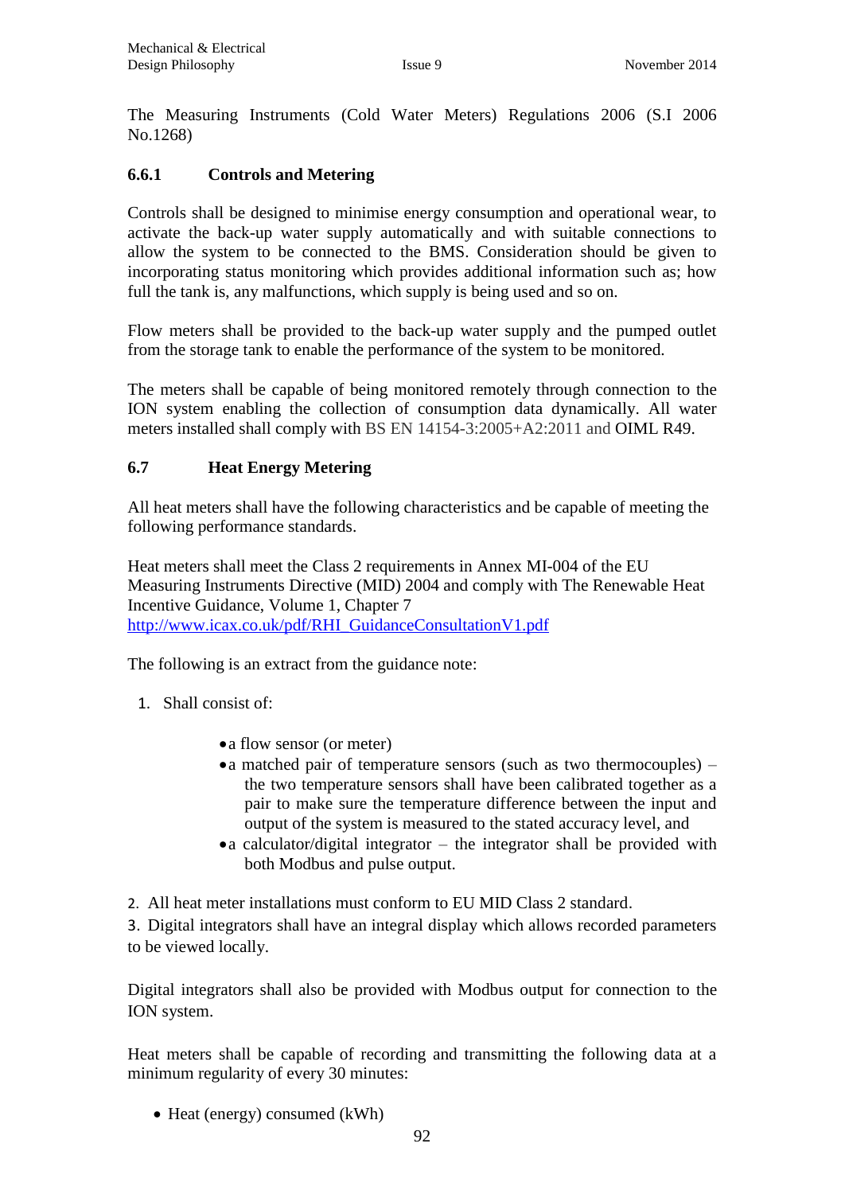The Measuring Instruments (Cold Water Meters) Regulations 2006 (S.I 2006 No.1268)

### 6.6.1 Controls and Metering

Controls shall be designed to minimise energy consumption and operational wear, to activate the back-up water supply automatically and with suitable connections to allow the system to be connected to the BMS. Consideration should be given to incorporating status monitoring which provides additional information such as; how full the tank is, any malfunctions, which supply is being used and so on.

Flow meters shall be provided to the back-up water supply and the pumped outlet from the storage tank to enable the performance of the system to be monitored.

The meters shall be capable of being monitored remotely through connection to the ION system enabling the collection of consumption data dynamically. All water meters installed shall comply with BS EN 14154-3:2005+A2:2011 and OIML R49.

## 6.7 Heat Energy Metering

All heat meters shall have the following characteristics and be capable of meeting the following performance standards.

Heat meters shall meet the Class 2 requirements in Annex MI-004 of the EU Measuring Instruments Directive (MID) 2004 and comply with The Renewable Heat Incentive Guidance, Volume 1, Chapter 7
[http://www.icax.co.uk/pdf/RHI_GuidanceConsultationV1.pdf](http://www.icax.co.uk/pdf/RHI_GuidanceConsultationV1.pdf)

The following is an extract from the guidance note:

1. Shall consist of:

    - a flow sensor (or meter)
    - a matched pair of temperature sensors (such as two thermocouples) – the two temperature sensors shall have been calibrated together as a pair to make sure the temperature difference between the input and output of the system is measured to the stated accuracy level, and
    - a calculator/digital integrator – the integrator shall be provided with both Modbus and pulse output.

2. All heat meter installations must conform to EU MID Class 2 standard.
3. Digital integrators shall have an integral display which allows recorded parameters to be viewed locally.

Digital integrators shall also be provided with Modbus output for connection to the ION system.

Heat meters shall be capable of recording and transmitting the following data at a minimum regularity of every 30 minutes:

- Heat (energy) consumed (kWh)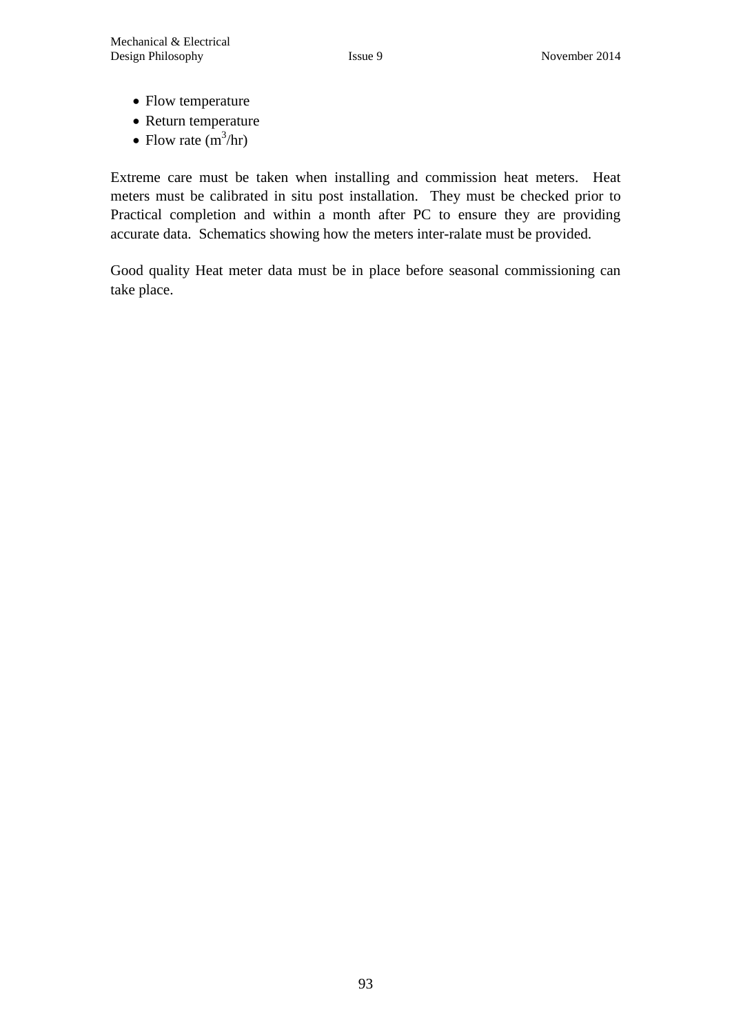- Flow temperature
- Return temperature
- Flow rate ($m^3$/hr)

Extreme care must be taken when installing and commission heat meters. Heat meters must be calibrated in situ post installation. They must be checked prior to Practical completion and within a month after PC to ensure they are providing accurate data. Schematics showing how the meters inter-ralate must be provided.

Good quality Heat meter data must be in place before seasonal commissioning can take place.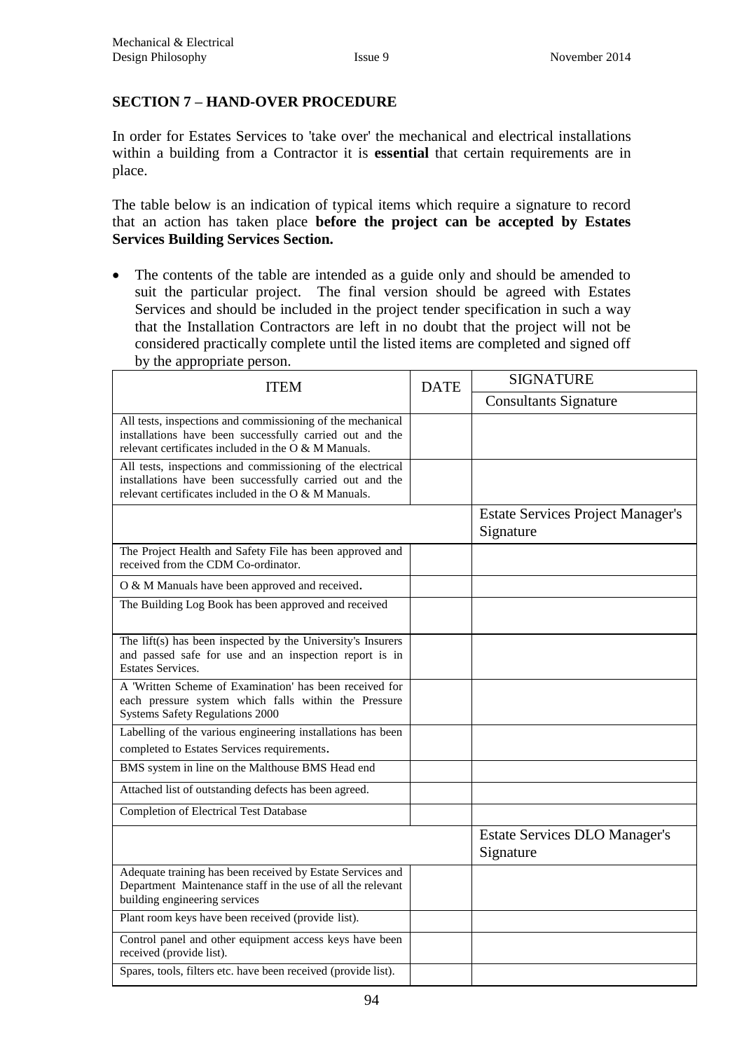## SECTION 7 – HAND-OVER PROCEDURE

In order for Estates Services to 'take over' the mechanical and electrical installations within a building from a Contractor it is **essential** that certain requirements are in place.

The table below is an indication of typical items which require a signature to record that an action has taken place **before the project can be accepted by Estates Services Building Services Section.**

- The contents of the table are intended as a guide only and should be amended to suit the particular project. The final version should be agreed with Estates Services and should be included in the project tender specification in such a way that the Installation Contractors are left in no doubt that the project will not be considered practically complete until the listed items are completed and signed off by the appropriate person.

| ITEM | DATE | SIGNATURE |
|---|---|---|
| | | Consultants Signature |
| All tests, inspections and commissioning of the mechanical installations have been successfully carried out and the relevant certificates included in the O & M Manuals. | | |
| All tests, inspections and commissioning of the electrical installations have been successfully carried out and the relevant certificates included in the O & M Manuals. | | |
| | | Estate Services Project Manager's Signature |
| The Project Health and Safety File has been approved and received from the CDM Co-ordinator. | | |
| O & M Manuals have been approved and received. | | |
| The Building Log Book has been approved and received | | |
| The lift(s) has been inspected by the University's Insurers and passed safe for use and an inspection report is in Estates Services. | | |
| A 'Written Scheme of Examination' has been received for each pressure system which falls within the Pressure Systems Safety Regulations 2000 | | |
| Labelling of the various engineering installations has been completed to Estates Services requirements. | | |
| BMS system in line on the Malthouse BMS Head end | | |
| Attached list of outstanding defects has been agreed. | | |
| Completion of Electrical Test Database | | |
| | | Estate Services DLO Manager's Signature |
| Adequate training has been received by Estate Services and Department Maintenance staff in the use of all the relevant building engineering services | | |
| Plant room keys have been received (provide list). | | |
| Control panel and other equipment access keys have been received (provide list). | | |
| Spares, tools, filters etc. have been received (provide list). | | |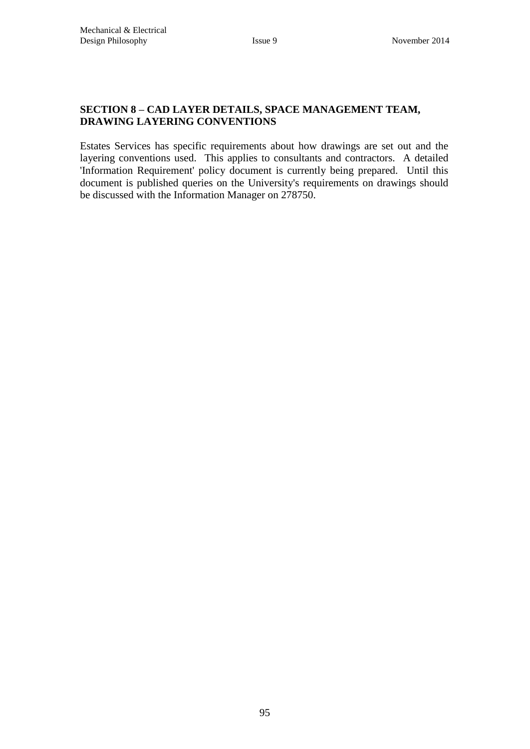## SECTION 8 – CAD LAYER DETAILS, SPACE MANAGEMENT TEAM, DRAWING LAYERING CONVENTIONS

Estates Services has specific requirements about how drawings are set out and the layering conventions used. This applies to consultants and contractors. A detailed 'Information Requirement' policy document is currently being prepared. Until this document is published queries on the University's requirements on drawings should be discussed with the Information Manager on 278750.